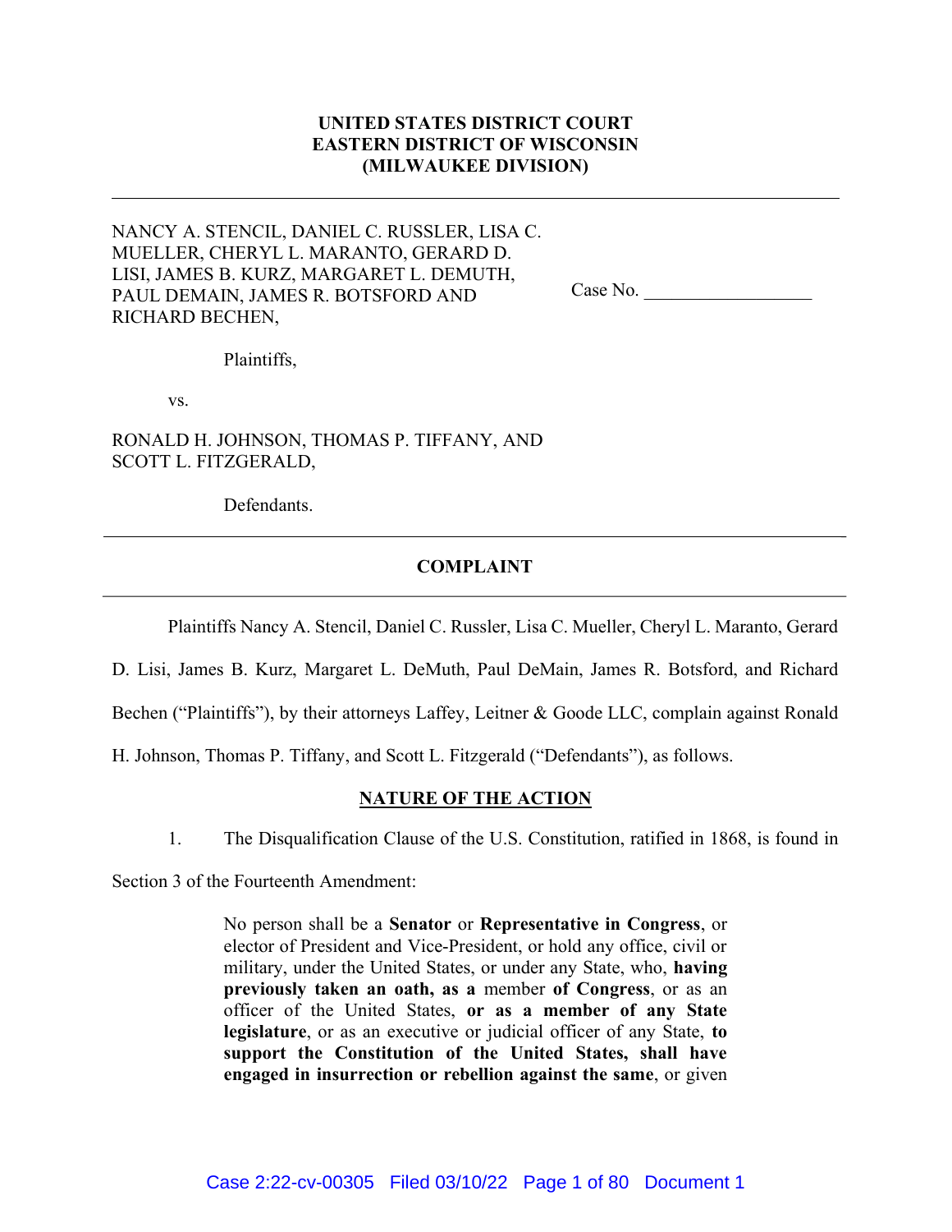**UNITED STATES DISTRICT COURT**
**EASTERN DISTRICT OF WISCONSIN**
**(MILWAUKEE DIVISION)**

---

NANCY A. STENCIL, DANIEL C. RUSSLER, LISA C. MUELLER, CHERYL L. MARANTO, GERARD D. LISI, JAMES B. KURZ, MARGARET L. DEMUTH, PAUL DEMAIN, JAMES R. BOTSFORD AND RICHARD BECHEN,

Plaintiffs,

vs.

RONALD H. JOHNSON, THOMAS P. TIFFANY, AND SCOTT L. FITZGERALD,

Defendants.

Case No. ________________

---

## COMPLAINT

---

Plaintiffs Nancy A. Stencil, Daniel C. Russler, Lisa C. Mueller, Cheryl L. Maranto, Gerard D. Lisi, James B. Kurz, Margaret L. DeMuth, Paul DeMain, James R. Botsford, and Richard Bechen ("Plaintiffs"), by their attorneys Laffey, Leitner & Goode LLC, complain against Ronald H. Johnson, Thomas P. Tiffany, and Scott L. Fitzgerald ("Defendants"), as follows.

## NATURE OF THE ACTION

1. The Disqualification Clause of the U.S. Constitution, ratified in 1868, is found in Section 3 of the Fourteenth Amendment:

> No person shall be a **Senator** or **Representative in Congress**, or elector of President and Vice-President, or hold any office, civil or military, under the United States, or under any State, who, **having previously taken an oath, as a** member **of Congress**, or as an officer of the United States, **or as a member of any State legislature**, or as an executive or judicial officer of any State, **to support the Constitution of the United States, shall have engaged in insurrection or rebellion against the same**, or given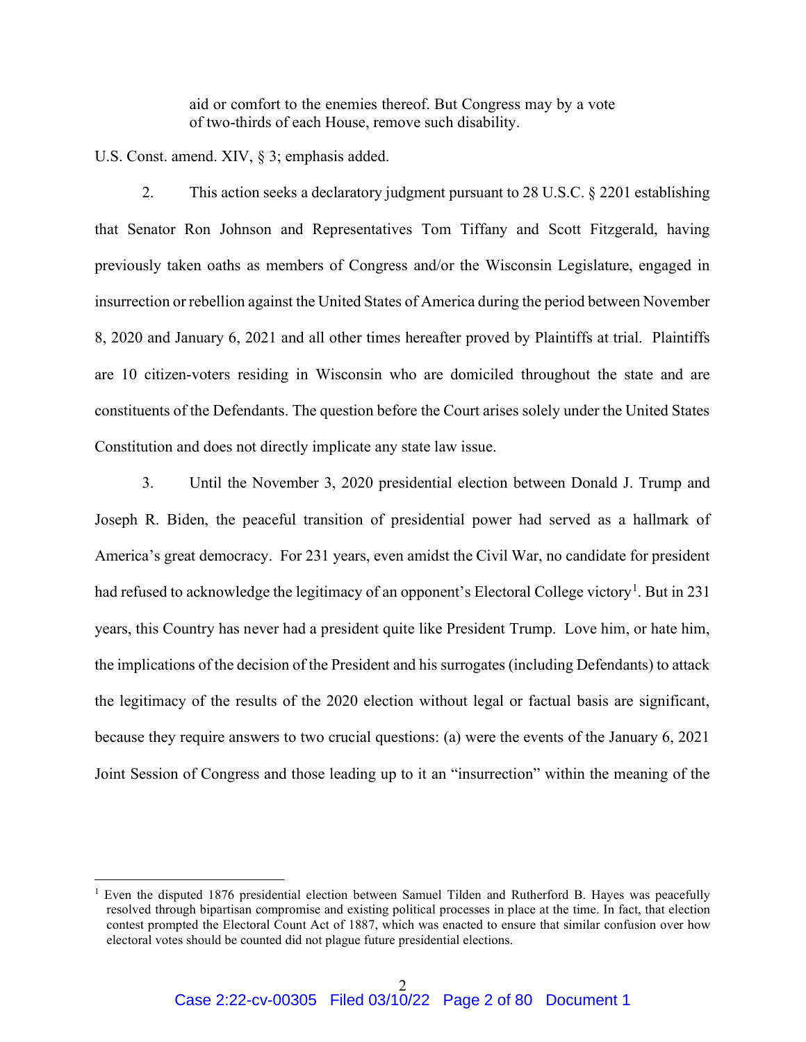> aid or comfort to the enemies thereof. But Congress may by a vote of two-thirds of each House, remove such disability.

U.S. Const. amend. XIV, § 3; emphasis added.

2. This action seeks a declaratory judgment pursuant to 28 U.S.C. § 2201 establishing that Senator Ron Johnson and Representatives Tom Tiffany and Scott Fitzgerald, having previously taken oaths as members of Congress and/or the Wisconsin Legislature, engaged in insurrection or rebellion against the United States of America during the period between November 8, 2020 and January 6, 2021 and all other times hereafter proved by Plaintiffs at trial. Plaintiffs are 10 citizen-voters residing in Wisconsin who are domiciled throughout the state and are constituents of the Defendants. The question before the Court arises solely under the United States Constitution and does not directly implicate any state law issue.

3. Until the November 3, 2020 presidential election between Donald J. Trump and Joseph R. Biden, the peaceful transition of presidential power had served as a hallmark of America's great democracy. For 231 years, even amidst the Civil War, no candidate for president had refused to acknowledge the legitimacy of an opponent's Electoral College victory[1]. But in 231 years, this Country has never had a president quite like President Trump. Love him, or hate him, the implications of the decision of the President and his surrogates (including Defendants) to attack the legitimacy of the results of the 2020 election without legal or factual basis are significant, because they require answers to two crucial questions: (a) were the events of the January 6, 2021 Joint Session of Congress and those leading up to it an "insurrection" within the meaning of the

[1] Even the disputed 1876 presidential election between Samuel Tilden and Rutherford B. Hayes was peacefully resolved through bipartisan compromise and existing political processes in place at the time. In fact, that election contest prompted the Electoral Count Act of 1887, which was enacted to ensure that similar confusion over how electoral votes should be counted did not plague future presidential elections.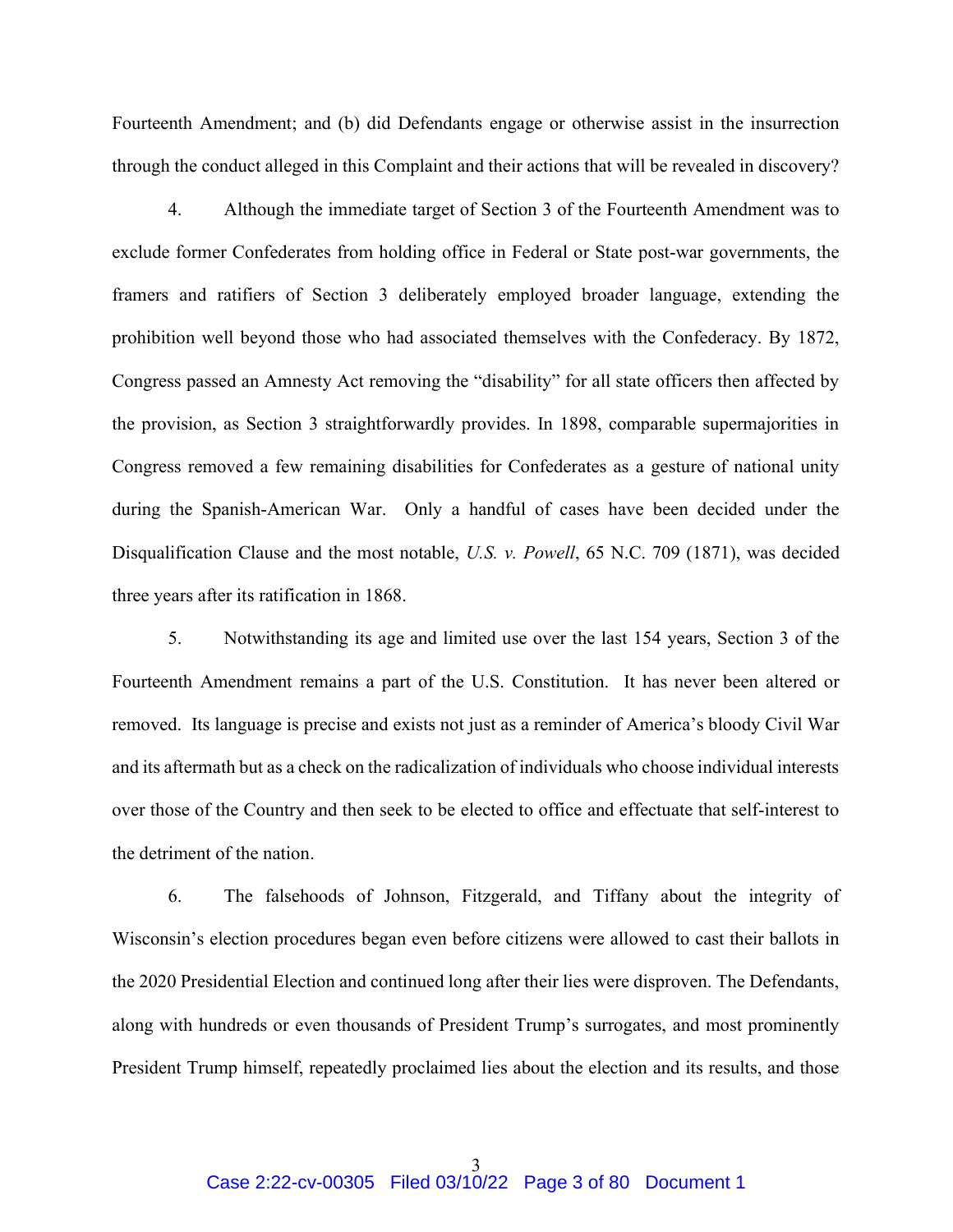Fourteenth Amendment; and (b) did Defendants engage or otherwise assist in the insurrection through the conduct alleged in this Complaint and their actions that will be revealed in discovery?

4. Although the immediate target of Section 3 of the Fourteenth Amendment was to exclude former Confederates from holding office in Federal or State post-war governments, the framers and ratifiers of Section 3 deliberately employed broader language, extending the prohibition well beyond those who had associated themselves with the Confederacy. By 1872, Congress passed an Amnesty Act removing the "disability" for all state officers then affected by the provision, as Section 3 straightforwardly provides. In 1898, comparable supermajorities in Congress removed a few remaining disabilities for Confederates as a gesture of national unity during the Spanish-American War. Only a handful of cases have been decided under the Disqualification Clause and the most notable, *U.S. v. Powell*, 65 N.C. 709 (1871), was decided three years after its ratification in 1868.

5. Notwithstanding its age and limited use over the last 154 years, Section 3 of the Fourteenth Amendment remains a part of the U.S. Constitution. It has never been altered or removed. Its language is precise and exists not just as a reminder of America's bloody Civil War and its aftermath but as a check on the radicalization of individuals who choose individual interests over those of the Country and then seek to be elected to office and effectuate that self-interest to the detriment of the nation.

6. The falsehoods of Johnson, Fitzgerald, and Tiffany about the integrity of Wisconsin's election procedures began even before citizens were allowed to cast their ballots in the 2020 Presidential Election and continued long after their lies were disproven. The Defendants, along with hundreds or even thousands of President Trump's surrogates, and most prominently President Trump himself, repeatedly proclaimed lies about the election and its results, and those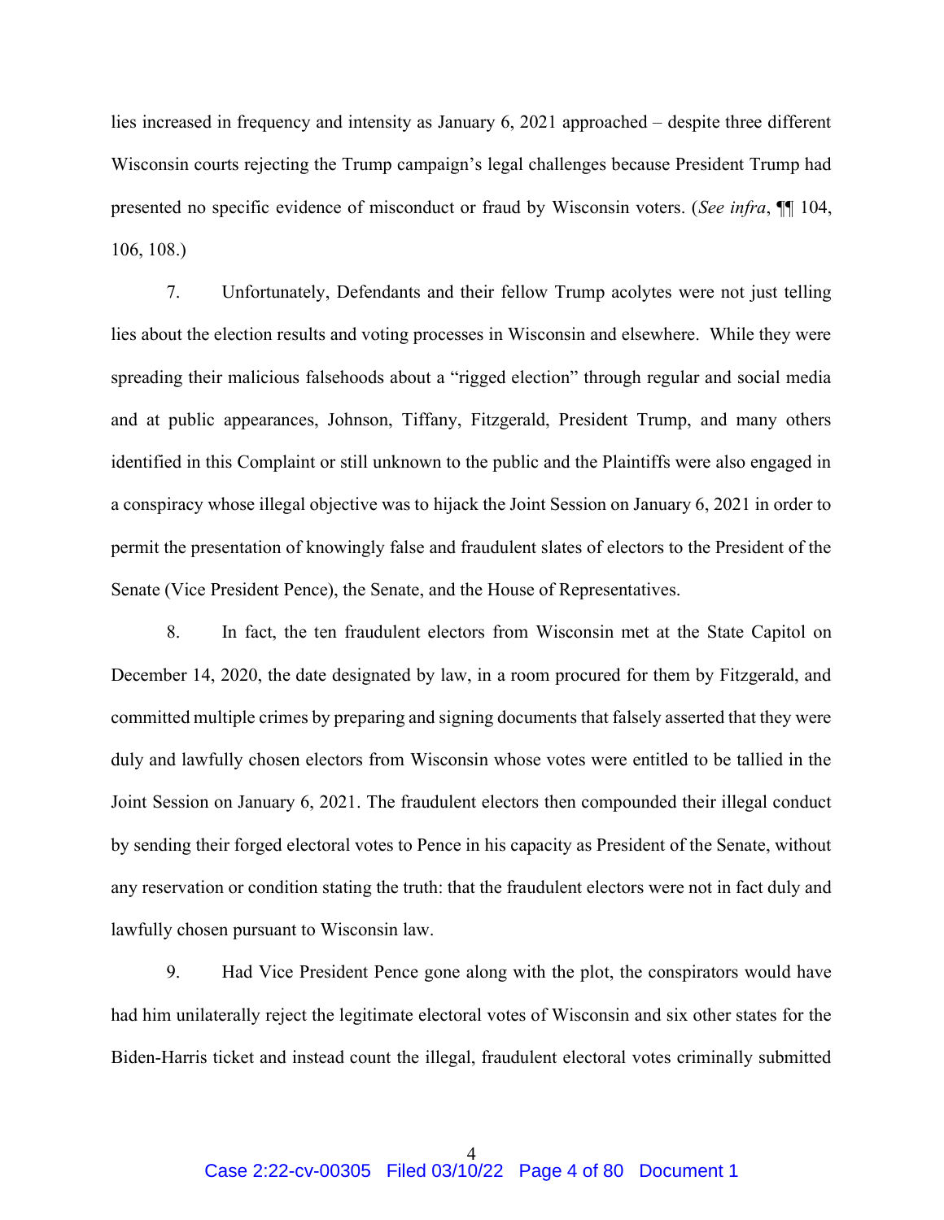lies increased in frequency and intensity as January 6, 2021 approached – despite three different Wisconsin courts rejecting the Trump campaign's legal challenges because President Trump had presented no specific evidence of misconduct or fraud by Wisconsin voters. (*See infra*, ¶¶ 104, 106, 108.)

7. Unfortunately, Defendants and their fellow Trump acolytes were not just telling lies about the election results and voting processes in Wisconsin and elsewhere. While they were spreading their malicious falsehoods about a "rigged election" through regular and social media and at public appearances, Johnson, Tiffany, Fitzgerald, President Trump, and many others identified in this Complaint or still unknown to the public and the Plaintiffs were also engaged in a conspiracy whose illegal objective was to hijack the Joint Session on January 6, 2021 in order to permit the presentation of knowingly false and fraudulent slates of electors to the President of the Senate (Vice President Pence), the Senate, and the House of Representatives.

8. In fact, the ten fraudulent electors from Wisconsin met at the State Capitol on December 14, 2020, the date designated by law, in a room procured for them by Fitzgerald, and committed multiple crimes by preparing and signing documents that falsely asserted that they were duly and lawfully chosen electors from Wisconsin whose votes were entitled to be tallied in the Joint Session on January 6, 2021. The fraudulent electors then compounded their illegal conduct by sending their forged electoral votes to Pence in his capacity as President of the Senate, without any reservation or condition stating the truth: that the fraudulent electors were not in fact duly and lawfully chosen pursuant to Wisconsin law.

9. Had Vice President Pence gone along with the plot, the conspirators would have had him unilaterally reject the legitimate electoral votes of Wisconsin and six other states for the Biden-Harris ticket and instead count the illegal, fraudulent electoral votes criminally submitted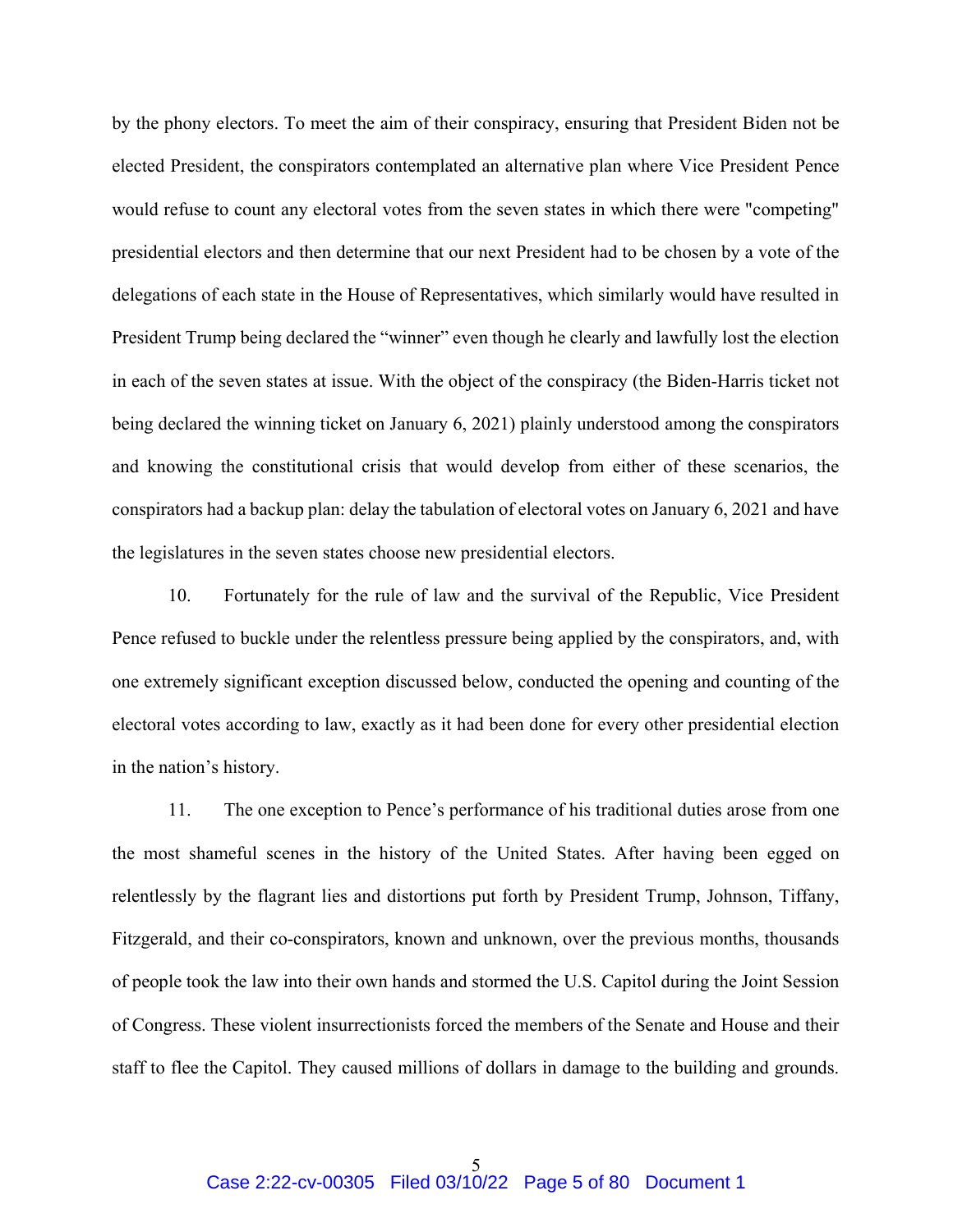by the phony electors. To meet the aim of their conspiracy, ensuring that President Biden not be elected President, the conspirators contemplated an alternative plan where Vice President Pence would refuse to count any electoral votes from the seven states in which there were "competing" presidential electors and then determine that our next President had to be chosen by a vote of the delegations of each state in the House of Representatives, which similarly would have resulted in President Trump being declared the "winner" even though he clearly and lawfully lost the election in each of the seven states at issue. With the object of the conspiracy (the Biden-Harris ticket not being declared the winning ticket on January 6, 2021) plainly understood among the conspirators and knowing the constitutional crisis that would develop from either of these scenarios, the conspirators had a backup plan: delay the tabulation of electoral votes on January 6, 2021 and have the legislatures in the seven states choose new presidential electors.

10. Fortunately for the rule of law and the survival of the Republic, Vice President Pence refused to buckle under the relentless pressure being applied by the conspirators, and, with one extremely significant exception discussed below, conducted the opening and counting of the electoral votes according to law, exactly as it had been done for every other presidential election in the nation's history.

11. The one exception to Pence's performance of his traditional duties arose from one the most shameful scenes in the history of the United States. After having been egged on relentlessly by the flagrant lies and distortions put forth by President Trump, Johnson, Tiffany, Fitzgerald, and their co-conspirators, known and unknown, over the previous months, thousands of people took the law into their own hands and stormed the U.S. Capitol during the Joint Session of Congress. These violent insurrectionists forced the members of the Senate and House and their staff to flee the Capitol. They caused millions of dollars in damage to the building and grounds.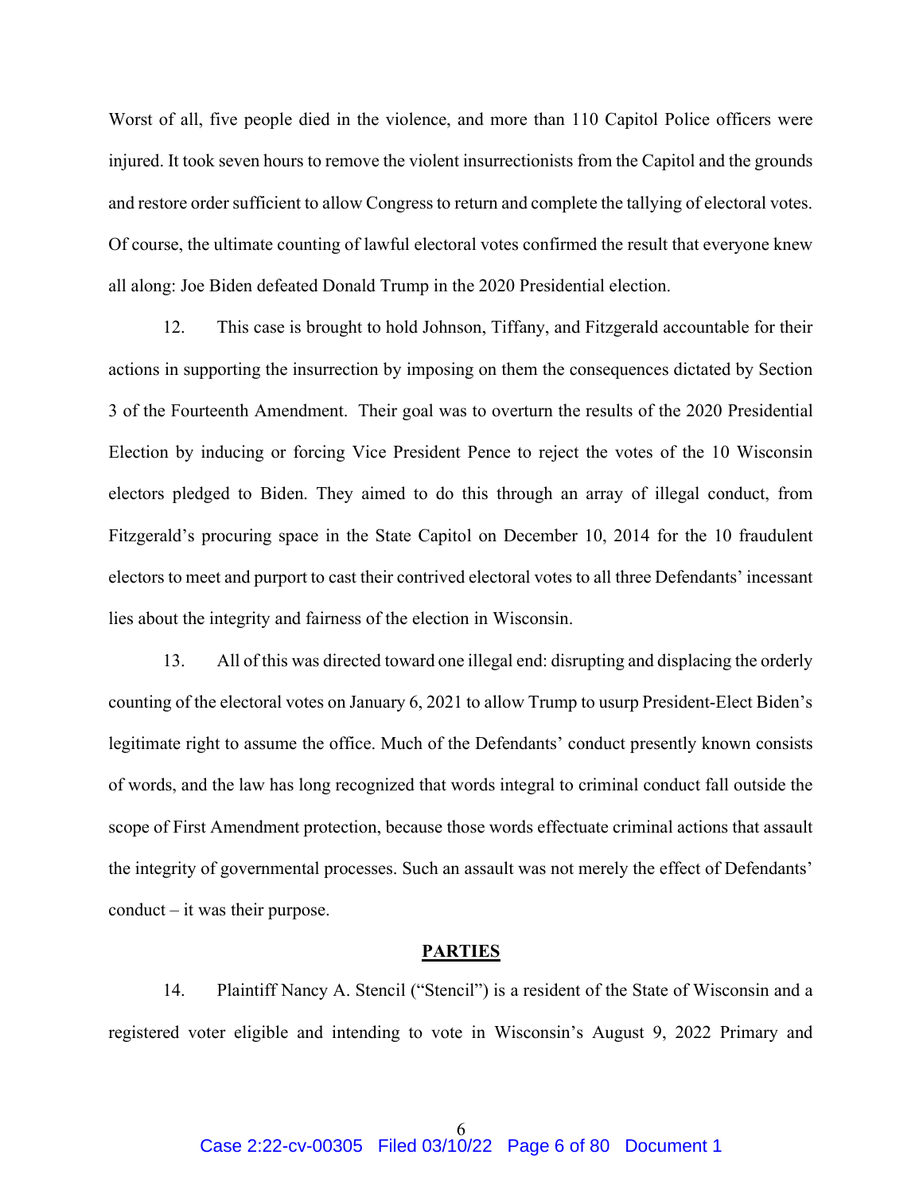Worst of all, five people died in the violence, and more than 110 Capitol Police officers were injured. It took seven hours to remove the violent insurrectionists from the Capitol and the grounds and restore order sufficient to allow Congress to return and complete the tallying of electoral votes. Of course, the ultimate counting of lawful electoral votes confirmed the result that everyone knew all along: Joe Biden defeated Donald Trump in the 2020 Presidential election.

12. This case is brought to hold Johnson, Tiffany, and Fitzgerald accountable for their actions in supporting the insurrection by imposing on them the consequences dictated by Section 3 of the Fourteenth Amendment. Their goal was to overturn the results of the 2020 Presidential Election by inducing or forcing Vice President Pence to reject the votes of the 10 Wisconsin electors pledged to Biden. They aimed to do this through an array of illegal conduct, from Fitzgerald's procuring space in the State Capitol on December 10, 2014 for the 10 fraudulent electors to meet and purport to cast their contrived electoral votes to all three Defendants' incessant lies about the integrity and fairness of the election in Wisconsin.

13. All of this was directed toward one illegal end: disrupting and displacing the orderly counting of the electoral votes on January 6, 2021 to allow Trump to usurp President-Elect Biden's legitimate right to assume the office. Much of the Defendants' conduct presently known consists of words, and the law has long recognized that words integral to criminal conduct fall outside the scope of First Amendment protection, because those words effectuate criminal actions that assault the integrity of governmental processes. Such an assault was not merely the effect of Defendants' conduct – it was their purpose.

## PARTIES

14. Plaintiff Nancy A. Stencil ("Stencil") is a resident of the State of Wisconsin and a registered voter eligible and intending to vote in Wisconsin's August 9, 2022 Primary and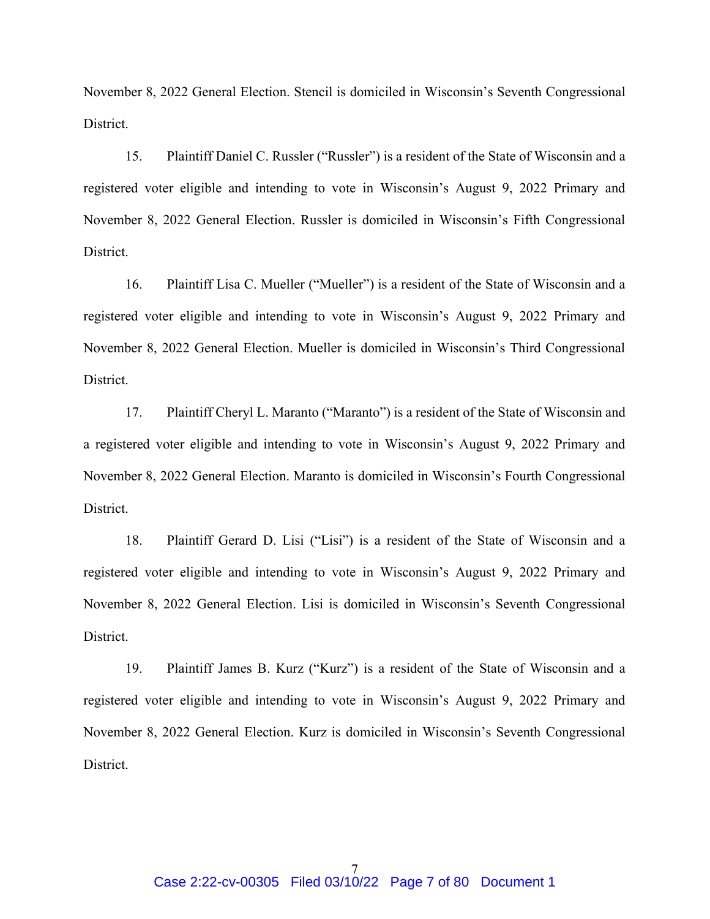November 8, 2022 General Election. Stencil is domiciled in Wisconsin's Seventh Congressional District.

15. Plaintiff Daniel C. Russler ("Russler") is a resident of the State of Wisconsin and a registered voter eligible and intending to vote in Wisconsin's August 9, 2022 Primary and November 8, 2022 General Election. Russler is domiciled in Wisconsin's Fifth Congressional District.

16. Plaintiff Lisa C. Mueller ("Mueller") is a resident of the State of Wisconsin and a registered voter eligible and intending to vote in Wisconsin's August 9, 2022 Primary and November 8, 2022 General Election. Mueller is domiciled in Wisconsin's Third Congressional District.

17. Plaintiff Cheryl L. Maranto ("Maranto") is a resident of the State of Wisconsin and a registered voter eligible and intending to vote in Wisconsin's August 9, 2022 Primary and November 8, 2022 General Election. Maranto is domiciled in Wisconsin's Fourth Congressional District.

18. Plaintiff Gerard D. Lisi ("Lisi") is a resident of the State of Wisconsin and a registered voter eligible and intending to vote in Wisconsin's August 9, 2022 Primary and November 8, 2022 General Election. Lisi is domiciled in Wisconsin's Seventh Congressional District.

19. Plaintiff James B. Kurz ("Kurz") is a resident of the State of Wisconsin and a registered voter eligible and intending to vote in Wisconsin's August 9, 2022 Primary and November 8, 2022 General Election. Kurz is domiciled in Wisconsin's Seventh Congressional District.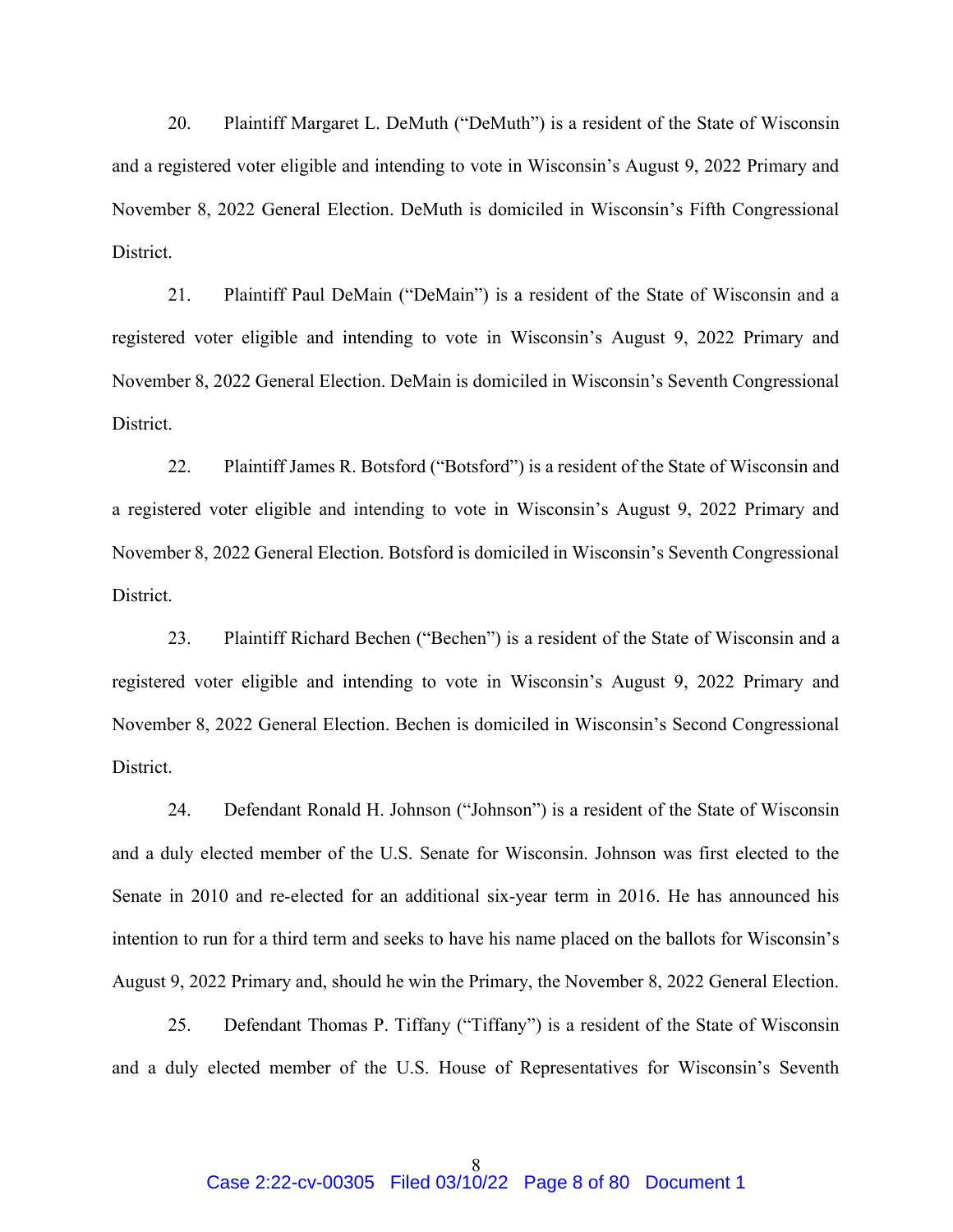20. Plaintiff Margaret L. DeMuth ("DeMuth") is a resident of the State of Wisconsin and a registered voter eligible and intending to vote in Wisconsin's August 9, 2022 Primary and November 8, 2022 General Election. DeMuth is domiciled in Wisconsin's Fifth Congressional District.

21. Plaintiff Paul DeMain ("DeMain") is a resident of the State of Wisconsin and a registered voter eligible and intending to vote in Wisconsin's August 9, 2022 Primary and November 8, 2022 General Election. DeMain is domiciled in Wisconsin's Seventh Congressional District.

22. Plaintiff James R. Botsford ("Botsford") is a resident of the State of Wisconsin and a registered voter eligible and intending to vote in Wisconsin's August 9, 2022 Primary and November 8, 2022 General Election. Botsford is domiciled in Wisconsin's Seventh Congressional District.

23. Plaintiff Richard Bechen ("Bechen") is a resident of the State of Wisconsin and a registered voter eligible and intending to vote in Wisconsin's August 9, 2022 Primary and November 8, 2022 General Election. Bechen is domiciled in Wisconsin's Second Congressional District.

24. Defendant Ronald H. Johnson ("Johnson") is a resident of the State of Wisconsin and a duly elected member of the U.S. Senate for Wisconsin. Johnson was first elected to the Senate in 2010 and re-elected for an additional six-year term in 2016. He has announced his intention to run for a third term and seeks to have his name placed on the ballots for Wisconsin's August 9, 2022 Primary and, should he win the Primary, the November 8, 2022 General Election.

25. Defendant Thomas P. Tiffany ("Tiffany") is a resident of the State of Wisconsin and a duly elected member of the U.S. House of Representatives for Wisconsin's Seventh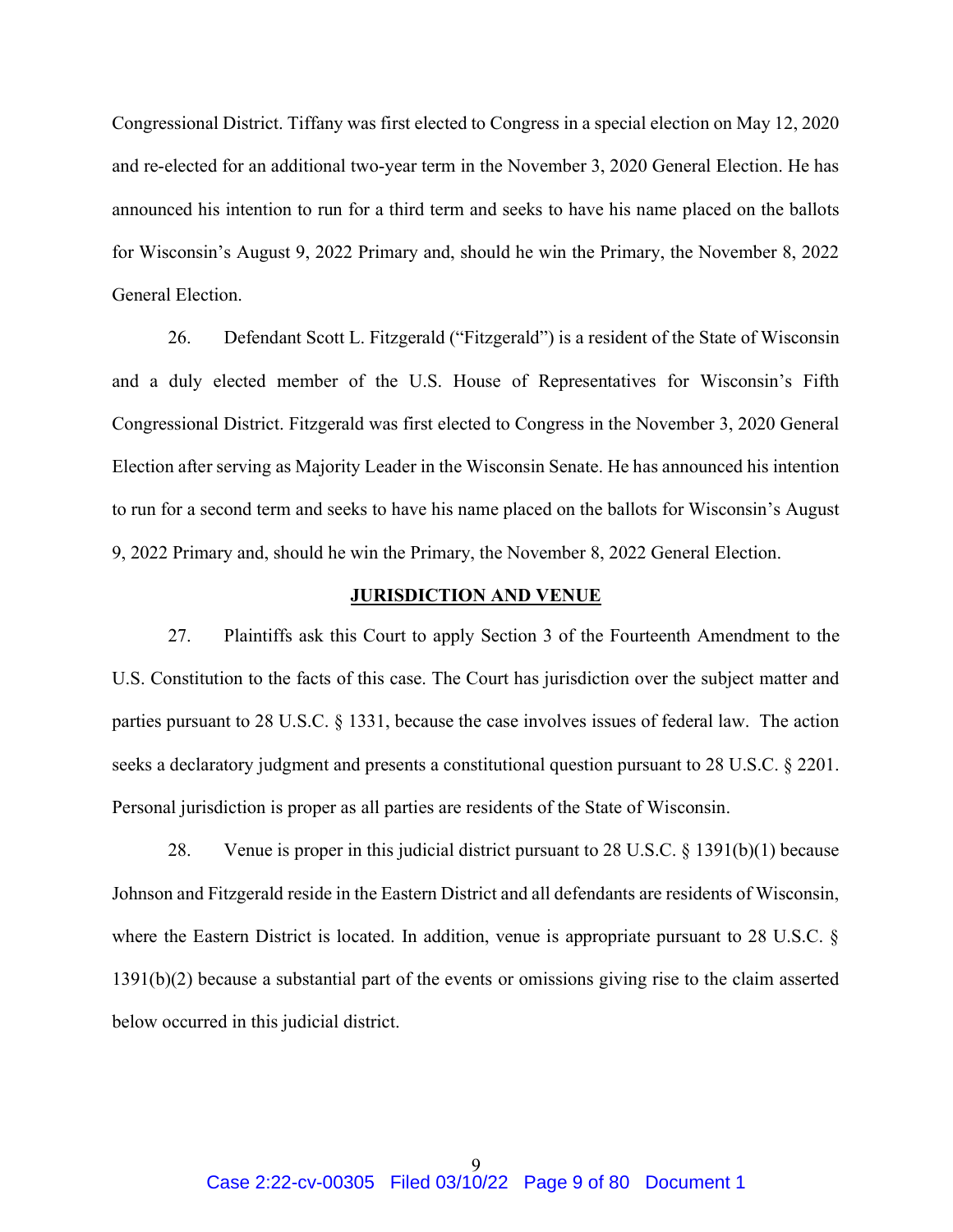Congressional District. Tiffany was first elected to Congress in a special election on May 12, 2020 and re-elected for an additional two-year term in the November 3, 2020 General Election. He has announced his intention to run for a third term and seeks to have his name placed on the ballots for Wisconsin's August 9, 2022 Primary and, should he win the Primary, the November 8, 2022 General Election.

26. Defendant Scott L. Fitzgerald ("Fitzgerald") is a resident of the State of Wisconsin and a duly elected member of the U.S. House of Representatives for Wisconsin's Fifth Congressional District. Fitzgerald was first elected to Congress in the November 3, 2020 General Election after serving as Majority Leader in the Wisconsin Senate. He has announced his intention to run for a second term and seeks to have his name placed on the ballots for Wisconsin's August 9, 2022 Primary and, should he win the Primary, the November 8, 2022 General Election.

## JURISDICTION AND VENUE

27. Plaintiffs ask this Court to apply Section 3 of the Fourteenth Amendment to the U.S. Constitution to the facts of this case. The Court has jurisdiction over the subject matter and parties pursuant to 28 U.S.C. § 1331, because the case involves issues of federal law. The action seeks a declaratory judgment and presents a constitutional question pursuant to 28 U.S.C. § 2201. Personal jurisdiction is proper as all parties are residents of the State of Wisconsin.

28. Venue is proper in this judicial district pursuant to 28 U.S.C. § 1391(b)(1) because Johnson and Fitzgerald reside in the Eastern District and all defendants are residents of Wisconsin, where the Eastern District is located. In addition, venue is appropriate pursuant to 28 U.S.C. § 1391(b)(2) because a substantial part of the events or omissions giving rise to the claim asserted below occurred in this judicial district.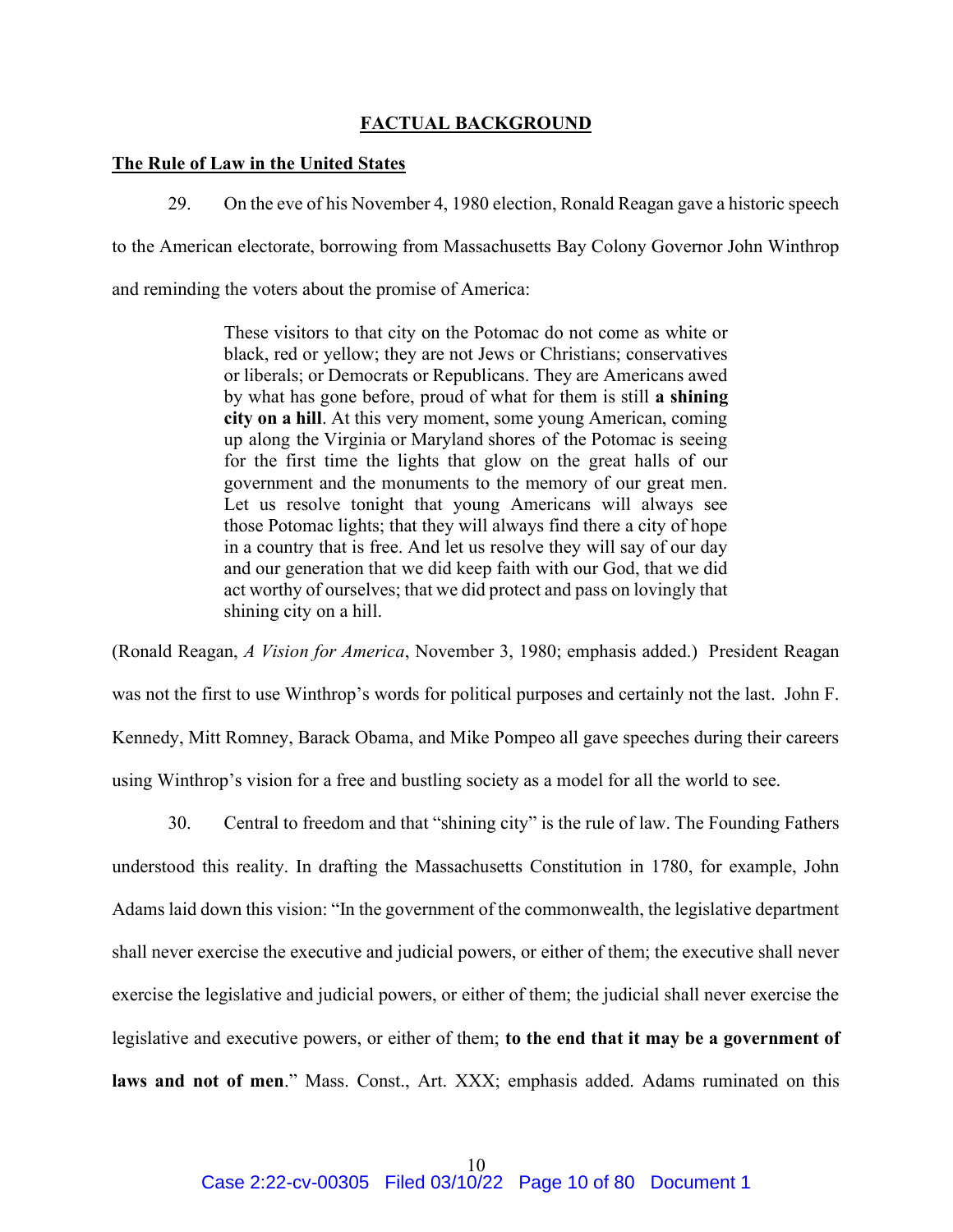## FACTUAL BACKGROUND

### The Rule of Law in the United States

29. On the eve of his November 4, 1980 election, Ronald Reagan gave a historic speech to the American electorate, borrowing from Massachusetts Bay Colony Governor John Winthrop and reminding the voters about the promise of America:

> These visitors to that city on the Potomac do not come as white or black, red or yellow; they are not Jews or Christians; conservatives or liberals; or Democrats or Republicans. They are Americans awed by what has gone before, proud of what for them is still **a shining city on a hill**. At this very moment, some young American, coming up along the Virginia or Maryland shores of the Potomac is seeing for the first time the lights that glow on the great halls of our government and the monuments to the memory of our great men. Let us resolve tonight that young Americans will always see those Potomac lights; that they will always find there a city of hope in a country that is free. And let us resolve they will say of our day and our generation that we did keep faith with our God, that we did act worthy of ourselves; that we did protect and pass on lovingly that shining city on a hill.

(Ronald Reagan, *A Vision for America*, November 3, 1980; emphasis added.) President Reagan was not the first to use Winthrop's words for political purposes and certainly not the last. John F. Kennedy, Mitt Romney, Barack Obama, and Mike Pompeo all gave speeches during their careers using Winthrop's vision for a free and bustling society as a model for all the world to see.

30. Central to freedom and that "shining city" is the rule of law. The Founding Fathers understood this reality. In drafting the Massachusetts Constitution in 1780, for example, John Adams laid down this vision: "In the government of the commonwealth, the legislative department shall never exercise the executive and judicial powers, or either of them; the executive shall never exercise the legislative and judicial powers, or either of them; the judicial shall never exercise the legislative and executive powers, or either of them; **to the end that it may be a government of laws and not of men**." Mass. Const., Art. XXX; emphasis added. Adams ruminated on this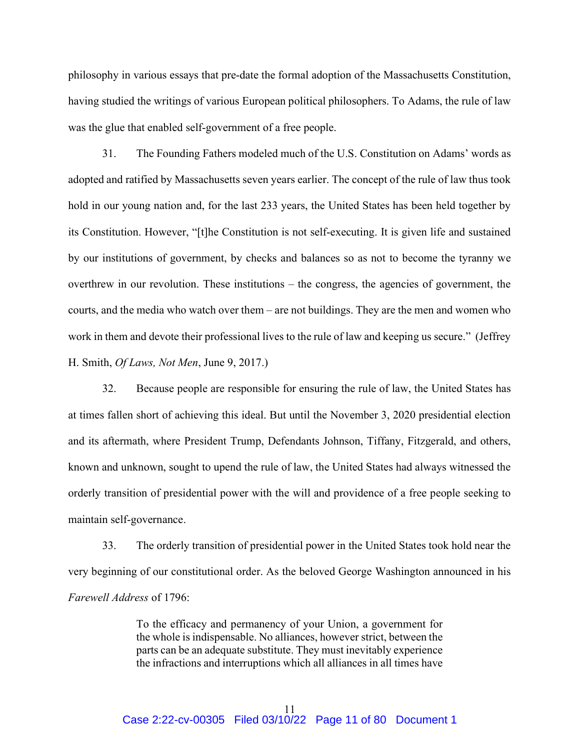philosophy in various essays that pre-date the formal adoption of the Massachusetts Constitution, having studied the writings of various European political philosophers. To Adams, the rule of law was the glue that enabled self-government of a free people.

31. The Founding Fathers modeled much of the U.S. Constitution on Adams' words as adopted and ratified by Massachusetts seven years earlier. The concept of the rule of law thus took hold in our young nation and, for the last 233 years, the United States has been held together by its Constitution. However, "[t]he Constitution is not self-executing. It is given life and sustained by our institutions of government, by checks and balances so as not to become the tyranny we overthrew in our revolution. These institutions – the congress, the agencies of government, the courts, and the media who watch over them – are not buildings. They are the men and women who work in them and devote their professional lives to the rule of law and keeping us secure." (Jeffrey H. Smith, *Of Laws, Not Men*, June 9, 2017.)

32. Because people are responsible for ensuring the rule of law, the United States has at times fallen short of achieving this ideal. But until the November 3, 2020 presidential election and its aftermath, where President Trump, Defendants Johnson, Tiffany, Fitzgerald, and others, known and unknown, sought to upend the rule of law, the United States had always witnessed the orderly transition of presidential power with the will and providence of a free people seeking to maintain self-governance.

33. The orderly transition of presidential power in the United States took hold near the very beginning of our constitutional order. As the beloved George Washington announced in his *Farewell Address* of 1796:

> To the efficacy and permanency of your Union, a government for the whole is indispensable. No alliances, however strict, between the parts can be an adequate substitute. They must inevitably experience the infractions and interruptions which all alliances in all times have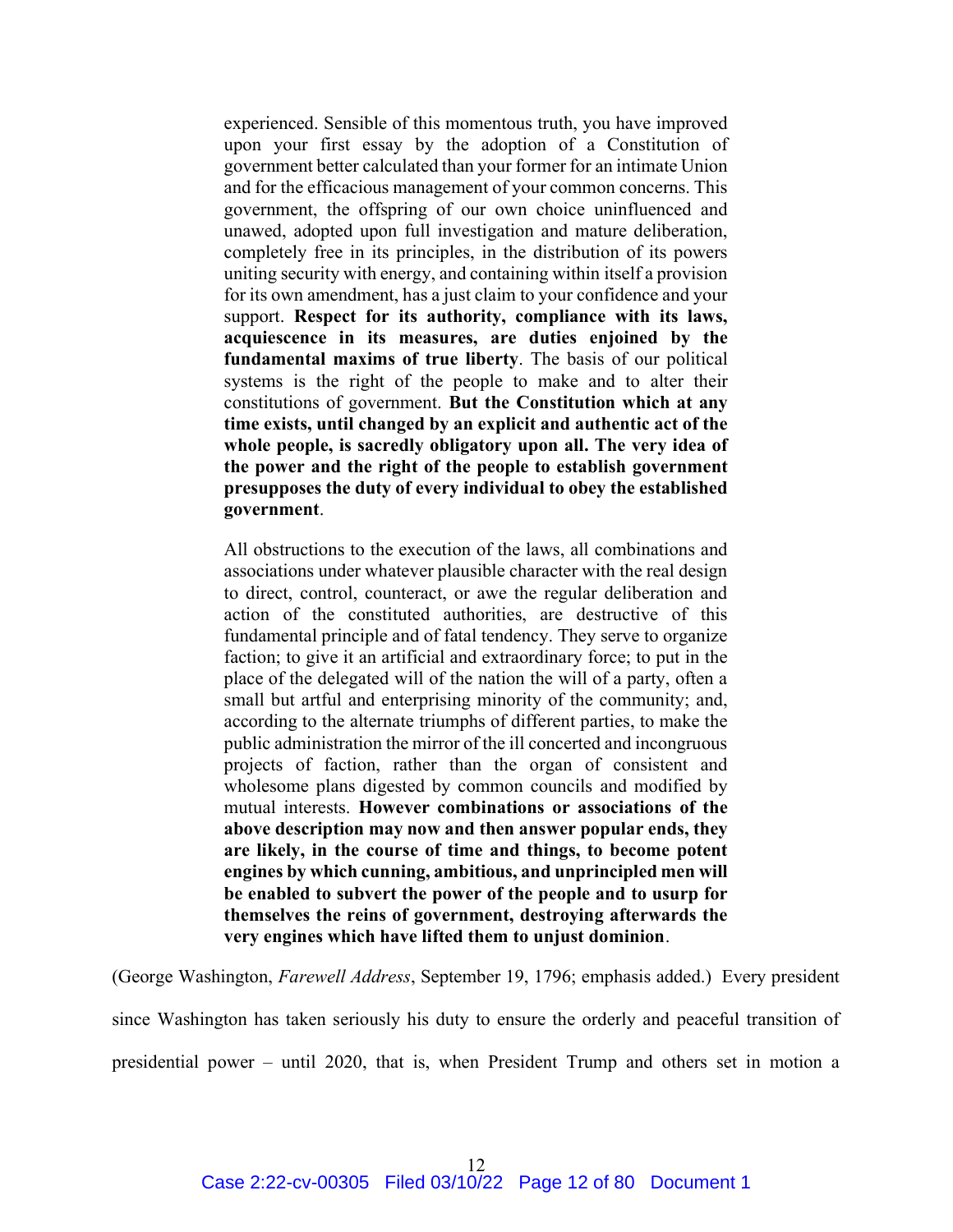> experienced. Sensible of this momentous truth, you have improved upon your first essay by the adoption of a Constitution of government better calculated than your former for an intimate Union and for the efficacious management of your common concerns. This government, the offspring of our own choice uninfluenced and unawed, adopted upon full investigation and mature deliberation, completely free in its principles, in the distribution of its powers uniting security with energy, and containing within itself a provision for its own amendment, has a just claim to your confidence and your support. **Respect for its authority, compliance with its laws, acquiescence in its measures, are duties enjoined by the fundamental maxims of true liberty**. The basis of our political systems is the right of the people to make and to alter their constitutions of government. **But the Constitution which at any time exists, until changed by an explicit and authentic act of the whole people, is sacredly obligatory upon all. The very idea of the power and the right of the people to establish government presupposes the duty of every individual to obey the established government**.
>
> All obstructions to the execution of the laws, all combinations and associations under whatever plausible character with the real design to direct, control, counteract, or awe the regular deliberation and action of the constituted authorities, are destructive of this fundamental principle and of fatal tendency. They serve to organize faction; to give it an artificial and extraordinary force; to put in the place of the delegated will of the nation the will of a party, often a small but artful and enterprising minority of the community; and, according to the alternate triumphs of different parties, to make the public administration the mirror of the ill concerted and incongruous projects of faction, rather than the organ of consistent and wholesome plans digested by common councils and modified by mutual interests. **However combinations or associations of the above description may now and then answer popular ends, they are likely, in the course of time and things, to become potent engines by which cunning, ambitious, and unprincipled men will be enabled to subvert the power of the people and to usurp for themselves the reins of government, destroying afterwards the very engines which have lifted them to unjust dominion**.

(George Washington, *Farewell Address*, September 19, 1796; emphasis added.) Every president since Washington has taken seriously his duty to ensure the orderly and peaceful transition of presidential power – until 2020, that is, when President Trump and others set in motion a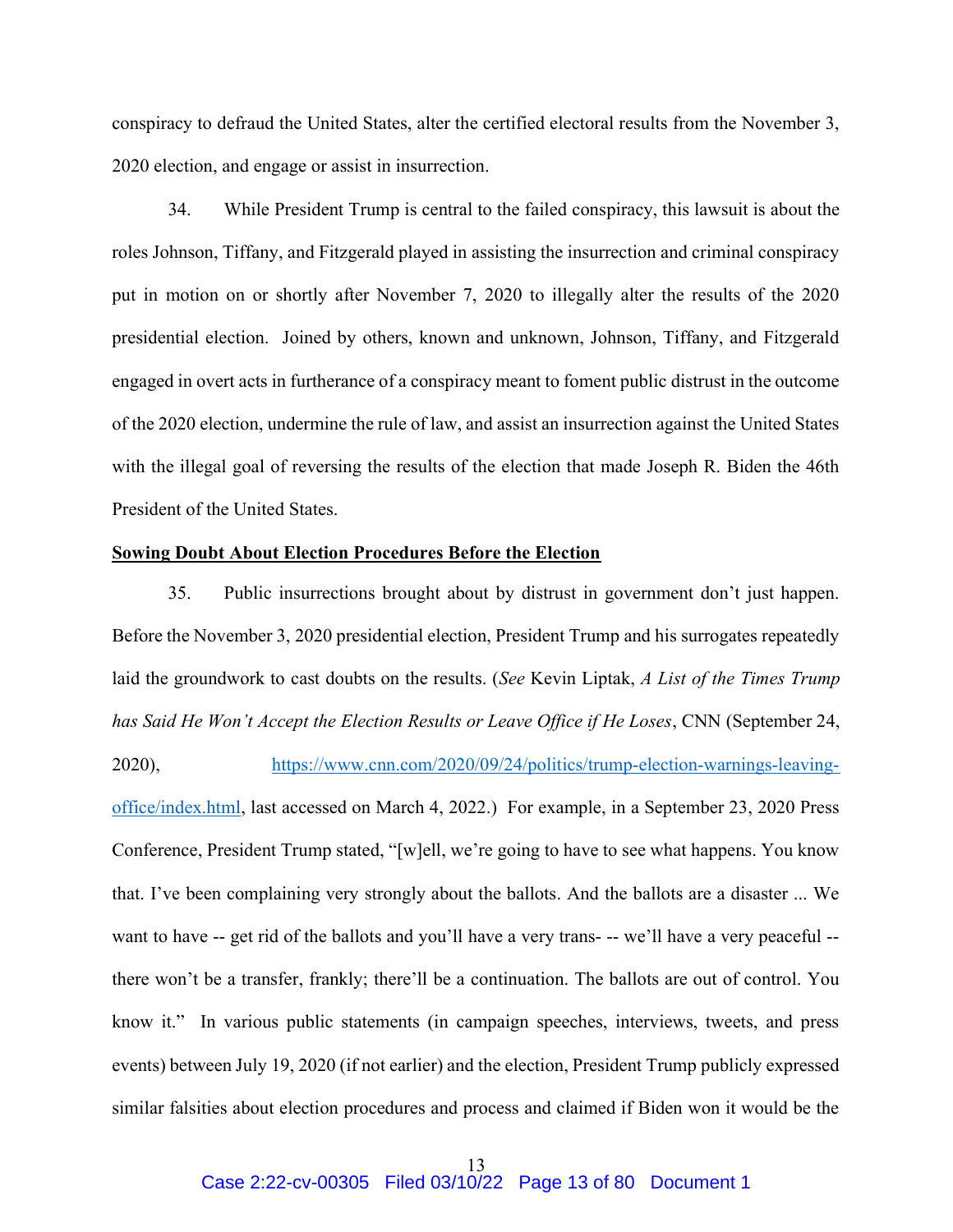conspiracy to defraud the United States, alter the certified electoral results from the November 3, 2020 election, and engage or assist in insurrection.

34. While President Trump is central to the failed conspiracy, this lawsuit is about the roles Johnson, Tiffany, and Fitzgerald played in assisting the insurrection and criminal conspiracy put in motion on or shortly after November 7, 2020 to illegally alter the results of the 2020 presidential election. Joined by others, known and unknown, Johnson, Tiffany, and Fitzgerald engaged in overt acts in furtherance of a conspiracy meant to foment public distrust in the outcome of the 2020 election, undermine the rule of law, and assist an insurrection against the United States with the illegal goal of reversing the results of the election that made Joseph R. Biden the 46th President of the United States.

**Sowing Doubt About Election Procedures Before the Election**

35. Public insurrections brought about by distrust in government don't just happen. Before the November 3, 2020 presidential election, President Trump and his surrogates repeatedly laid the groundwork to cast doubts on the results. (*See* Kevin Liptak, *A List of the Times Trump has Said He Won't Accept the Election Results or Leave Office if He Loses*, CNN (September 24, 2020), https://www.cnn.com/2020/09/24/politics/trump-election-warnings-leaving-office/index.html, last accessed on March 4, 2022.) For example, in a September 23, 2020 Press Conference, President Trump stated, "[w]ell, we're going to have to see what happens. You know that. I've been complaining very strongly about the ballots. And the ballots are a disaster ... We want to have -- get rid of the ballots and you'll have a very trans- -- we'll have a very peaceful -- there won't be a transfer, frankly; there'll be a continuation. The ballots are out of control. You know it." In various public statements (in campaign speeches, interviews, tweets, and press events) between July 19, 2020 (if not earlier) and the election, President Trump publicly expressed similar falsities about election procedures and process and claimed if Biden won it would be the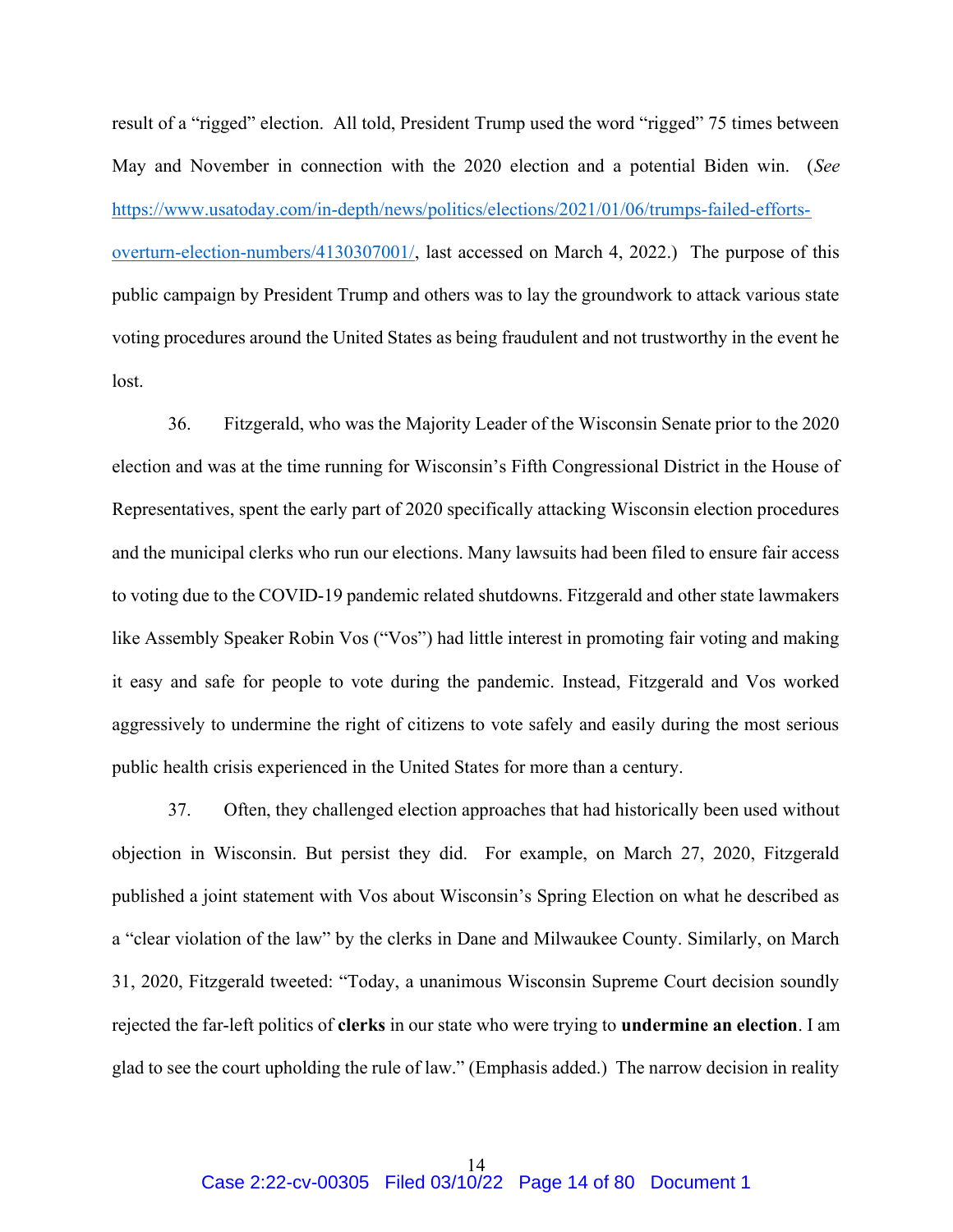result of a "rigged" election. All told, President Trump used the word "rigged" 75 times between May and November in connection with the 2020 election and a potential Biden win. (*See* https://www.usatoday.com/in-depth/news/politics/elections/2021/01/06/trumps-failed-efforts-overturn-election-numbers/4130307001/, last accessed on March 4, 2022.) The purpose of this public campaign by President Trump and others was to lay the groundwork to attack various state voting procedures around the United States as being fraudulent and not trustworthy in the event he lost.

36. Fitzgerald, who was the Majority Leader of the Wisconsin Senate prior to the 2020 election and was at the time running for Wisconsin's Fifth Congressional District in the House of Representatives, spent the early part of 2020 specifically attacking Wisconsin election procedures and the municipal clerks who run our elections. Many lawsuits had been filed to ensure fair access to voting due to the COVID-19 pandemic related shutdowns. Fitzgerald and other state lawmakers like Assembly Speaker Robin Vos ("Vos") had little interest in promoting fair voting and making it easy and safe for people to vote during the pandemic. Instead, Fitzgerald and Vos worked aggressively to undermine the right of citizens to vote safely and easily during the most serious public health crisis experienced in the United States for more than a century.

37. Often, they challenged election approaches that had historically been used without objection in Wisconsin. But persist they did. For example, on March 27, 2020, Fitzgerald published a joint statement with Vos about Wisconsin's Spring Election on what he described as a "clear violation of the law" by the clerks in Dane and Milwaukee County. Similarly, on March 31, 2020, Fitzgerald tweeted: "Today, a unanimous Wisconsin Supreme Court decision soundly rejected the far-left politics of **clerks** in our state who were trying to **undermine an election**. I am glad to see the court upholding the rule of law." (Emphasis added.) The narrow decision in reality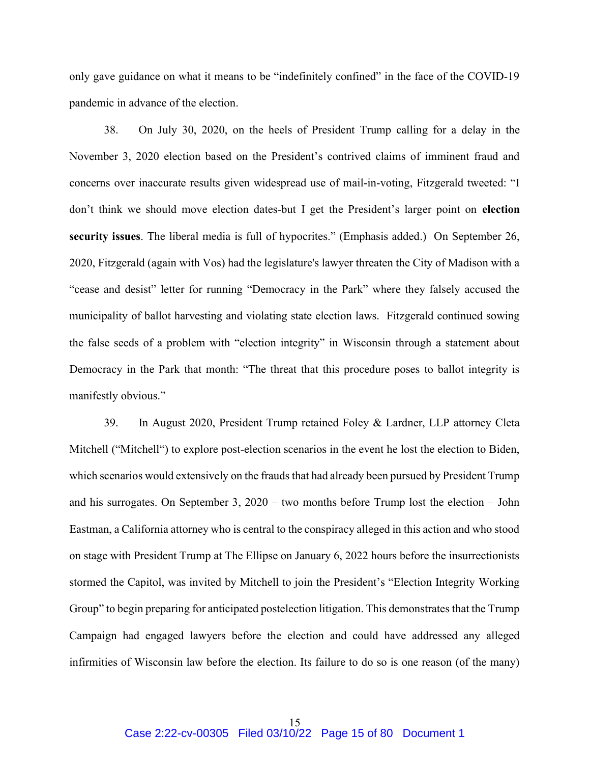only gave guidance on what it means to be "indefinitely confined" in the face of the COVID-19 pandemic in advance of the election.

38. On July 30, 2020, on the heels of President Trump calling for a delay in the November 3, 2020 election based on the President's contrived claims of imminent fraud and concerns over inaccurate results given widespread use of mail-in-voting, Fitzgerald tweeted: "I don't think we should move election dates-but I get the President's larger point on **election security issues**. The liberal media is full of hypocrites." (Emphasis added.) On September 26, 2020, Fitzgerald (again with Vos) had the legislature's lawyer threaten the City of Madison with a "cease and desist" letter for running "Democracy in the Park" where they falsely accused the municipality of ballot harvesting and violating state election laws. Fitzgerald continued sowing the false seeds of a problem with "election integrity" in Wisconsin through a statement about Democracy in the Park that month: "The threat that this procedure poses to ballot integrity is manifestly obvious."

39. In August 2020, President Trump retained Foley & Lardner, LLP attorney Cleta Mitchell ("Mitchell") to explore post-election scenarios in the event he lost the election to Biden, which scenarios would extensively on the frauds that had already been pursued by President Trump and his surrogates. On September 3, 2020 – two months before Trump lost the election – John Eastman, a California attorney who is central to the conspiracy alleged in this action and who stood on stage with President Trump at The Ellipse on January 6, 2022 hours before the insurrectionists stormed the Capitol, was invited by Mitchell to join the President's "Election Integrity Working Group" to begin preparing for anticipated postelection litigation. This demonstrates that the Trump Campaign had engaged lawyers before the election and could have addressed any alleged infirmities of Wisconsin law before the election. Its failure to do so is one reason (of the many)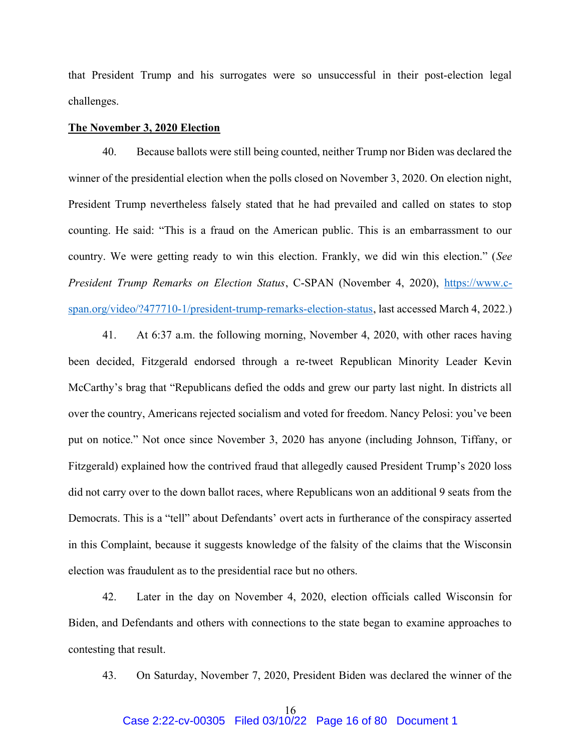that President Trump and his surrogates were so unsuccessful in their post-election legal challenges.

**The November 3, 2020 Election**

40. Because ballots were still being counted, neither Trump nor Biden was declared the winner of the presidential election when the polls closed on November 3, 2020. On election night, President Trump nevertheless falsely stated that he had prevailed and called on states to stop counting. He said: "This is a fraud on the American public. This is an embarrassment to our country. We were getting ready to win this election. Frankly, we did win this election." (*See President Trump Remarks on Election Status*, C-SPAN (November 4, 2020), https://www.c-span.org/video/?477710-1/president-trump-remarks-election-status, last accessed March 4, 2022.)

41. At 6:37 a.m. the following morning, November 4, 2020, with other races having been decided, Fitzgerald endorsed through a re-tweet Republican Minority Leader Kevin McCarthy's brag that "Republicans defied the odds and grew our party last night. In districts all over the country, Americans rejected socialism and voted for freedom. Nancy Pelosi: you've been put on notice." Not once since November 3, 2020 has anyone (including Johnson, Tiffany, or Fitzgerald) explained how the contrived fraud that allegedly caused President Trump's 2020 loss did not carry over to the down ballot races, where Republicans won an additional 9 seats from the Democrats. This is a "tell" about Defendants' overt acts in furtherance of the conspiracy asserted in this Complaint, because it suggests knowledge of the falsity of the claims that the Wisconsin election was fraudulent as to the presidential race but no others.

42. Later in the day on November 4, 2020, election officials called Wisconsin for Biden, and Defendants and others with connections to the state began to examine approaches to contesting that result.

43. On Saturday, November 7, 2020, President Biden was declared the winner of the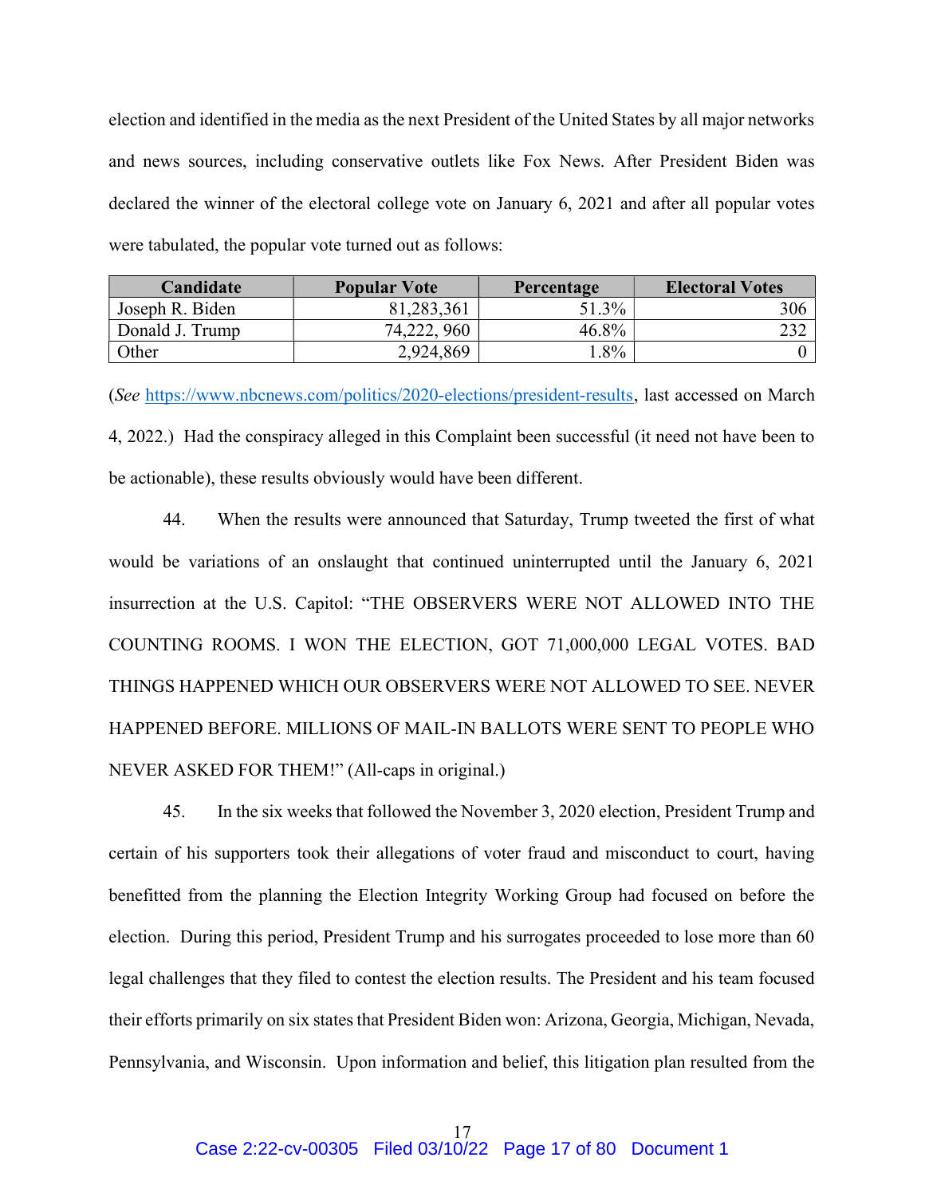election and identified in the media as the next President of the United States by all major networks and news sources, including conservative outlets like Fox News. After President Biden was declared the winner of the electoral college vote on January 6, 2021 and after all popular votes were tabulated, the popular vote turned out as follows:

| Candidate | Popular Vote | Percentage | Electoral Votes |
|---|---|---|---|
| Joseph R. Biden | 81,283,361 | 51.3% | 306 |
| Donald J. Trump | 74,222, 960 | 46.8% | 232 |
| Other | 2,924,869 | 1.8% | 0 |

(*See* https://www.nbcnews.com/politics/2020-elections/president-results, last accessed on March 4, 2022.) Had the conspiracy alleged in this Complaint been successful (it need not have been to be actionable), these results obviously would have been different.

44. When the results were announced that Saturday, Trump tweeted the first of what would be variations of an onslaught that continued uninterrupted until the January 6, 2021 insurrection at the U.S. Capitol: "THE OBSERVERS WERE NOT ALLOWED INTO THE COUNTING ROOMS. I WON THE ELECTION, GOT 71,000,000 LEGAL VOTES. BAD THINGS HAPPENED WHICH OUR OBSERVERS WERE NOT ALLOWED TO SEE. NEVER HAPPENED BEFORE. MILLIONS OF MAIL-IN BALLOTS WERE SENT TO PEOPLE WHO NEVER ASKED FOR THEM!" (All-caps in original.)

45. In the six weeks that followed the November 3, 2020 election, President Trump and certain of his supporters took their allegations of voter fraud and misconduct to court, having benefitted from the planning the Election Integrity Working Group had focused on before the election. During this period, President Trump and his surrogates proceeded to lose more than 60 legal challenges that they filed to contest the election results. The President and his team focused their efforts primarily on six states that President Biden won: Arizona, Georgia, Michigan, Nevada, Pennsylvania, and Wisconsin. Upon information and belief, this litigation plan resulted from the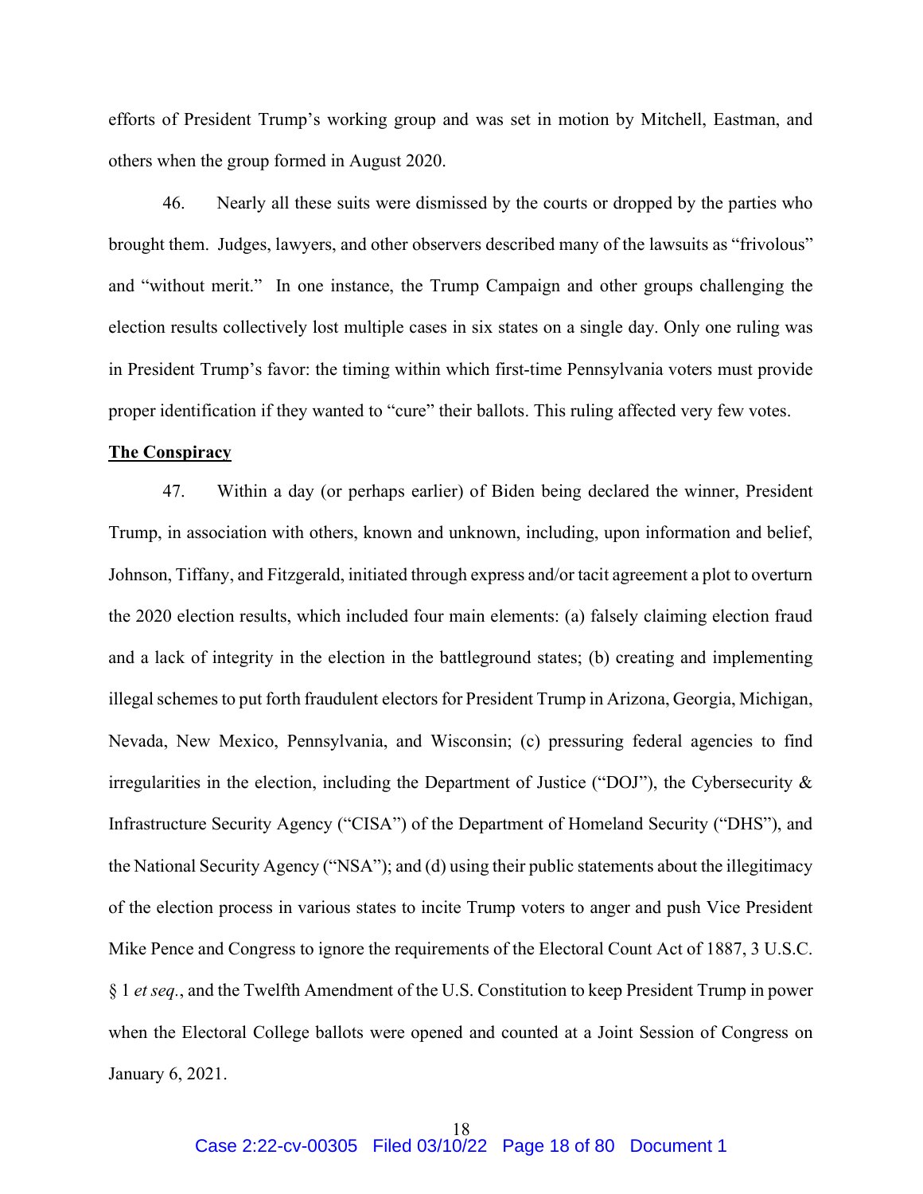efforts of President Trump's working group and was set in motion by Mitchell, Eastman, and others when the group formed in August 2020.

46. Nearly all these suits were dismissed by the courts or dropped by the parties who brought them. Judges, lawyers, and other observers described many of the lawsuits as "frivolous" and "without merit." In one instance, the Trump Campaign and other groups challenging the election results collectively lost multiple cases in six states on a single day. Only one ruling was in President Trump's favor: the timing within which first-time Pennsylvania voters must provide proper identification if they wanted to "cure" their ballots. This ruling affected very few votes.

**<u>The Conspiracy</u>**

47. Within a day (or perhaps earlier) of Biden being declared the winner, President Trump, in association with others, known and unknown, including, upon information and belief, Johnson, Tiffany, and Fitzgerald, initiated through express and/or tacit agreement a plot to overturn the 2020 election results, which included four main elements: (a) falsely claiming election fraud and a lack of integrity in the election in the battleground states; (b) creating and implementing illegal schemes to put forth fraudulent electors for President Trump in Arizona, Georgia, Michigan, Nevada, New Mexico, Pennsylvania, and Wisconsin; (c) pressuring federal agencies to find irregularities in the election, including the Department of Justice ("DOJ"), the Cybersecurity & Infrastructure Security Agency ("CISA") of the Department of Homeland Security ("DHS"), and the National Security Agency ("NSA"); and (d) using their public statements about the illegitimacy of the election process in various states to incite Trump voters to anger and push Vice President Mike Pence and Congress to ignore the requirements of the Electoral Count Act of 1887, 3 U.S.C. § 1 *et seq.*, and the Twelfth Amendment of the U.S. Constitution to keep President Trump in power when the Electoral College ballots were opened and counted at a Joint Session of Congress on January 6, 2021.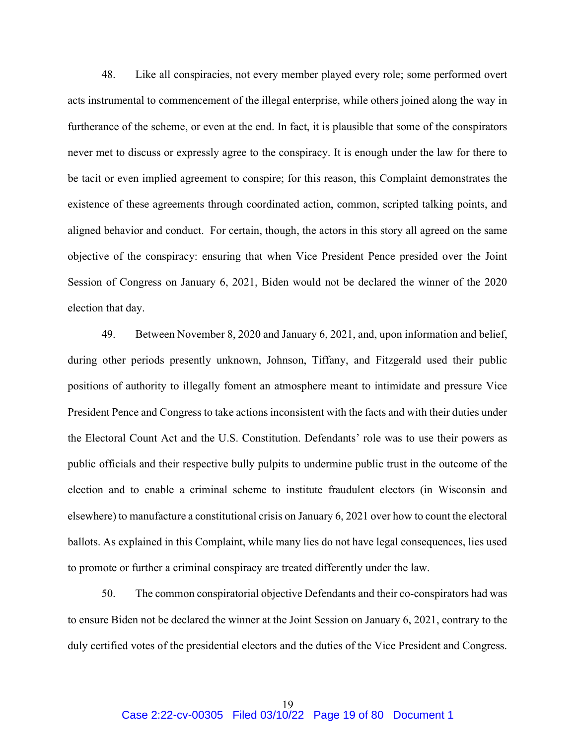48. Like all conspiracies, not every member played every role; some performed overt acts instrumental to commencement of the illegal enterprise, while others joined along the way in furtherance of the scheme, or even at the end. In fact, it is plausible that some of the conspirators never met to discuss or expressly agree to the conspiracy. It is enough under the law for there to be tacit or even implied agreement to conspire; for this reason, this Complaint demonstrates the existence of these agreements through coordinated action, common, scripted talking points, and aligned behavior and conduct. For certain, though, the actors in this story all agreed on the same objective of the conspiracy: ensuring that when Vice President Pence presided over the Joint Session of Congress on January 6, 2021, Biden would not be declared the winner of the 2020 election that day.

49. Between November 8, 2020 and January 6, 2021, and, upon information and belief, during other periods presently unknown, Johnson, Tiffany, and Fitzgerald used their public positions of authority to illegally foment an atmosphere meant to intimidate and pressure Vice President Pence and Congress to take actions inconsistent with the facts and with their duties under the Electoral Count Act and the U.S. Constitution. Defendants' role was to use their powers as public officials and their respective bully pulpits to undermine public trust in the outcome of the election and to enable a criminal scheme to institute fraudulent electors (in Wisconsin and elsewhere) to manufacture a constitutional crisis on January 6, 2021 over how to count the electoral ballots. As explained in this Complaint, while many lies do not have legal consequences, lies used to promote or further a criminal conspiracy are treated differently under the law.

50. The common conspiratorial objective Defendants and their co-conspirators had was to ensure Biden not be declared the winner at the Joint Session on January 6, 2021, contrary to the duly certified votes of the presidential electors and the duties of the Vice President and Congress.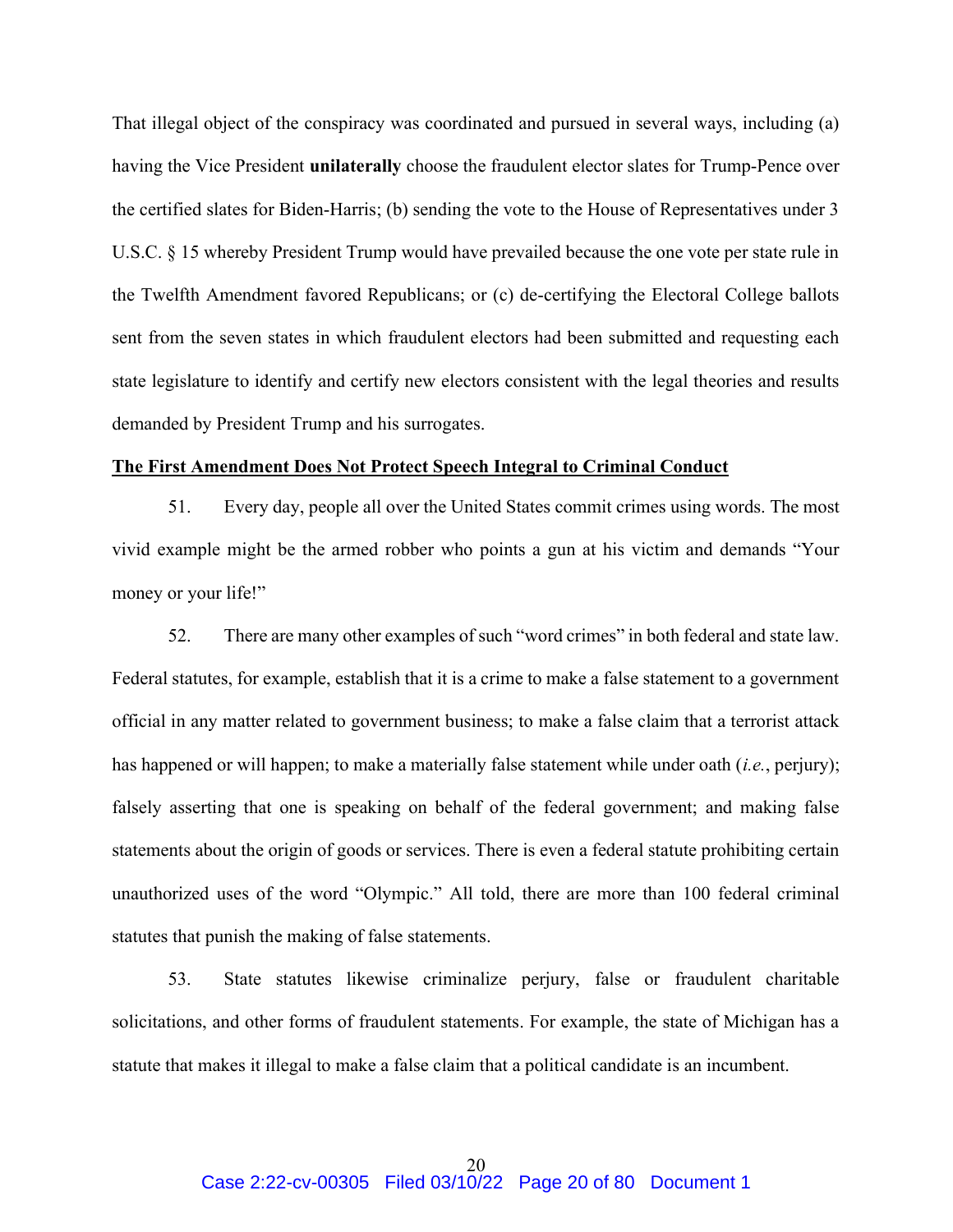That illegal object of the conspiracy was coordinated and pursued in several ways, including (a) having the Vice President **unilaterally** choose the fraudulent elector slates for Trump-Pence over the certified slates for Biden-Harris; (b) sending the vote to the House of Representatives under 3 U.S.C. § 15 whereby President Trump would have prevailed because the one vote per state rule in the Twelfth Amendment favored Republicans; or (c) de-certifying the Electoral College ballots sent from the seven states in which fraudulent electors had been submitted and requesting each state legislature to identify and certify new electors consistent with the legal theories and results demanded by President Trump and his surrogates.

**The First Amendment Does Not Protect Speech Integral to Criminal Conduct**

51. Every day, people all over the United States commit crimes using words. The most vivid example might be the armed robber who points a gun at his victim and demands "Your money or your life!"

52. There are many other examples of such "word crimes" in both federal and state law. Federal statutes, for example, establish that it is a crime to make a false statement to a government official in any matter related to government business; to make a false claim that a terrorist attack has happened or will happen; to make a materially false statement while under oath (*i.e.*, perjury); falsely asserting that one is speaking on behalf of the federal government; and making false statements about the origin of goods or services. There is even a federal statute prohibiting certain unauthorized uses of the word "Olympic." All told, there are more than 100 federal criminal statutes that punish the making of false statements.

53. State statutes likewise criminalize perjury, false or fraudulent charitable solicitations, and other forms of fraudulent statements. For example, the state of Michigan has a statute that makes it illegal to make a false claim that a political candidate is an incumbent.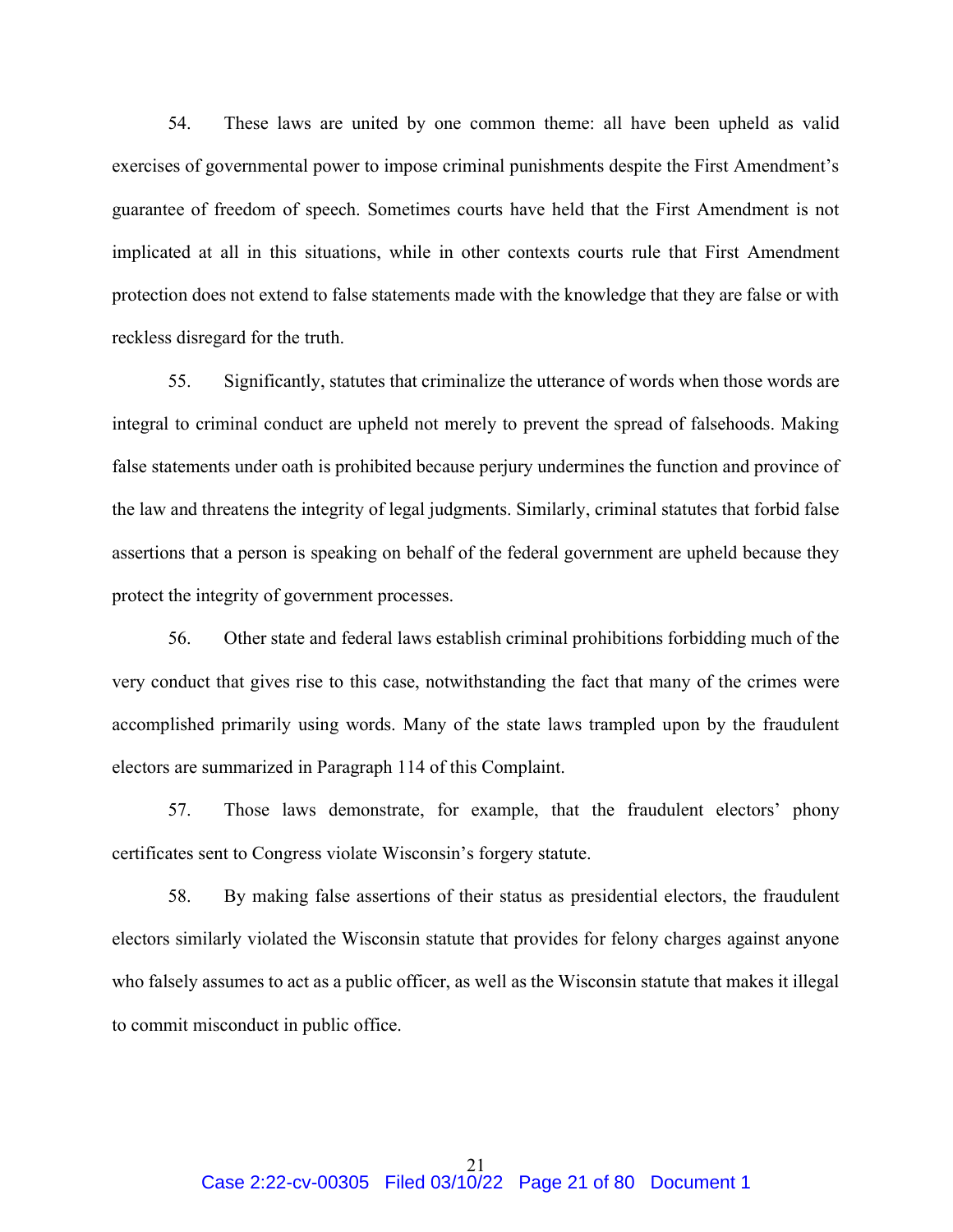54. These laws are united by one common theme: all have been upheld as valid exercises of governmental power to impose criminal punishments despite the First Amendment's guarantee of freedom of speech. Sometimes courts have held that the First Amendment is not implicated at all in this situations, while in other contexts courts rule that First Amendment protection does not extend to false statements made with the knowledge that they are false or with reckless disregard for the truth.

55. Significantly, statutes that criminalize the utterance of words when those words are integral to criminal conduct are upheld not merely to prevent the spread of falsehoods. Making false statements under oath is prohibited because perjury undermines the function and province of the law and threatens the integrity of legal judgments. Similarly, criminal statutes that forbid false assertions that a person is speaking on behalf of the federal government are upheld because they protect the integrity of government processes.

56. Other state and federal laws establish criminal prohibitions forbidding much of the very conduct that gives rise to this case, notwithstanding the fact that many of the crimes were accomplished primarily using words. Many of the state laws trampled upon by the fraudulent electors are summarized in Paragraph 114 of this Complaint.

57. Those laws demonstrate, for example, that the fraudulent electors' phony certificates sent to Congress violate Wisconsin's forgery statute.

58. By making false assertions of their status as presidential electors, the fraudulent electors similarly violated the Wisconsin statute that provides for felony charges against anyone who falsely assumes to act as a public officer, as well as the Wisconsin statute that makes it illegal to commit misconduct in public office.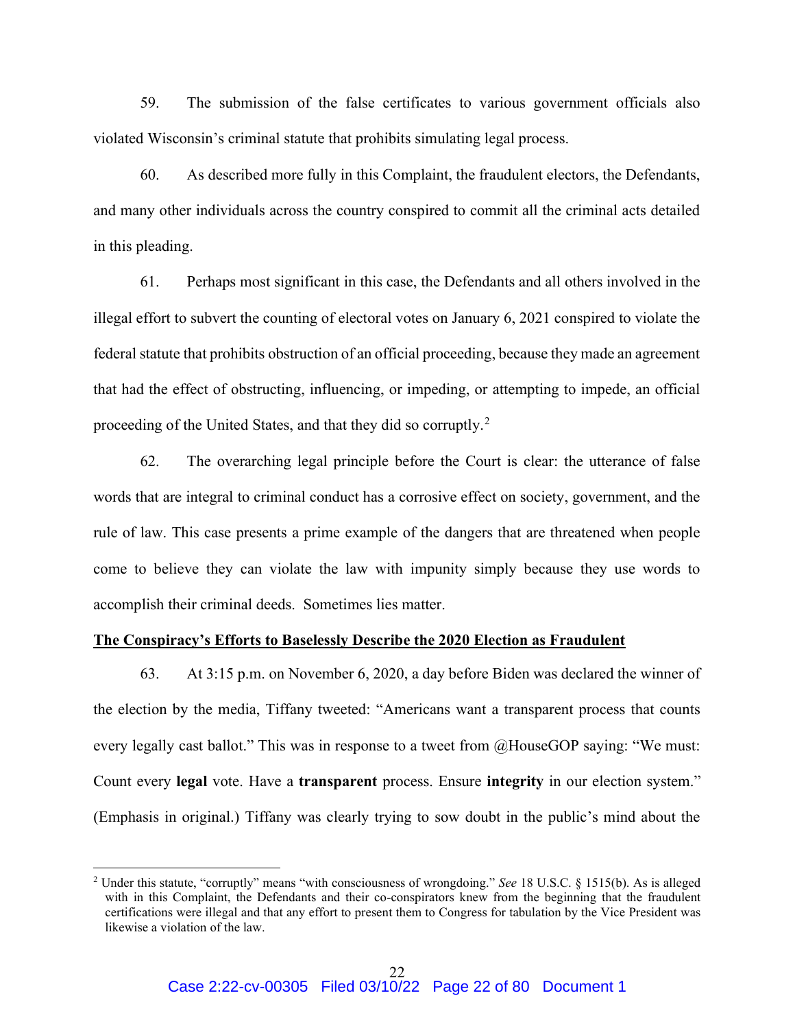59. The submission of the false certificates to various government officials also violated Wisconsin's criminal statute that prohibits simulating legal process.

60. As described more fully in this Complaint, the fraudulent electors, the Defendants, and many other individuals across the country conspired to commit all the criminal acts detailed in this pleading.

61. Perhaps most significant in this case, the Defendants and all others involved in the illegal effort to subvert the counting of electoral votes on January 6, 2021 conspired to violate the federal statute that prohibits obstruction of an official proceeding, because they made an agreement that had the effect of obstructing, influencing, or impeding, or attempting to impede, an official proceeding of the United States, and that they did so corruptly.[2]

62. The overarching legal principle before the Court is clear: the utterance of false words that are integral to criminal conduct has a corrosive effect on society, government, and the rule of law. This case presents a prime example of the dangers that are threatened when people come to believe they can violate the law with impunity simply because they use words to accomplish their criminal deeds. Sometimes lies matter.

**The Conspiracy's Efforts to Baselessly Describe the 2020 Election as Fraudulent**

63. At 3:15 p.m. on November 6, 2020, a day before Biden was declared the winner of the election by the media, Tiffany tweeted: "Americans want a transparent process that counts every legally cast ballot." This was in response to a tweet from @HouseGOP saying: "We must: Count every **legal** vote. Have a **transparent** process. Ensure **integrity** in our election system." (Emphasis in original.) Tiffany was clearly trying to sow doubt in the public's mind about the

---

[2] Under this statute, "corruptly" means "with consciousness of wrongdoing." *See* 18 U.S.C. § 1515(b). As is alleged with in this Complaint, the Defendants and their co-conspirators knew from the beginning that the fraudulent certifications were illegal and that any effort to present them to Congress for tabulation by the Vice President was likewise a violation of the law.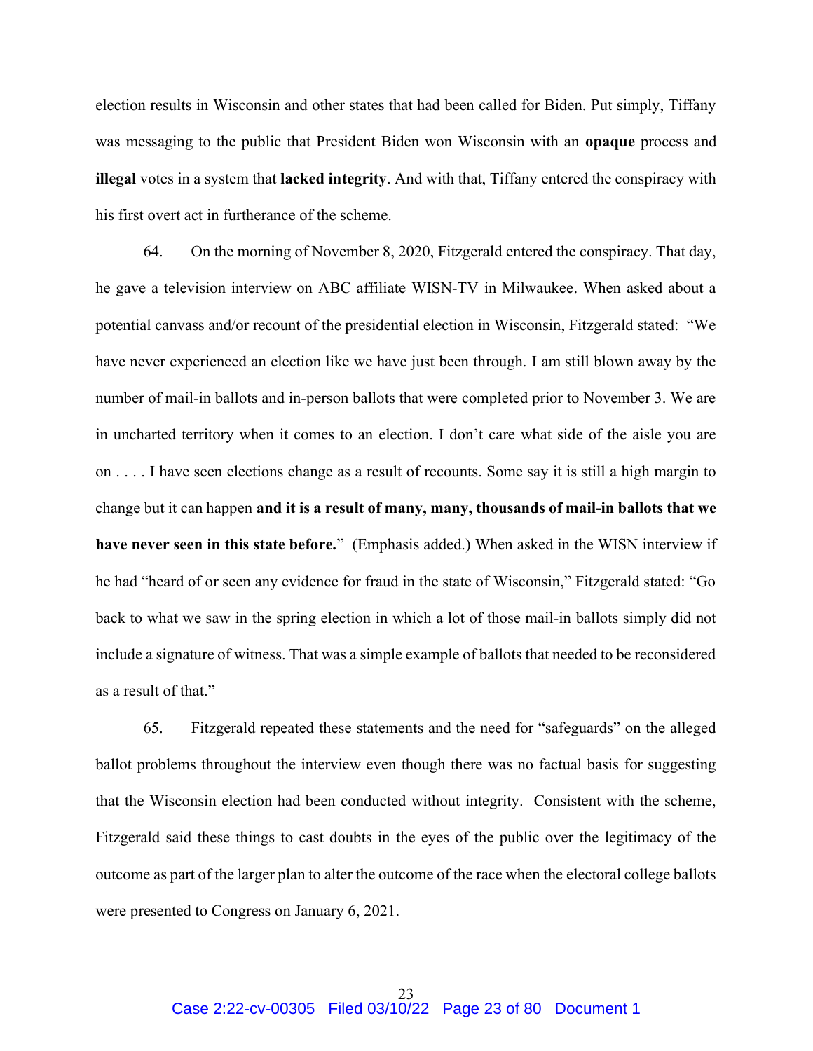election results in Wisconsin and other states that had been called for Biden. Put simply, Tiffany was messaging to the public that President Biden won Wisconsin with an **opaque** process and **illegal** votes in a system that **lacked integrity**. And with that, Tiffany entered the conspiracy with his first overt act in furtherance of the scheme.

64. On the morning of November 8, 2020, Fitzgerald entered the conspiracy. That day, he gave a television interview on ABC affiliate WISN-TV in Milwaukee. When asked about a potential canvass and/or recount of the presidential election in Wisconsin, Fitzgerald stated: "We have never experienced an election like we have just been through. I am still blown away by the number of mail-in ballots and in-person ballots that were completed prior to November 3. We are in uncharted territory when it comes to an election. I don't care what side of the aisle you are on . . . . I have seen elections change as a result of recounts. Some say it is still a high margin to change but it can happen **and it is a result of many, many, thousands of mail-in ballots that we have never seen in this state before.**" (Emphasis added.) When asked in the WISN interview if he had "heard of or seen any evidence for fraud in the state of Wisconsin," Fitzgerald stated: "Go back to what we saw in the spring election in which a lot of those mail-in ballots simply did not include a signature of witness. That was a simple example of ballots that needed to be reconsidered as a result of that."

65. Fitzgerald repeated these statements and the need for "safeguards" on the alleged ballot problems throughout the interview even though there was no factual basis for suggesting that the Wisconsin election had been conducted without integrity. Consistent with the scheme, Fitzgerald said these things to cast doubts in the eyes of the public over the legitimacy of the outcome as part of the larger plan to alter the outcome of the race when the electoral college ballots were presented to Congress on January 6, 2021.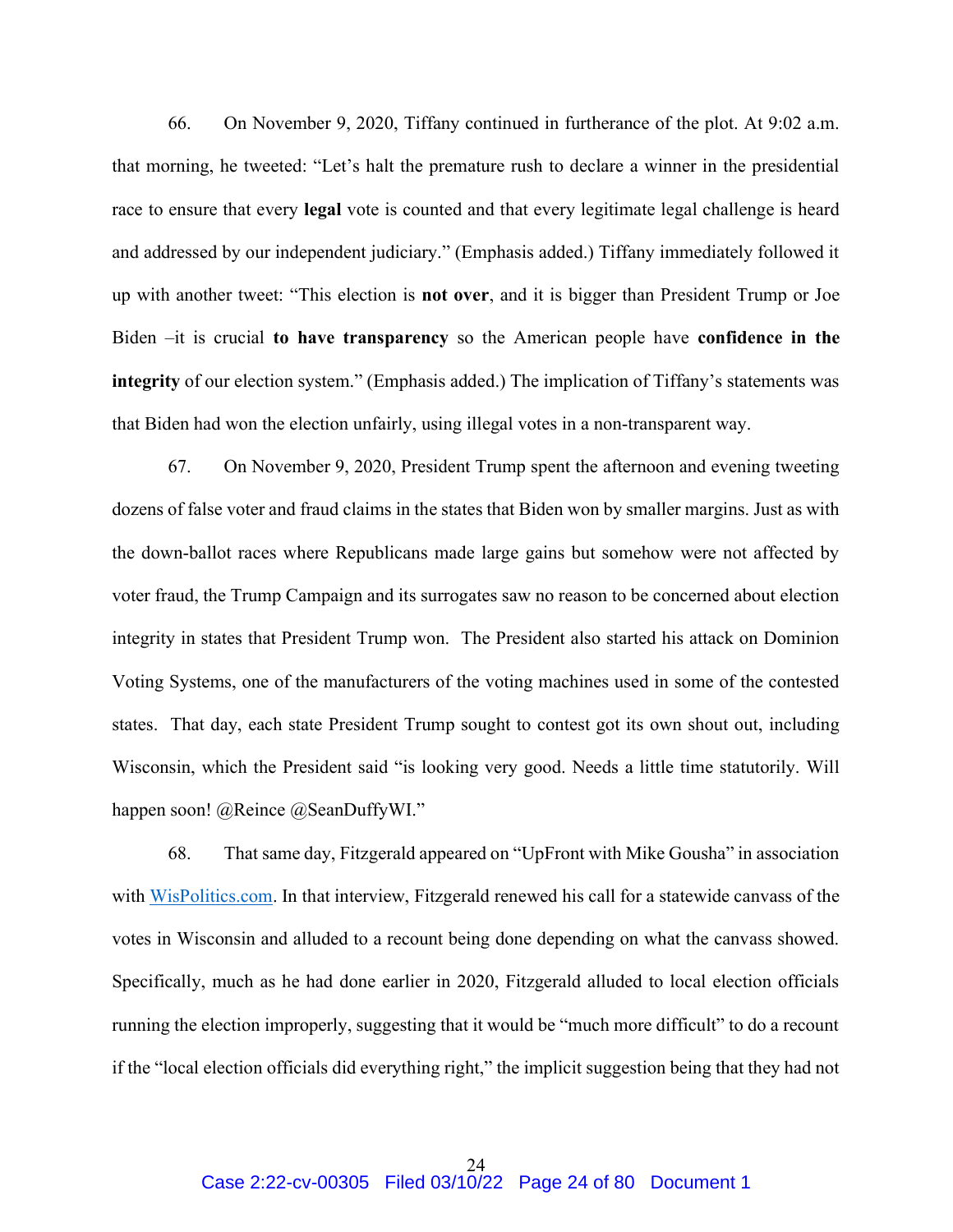66. On November 9, 2020, Tiffany continued in furtherance of the plot. At 9:02 a.m. that morning, he tweeted: "Let's halt the premature rush to declare a winner in the presidential race to ensure that every **legal** vote is counted and that every legitimate legal challenge is heard and addressed by our independent judiciary." (Emphasis added.) Tiffany immediately followed it up with another tweet: "This election is **not over**, and it is bigger than President Trump or Joe Biden –it is crucial **to have transparency** so the American people have **confidence in the integrity** of our election system." (Emphasis added.) The implication of Tiffany's statements was that Biden had won the election unfairly, using illegal votes in a non-transparent way.

67. On November 9, 2020, President Trump spent the afternoon and evening tweeting dozens of false voter and fraud claims in the states that Biden won by smaller margins. Just as with the down-ballot races where Republicans made large gains but somehow were not affected by voter fraud, the Trump Campaign and its surrogates saw no reason to be concerned about election integrity in states that President Trump won. The President also started his attack on Dominion Voting Systems, one of the manufacturers of the voting machines used in some of the contested states. That day, each state President Trump sought to contest got its own shout out, including Wisconsin, which the President said "is looking very good. Needs a little time statutorily. Will happen soon! @Reince @SeanDuffyWI."

68. That same day, Fitzgerald appeared on "UpFront with Mike Gousha" in association with [WisPolitics.com](WisPolitics.com). In that interview, Fitzgerald renewed his call for a statewide canvass of the votes in Wisconsin and alluded to a recount being done depending on what the canvass showed. Specifically, much as he had done earlier in 2020, Fitzgerald alluded to local election officials running the election improperly, suggesting that it would be "much more difficult" to do a recount if the "local election officials did everything right," the implicit suggestion being that they had not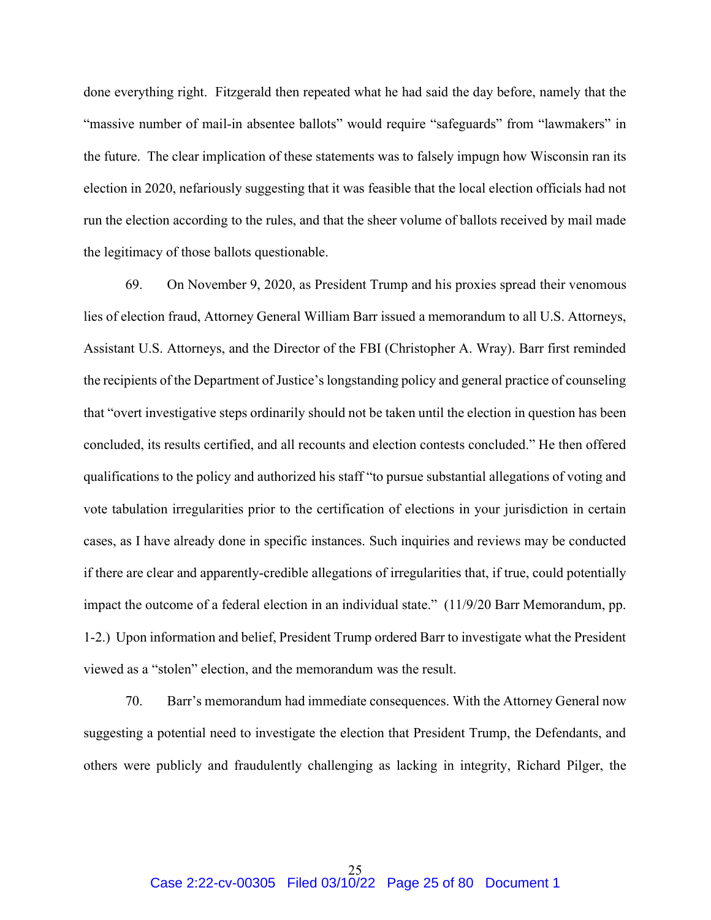done everything right. Fitzgerald then repeated what he had said the day before, namely that the "massive number of mail-in absentee ballots" would require "safeguards" from "lawmakers" in the future. The clear implication of these statements was to falsely impugn how Wisconsin ran its election in 2020, nefariously suggesting that it was feasible that the local election officials had not run the election according to the rules, and that the sheer volume of ballots received by mail made the legitimacy of those ballots questionable.

69. On November 9, 2020, as President Trump and his proxies spread their venomous lies of election fraud, Attorney General William Barr issued a memorandum to all U.S. Attorneys, Assistant U.S. Attorneys, and the Director of the FBI (Christopher A. Wray). Barr first reminded the recipients of the Department of Justice's longstanding policy and general practice of counseling that "overt investigative steps ordinarily should not be taken until the election in question has been concluded, its results certified, and all recounts and election contests concluded." He then offered qualifications to the policy and authorized his staff "to pursue substantial allegations of voting and vote tabulation irregularities prior to the certification of elections in your jurisdiction in certain cases, as I have already done in specific instances. Such inquiries and reviews may be conducted if there are clear and apparently-credible allegations of irregularities that, if true, could potentially impact the outcome of a federal election in an individual state." (11/9/20 Barr Memorandum, pp. 1-2.) Upon information and belief, President Trump ordered Barr to investigate what the President viewed as a "stolen" election, and the memorandum was the result.

70. Barr's memorandum had immediate consequences. With the Attorney General now suggesting a potential need to investigate the election that President Trump, the Defendants, and others were publicly and fraudulently challenging as lacking in integrity, Richard Pilger, the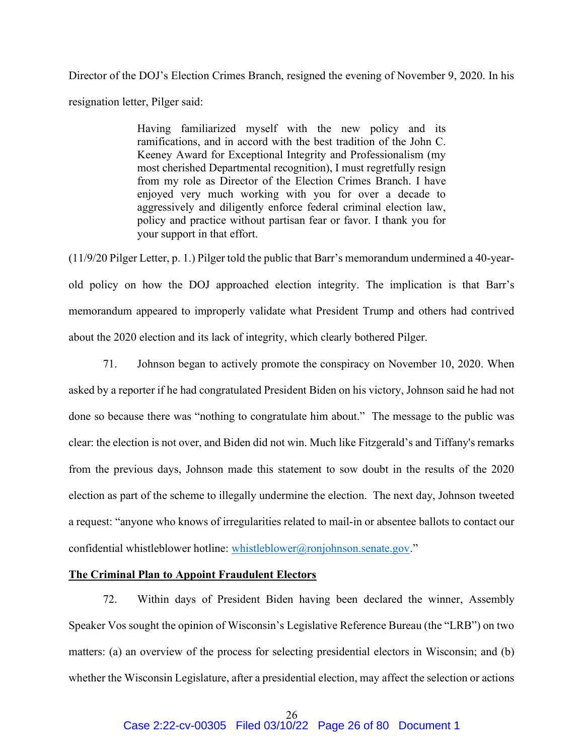Director of the DOJ's Election Crimes Branch, resigned the evening of November 9, 2020. In his resignation letter, Pilger said:

> Having familiarized myself with the new policy and its ramifications, and in accord with the best tradition of the John C. Keeney Award for Exceptional Integrity and Professionalism (my most cherished Departmental recognition), I must regretfully resign from my role as Director of the Election Crimes Branch. I have enjoyed very much working with you for over a decade to aggressively and diligently enforce federal criminal election law, policy and practice without partisan fear or favor. I thank you for your support in that effort.

(11/9/20 Pilger Letter, p. 1.) Pilger told the public that Barr's memorandum undermined a 40-year-old policy on how the DOJ approached election integrity. The implication is that Barr's memorandum appeared to improperly validate what President Trump and others had contrived about the 2020 election and its lack of integrity, which clearly bothered Pilger.

71. Johnson began to actively promote the conspiracy on November 10, 2020. When asked by a reporter if he had congratulated President Biden on his victory, Johnson said he had not done so because there was "nothing to congratulate him about." The message to the public was clear: the election is not over, and Biden did not win. Much like Fitzgerald's and Tiffany's remarks from the previous days, Johnson made this statement to sow doubt in the results of the 2020 election as part of the scheme to illegally undermine the election. The next day, Johnson tweeted a request: "anyone who knows of irregularities related to mail-in or absentee ballots to contact our confidential whistleblower hotline: whistleblower@ronjohnson.senate.gov."

**The Criminal Plan to Appoint Fraudulent Electors**

72. Within days of President Biden having been declared the winner, Assembly Speaker Vos sought the opinion of Wisconsin's Legislative Reference Bureau (the "LRB") on two matters: (a) an overview of the process for selecting presidential electors in Wisconsin; and (b) whether the Wisconsin Legislature, after a presidential election, may affect the selection or actions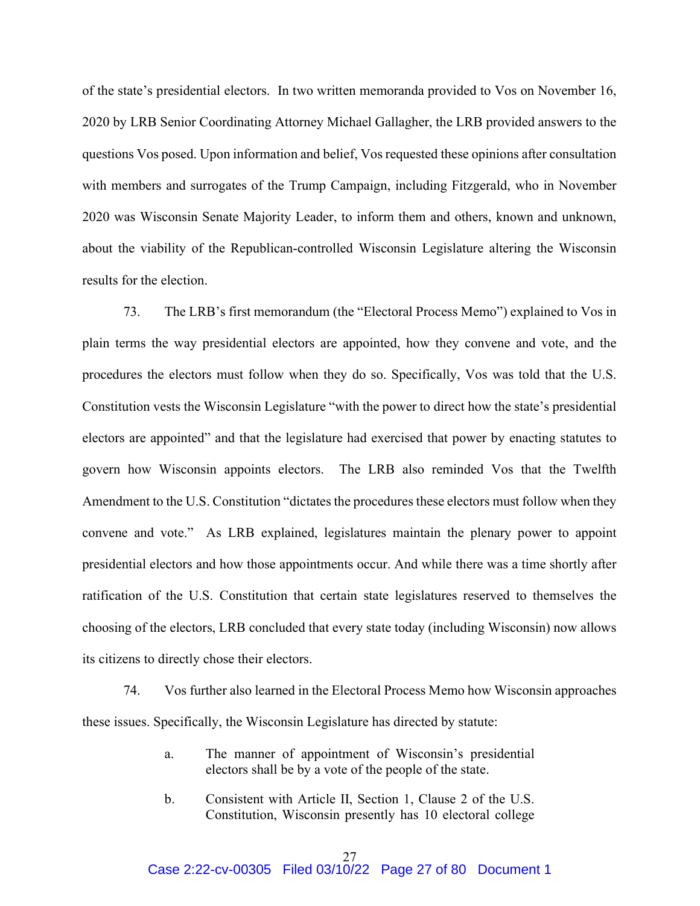of the state's presidential electors. In two written memoranda provided to Vos on November 16, 2020 by LRB Senior Coordinating Attorney Michael Gallagher, the LRB provided answers to the questions Vos posed. Upon information and belief, Vos requested these opinions after consultation with members and surrogates of the Trump Campaign, including Fitzgerald, who in November 2020 was Wisconsin Senate Majority Leader, to inform them and others, known and unknown, about the viability of the Republican-controlled Wisconsin Legislature altering the Wisconsin results for the election.

73. The LRB's first memorandum (the "Electoral Process Memo") explained to Vos in plain terms the way presidential electors are appointed, how they convene and vote, and the procedures the electors must follow when they do so. Specifically, Vos was told that the U.S. Constitution vests the Wisconsin Legislature "with the power to direct how the state's presidential electors are appointed" and that the legislature had exercised that power by enacting statutes to govern how Wisconsin appoints electors. The LRB also reminded Vos that the Twelfth Amendment to the U.S. Constitution "dictates the procedures these electors must follow when they convene and vote." As LRB explained, legislatures maintain the plenary power to appoint presidential electors and how those appointments occur. And while there was a time shortly after ratification of the U.S. Constitution that certain state legislatures reserved to themselves the choosing of the electors, LRB concluded that every state today (including Wisconsin) now allows its citizens to directly chose their electors.

74. Vos further also learned in the Electoral Process Memo how Wisconsin approaches these issues. Specifically, the Wisconsin Legislature has directed by statute:

a. The manner of appointment of Wisconsin's presidential electors shall be by a vote of the people of the state.

b. Consistent with Article II, Section 1, Clause 2 of the U.S. Constitution, Wisconsin presently has 10 electoral college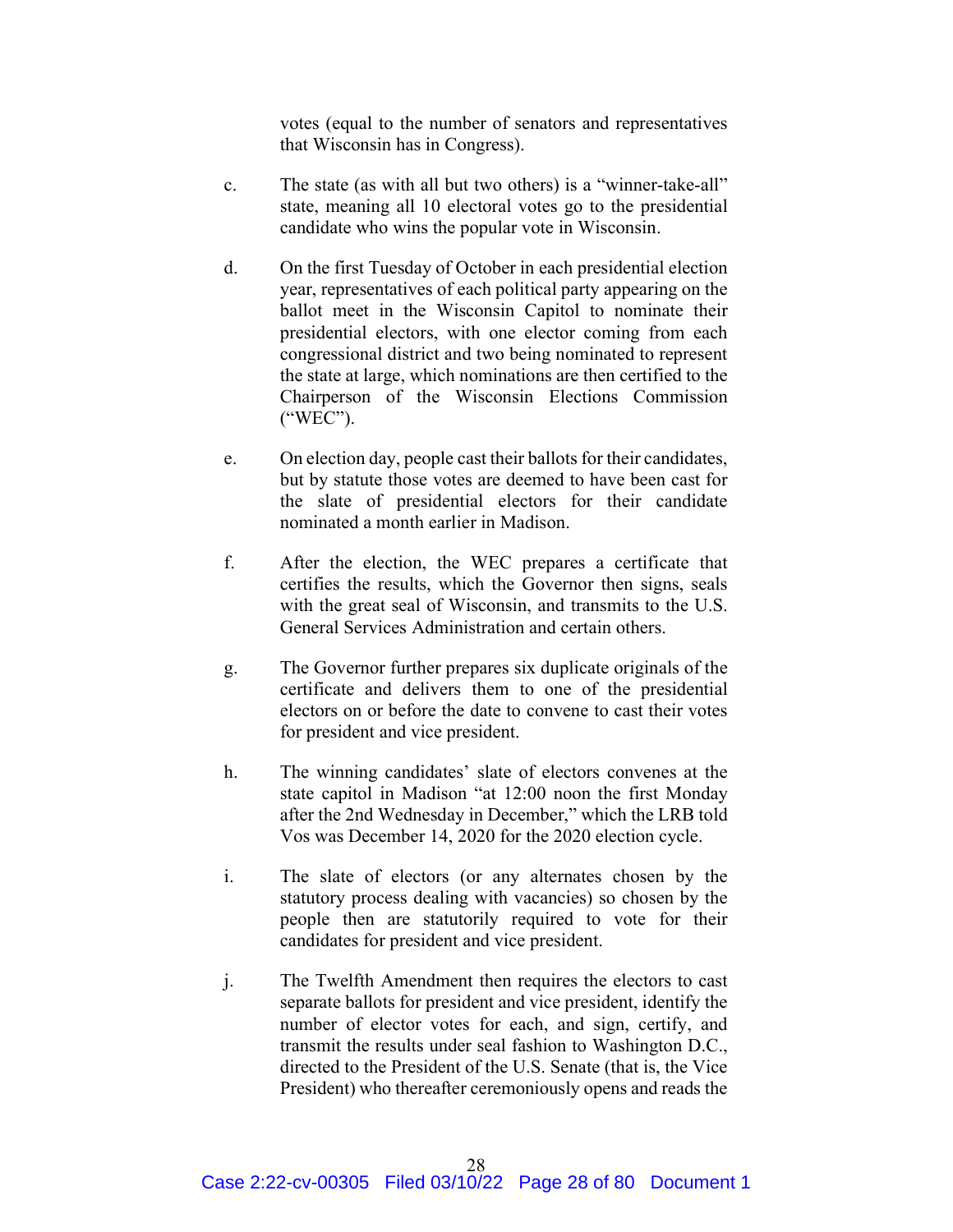votes (equal to the number of senators and representatives that Wisconsin has in Congress).

c. The state (as with all but two others) is a "winner-take-all" state, meaning all 10 electoral votes go to the presidential candidate who wins the popular vote in Wisconsin.

d. On the first Tuesday of October in each presidential election year, representatives of each political party appearing on the ballot meet in the Wisconsin Capitol to nominate their presidential electors, with one elector coming from each congressional district and two being nominated to represent the state at large, which nominations are then certified to the Chairperson of the Wisconsin Elections Commission ("WEC").

e. On election day, people cast their ballots for their candidates, but by statute those votes are deemed to have been cast for the slate of presidential electors for their candidate nominated a month earlier in Madison.

f. After the election, the WEC prepares a certificate that certifies the results, which the Governor then signs, seals with the great seal of Wisconsin, and transmits to the U.S. General Services Administration and certain others.

g. The Governor further prepares six duplicate originals of the certificate and delivers them to one of the presidential electors on or before the date to convene to cast their votes for president and vice president.

h. The winning candidates' slate of electors convenes at the state capitol in Madison "at 12:00 noon the first Monday after the 2nd Wednesday in December," which the LRB told Vos was December 14, 2020 for the 2020 election cycle.

i. The slate of electors (or any alternates chosen by the statutory process dealing with vacancies) so chosen by the people then are statutorily required to vote for their candidates for president and vice president.

j. The Twelfth Amendment then requires the electors to cast separate ballots for president and vice president, identify the number of elector votes for each, and sign, certify, and transmit the results under seal fashion to Washington D.C., directed to the President of the U.S. Senate (that is, the Vice President) who thereafter ceremoniously opens and reads the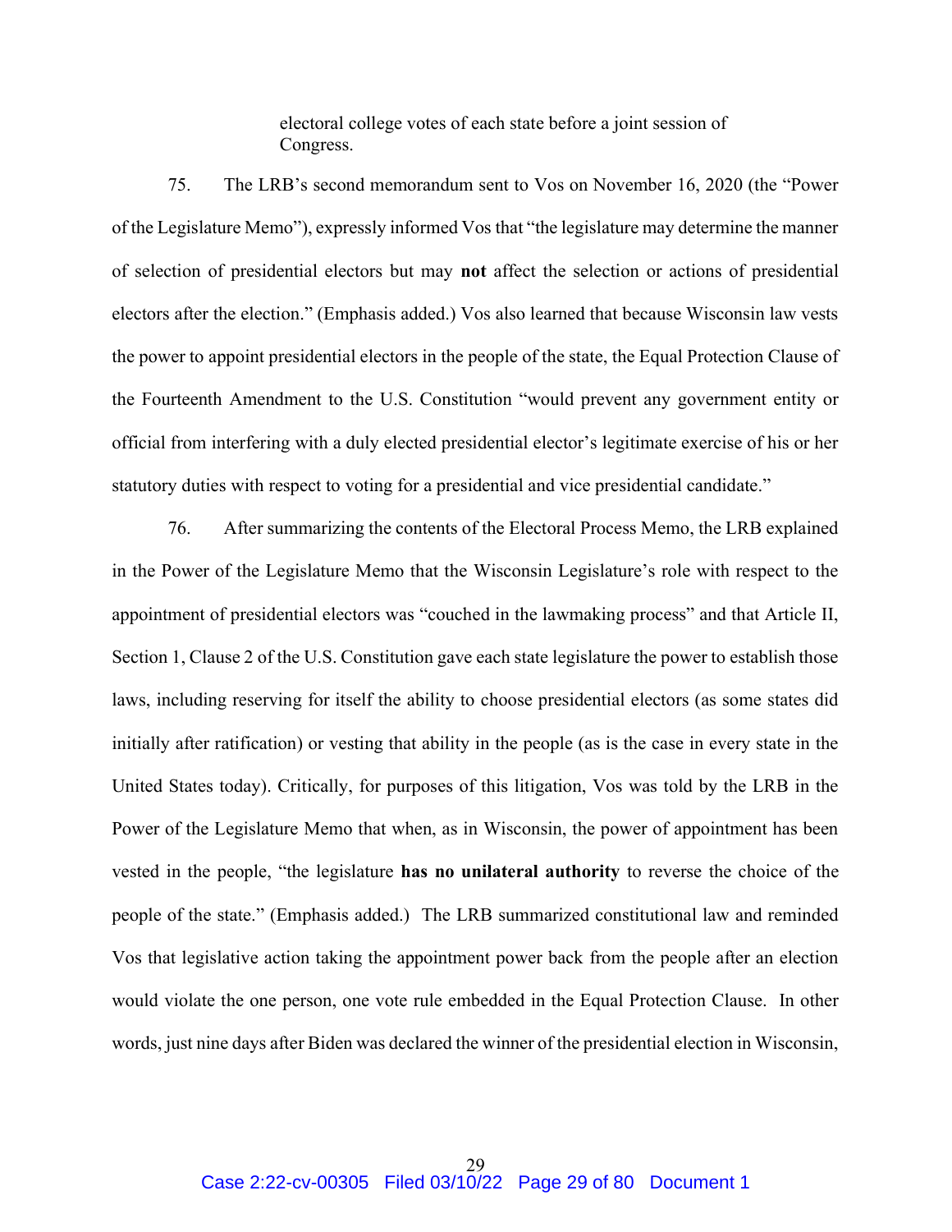> electoral college votes of each state before a joint session of Congress.

75. The LRB's second memorandum sent to Vos on November 16, 2020 (the "Power of the Legislature Memo"), expressly informed Vos that "the legislature may determine the manner of selection of presidential electors but may **not** affect the selection or actions of presidential electors after the election." (Emphasis added.) Vos also learned that because Wisconsin law vests the power to appoint presidential electors in the people of the state, the Equal Protection Clause of the Fourteenth Amendment to the U.S. Constitution "would prevent any government entity or official from interfering with a duly elected presidential elector's legitimate exercise of his or her statutory duties with respect to voting for a presidential and vice presidential candidate."

76. After summarizing the contents of the Electoral Process Memo, the LRB explained in the Power of the Legislature Memo that the Wisconsin Legislature's role with respect to the appointment of presidential electors was "couched in the lawmaking process" and that Article II, Section 1, Clause 2 of the U.S. Constitution gave each state legislature the power to establish those laws, including reserving for itself the ability to choose presidential electors (as some states did initially after ratification) or vesting that ability in the people (as is the case in every state in the United States today). Critically, for purposes of this litigation, Vos was told by the LRB in the Power of the Legislature Memo that when, as in Wisconsin, the power of appointment has been vested in the people, "the legislature **has no unilateral authority** to reverse the choice of the people of the state." (Emphasis added.) The LRB summarized constitutional law and reminded Vos that legislative action taking the appointment power back from the people after an election would violate the one person, one vote rule embedded in the Equal Protection Clause. In other words, just nine days after Biden was declared the winner of the presidential election in Wisconsin,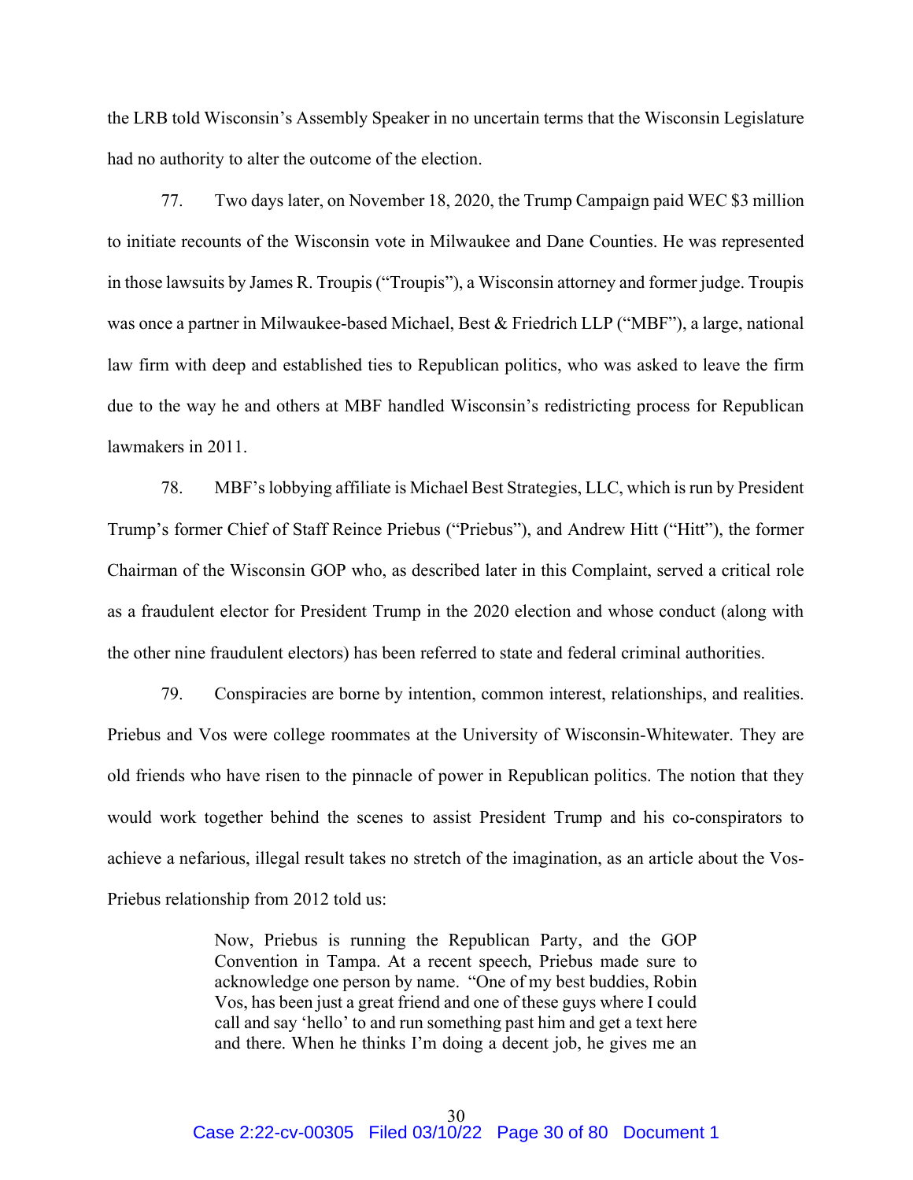the LRB told Wisconsin's Assembly Speaker in no uncertain terms that the Wisconsin Legislature had no authority to alter the outcome of the election.

77. Two days later, on November 18, 2020, the Trump Campaign paid WEC $3 million to initiate recounts of the Wisconsin vote in Milwaukee and Dane Counties. He was represented in those lawsuits by James R. Troupis ("Troupis"), a Wisconsin attorney and former judge. Troupis was once a partner in Milwaukee-based Michael, Best & Friedrich LLP ("MBF"), a large, national law firm with deep and established ties to Republican politics, who was asked to leave the firm due to the way he and others at MBF handled Wisconsin's redistricting process for Republican lawmakers in 2011.

78. MBF's lobbying affiliate is Michael Best Strategies, LLC, which is run by President Trump's former Chief of Staff Reince Priebus ("Priebus"), and Andrew Hitt ("Hitt"), the former Chairman of the Wisconsin GOP who, as described later in this Complaint, served a critical role as a fraudulent elector for President Trump in the 2020 election and whose conduct (along with the other nine fraudulent electors) has been referred to state and federal criminal authorities.

79. Conspiracies are borne by intention, common interest, relationships, and realities. Priebus and Vos were college roommates at the University of Wisconsin-Whitewater. They are old friends who have risen to the pinnacle of power in Republican politics. The notion that they would work together behind the scenes to assist President Trump and his co-conspirators to achieve a nefarious, illegal result takes no stretch of the imagination, as an article about the Vos-Priebus relationship from 2012 told us:

> Now, Priebus is running the Republican Party, and the GOP Convention in Tampa. At a recent speech, Priebus made sure to acknowledge one person by name. "One of my best buddies, Robin Vos, has been just a great friend and one of these guys where I could call and say 'hello' to and run something past him and get a text here and there. When he thinks I'm doing a decent job, he gives me an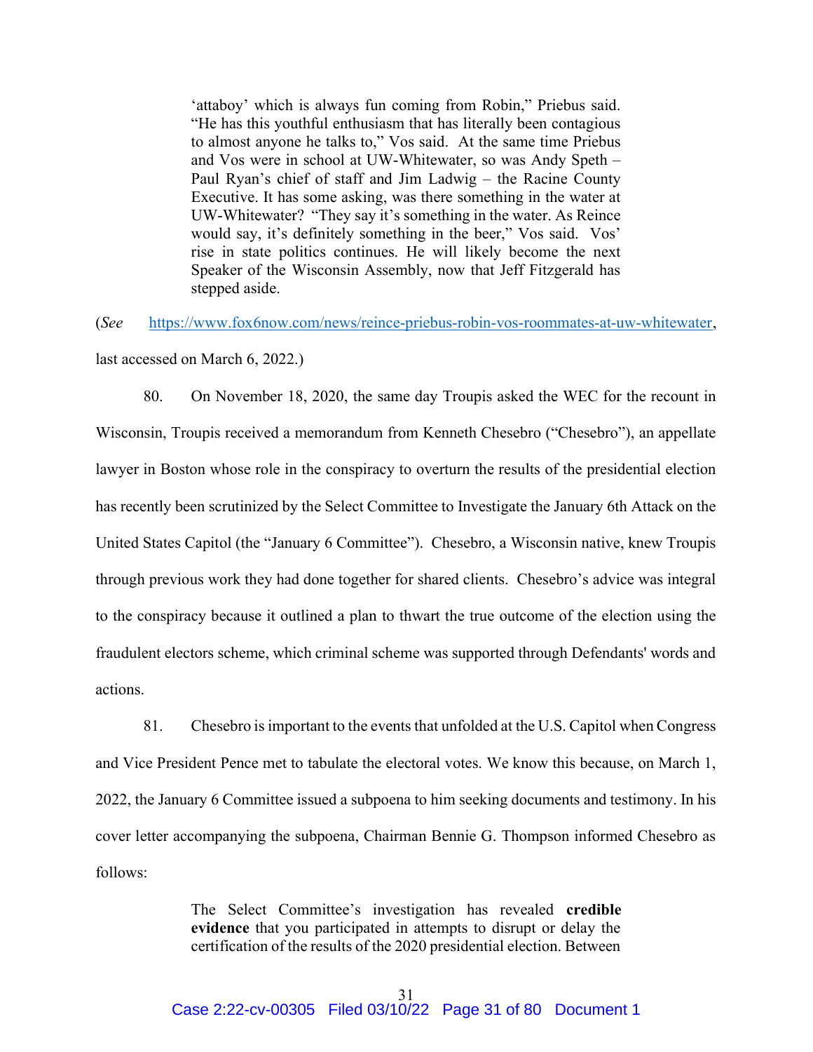> 'attaboy' which is always fun coming from Robin," Priebus said. "He has this youthful enthusiasm that has literally been contagious to almost anyone he talks to," Vos said. At the same time Priebus and Vos were in school at UW-Whitewater, so was Andy Speth – Paul Ryan's chief of staff and Jim Ladwig – the Racine County Executive. It has some asking, was there something in the water at UW-Whitewater? "They say it's something in the water. As Reince would say, it's definitely something in the beer," Vos said. Vos' rise in state politics continues. He will likely become the next Speaker of the Wisconsin Assembly, now that Jeff Fitzgerald has stepped aside.

(*See* https://www.fox6now.com/news/reince-priebus-robin-vos-roommates-at-uw-whitewater, last accessed on March 6, 2022.)

80. On November 18, 2020, the same day Troupis asked the WEC for the recount in Wisconsin, Troupis received a memorandum from Kenneth Chesebro ("Chesebro"), an appellate lawyer in Boston whose role in the conspiracy to overturn the results of the presidential election has recently been scrutinized by the Select Committee to Investigate the January 6th Attack on the United States Capitol (the "January 6 Committee"). Chesebro, a Wisconsin native, knew Troupis through previous work they had done together for shared clients. Chesebro's advice was integral to the conspiracy because it outlined a plan to thwart the true outcome of the election using the fraudulent electors scheme, which criminal scheme was supported through Defendants' words and actions.

81. Chesebro is important to the events that unfolded at the U.S. Capitol when Congress and Vice President Pence met to tabulate the electoral votes. We know this because, on March 1, 2022, the January 6 Committee issued a subpoena to him seeking documents and testimony. In his cover letter accompanying the subpoena, Chairman Bennie G. Thompson informed Chesebro as follows:

> The Select Committee's investigation has revealed **credible evidence** that you participated in attempts to disrupt or delay the certification of the results of the 2020 presidential election. Between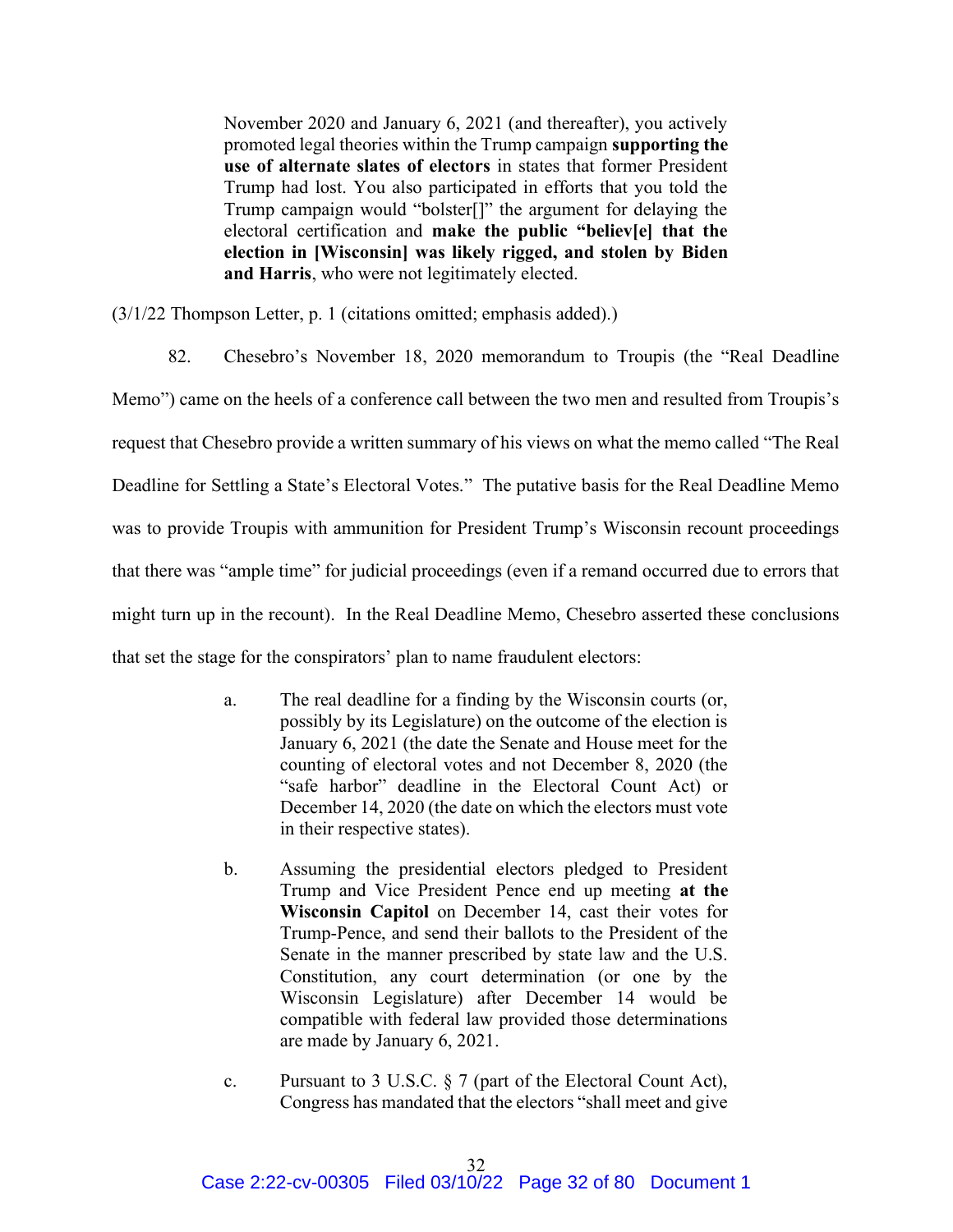> November 2020 and January 6, 2021 (and thereafter), you actively promoted legal theories within the Trump campaign **supporting the use of alternate slates of electors** in states that former President Trump had lost. You also participated in efforts that you told the Trump campaign would "bolster[]" the argument for delaying the electoral certification and **make the public "believ[e] that the election in [Wisconsin] was likely rigged, and stolen by Biden and Harris**, who were not legitimately elected.

(3/1/22 Thompson Letter, p. 1 (citations omitted; emphasis added).)

82. Chesebro's November 18, 2020 memorandum to Troupis (the "Real Deadline Memo") came on the heels of a conference call between the two men and resulted from Troupis's request that Chesebro provide a written summary of his views on what the memo called "The Real Deadline for Settling a State's Electoral Votes." The putative basis for the Real Deadline Memo was to provide Troupis with ammunition for President Trump's Wisconsin recount proceedings that there was "ample time" for judicial proceedings (even if a remand occurred due to errors that might turn up in the recount). In the Real Deadline Memo, Chesebro asserted these conclusions that set the stage for the conspirators' plan to name fraudulent electors:

> a. The real deadline for a finding by the Wisconsin courts (or, possibly by its Legislature) on the outcome of the election is January 6, 2021 (the date the Senate and House meet for the counting of electoral votes and not December 8, 2020 (the "safe harbor" deadline in the Electoral Count Act) or December 14, 2020 (the date on which the electors must vote in their respective states).
>
> b. Assuming the presidential electors pledged to President Trump and Vice President Pence end up meeting **at the Wisconsin Capitol** on December 14, cast their votes for Trump-Pence, and send their ballots to the President of the Senate in the manner prescribed by state law and the U.S. Constitution, any court determination (or one by the Wisconsin Legislature) after December 14 would be compatible with federal law provided those determinations are made by January 6, 2021.
>
> c. Pursuant to 3 U.S.C. § 7 (part of the Electoral Count Act), Congress has mandated that the electors "shall meet and give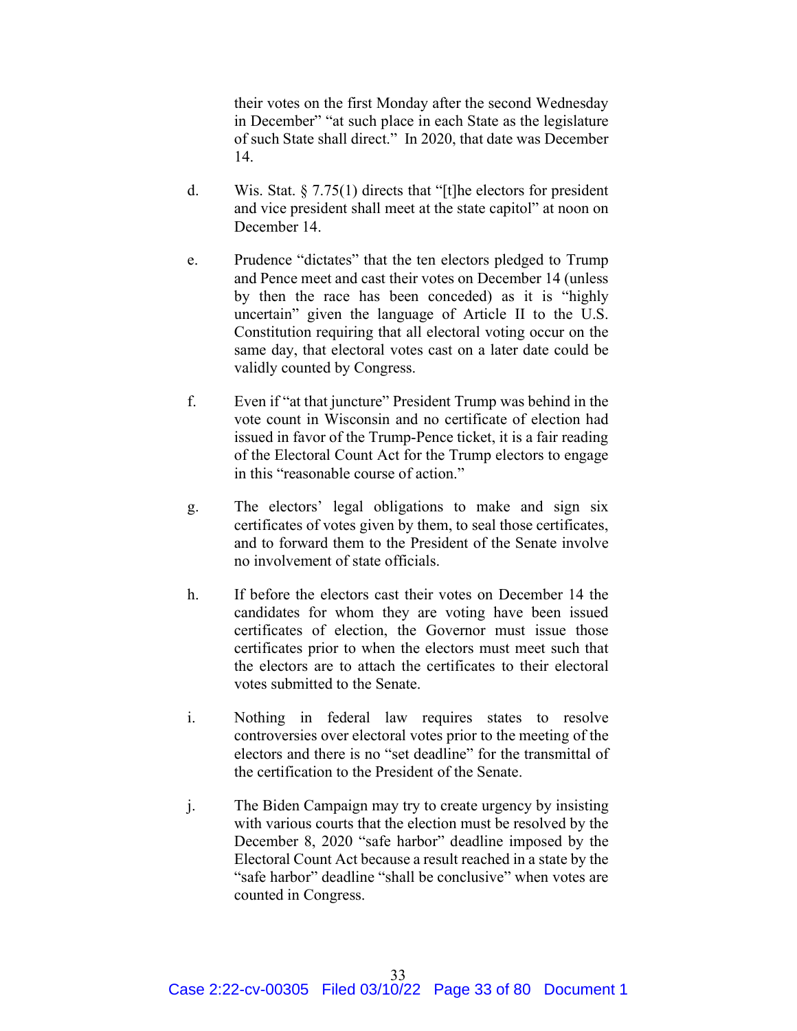their votes on the first Monday after the second Wednesday in December" "at such place in each State as the legislature of such State shall direct." In 2020, that date was December 14.

d. Wis. Stat. § 7.75(1) directs that "[t]he electors for president and vice president shall meet at the state capitol" at noon on December 14.

e. Prudence "dictates" that the ten electors pledged to Trump and Pence meet and cast their votes on December 14 (unless by then the race has been conceded) as it is "highly uncertain" given the language of Article II to the U.S. Constitution requiring that all electoral voting occur on the same day, that electoral votes cast on a later date could be validly counted by Congress.

f. Even if "at that juncture" President Trump was behind in the vote count in Wisconsin and no certificate of election had issued in favor of the Trump-Pence ticket, it is a fair reading of the Electoral Count Act for the Trump electors to engage in this "reasonable course of action."

g. The electors' legal obligations to make and sign six certificates of votes given by them, to seal those certificates, and to forward them to the President of the Senate involve no involvement of state officials.

h. If before the electors cast their votes on December 14 the candidates for whom they are voting have been issued certificates of election, the Governor must issue those certificates prior to when the electors must meet such that the electors are to attach the certificates to their electoral votes submitted to the Senate.

i. Nothing in federal law requires states to resolve controversies over electoral votes prior to the meeting of the electors and there is no "set deadline" for the transmittal of the certification to the President of the Senate.

j. The Biden Campaign may try to create urgency by insisting with various courts that the election must be resolved by the December 8, 2020 "safe harbor" deadline imposed by the Electoral Count Act because a result reached in a state by the "safe harbor" deadline "shall be conclusive" when votes are counted in Congress.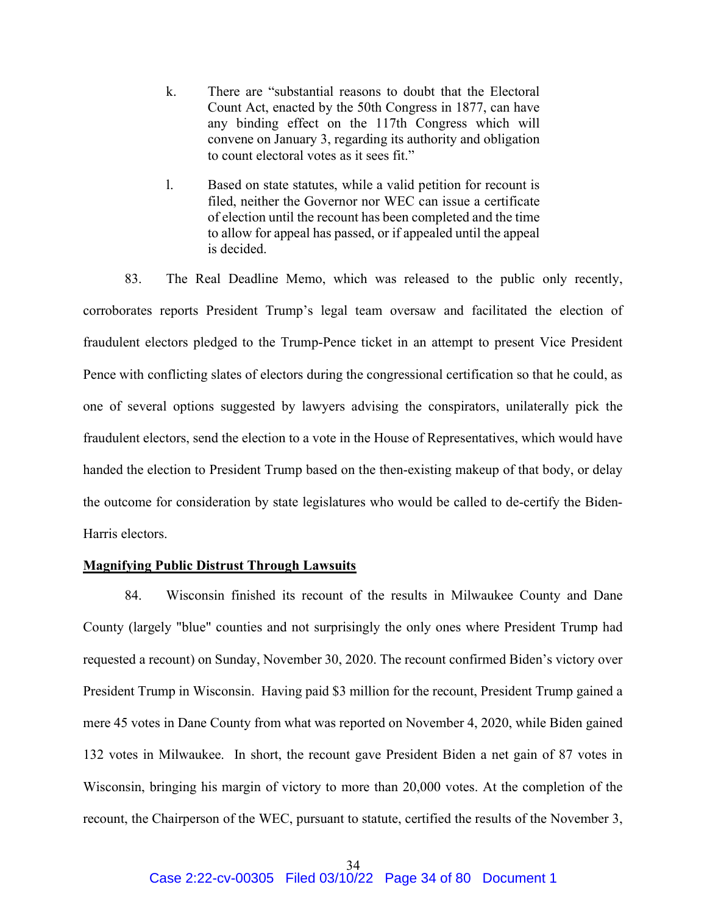k. There are "substantial reasons to doubt that the Electoral Count Act, enacted by the 50th Congress in 1877, can have any binding effect on the 117th Congress which will convene on January 3, regarding its authority and obligation to count electoral votes as it sees fit."

l. Based on state statutes, while a valid petition for recount is filed, neither the Governor nor WEC can issue a certificate of election until the recount has been completed and the time to allow for appeal has passed, or if appealed until the appeal is decided.

83. The Real Deadline Memo, which was released to the public only recently, corroborates reports President Trump's legal team oversaw and facilitated the election of fraudulent electors pledged to the Trump-Pence ticket in an attempt to present Vice President Pence with conflicting slates of electors during the congressional certification so that he could, as one of several options suggested by lawyers advising the conspirators, unilaterally pick the fraudulent electors, send the election to a vote in the House of Representatives, which would have handed the election to President Trump based on the then-existing makeup of that body, or delay the outcome for consideration by state legislatures who would be called to de-certify the Biden-Harris electors.

**Magnifying Public Distrust Through Lawsuits**

84. Wisconsin finished its recount of the results in Milwaukee County and Dane County (largely "blue" counties and not surprisingly the only ones where President Trump had requested a recount) on Sunday, November 30, 2020. The recount confirmed Biden's victory over President Trump in Wisconsin. Having paid $3 million for the recount, President Trump gained a mere 45 votes in Dane County from what was reported on November 4, 2020, while Biden gained 132 votes in Milwaukee. In short, the recount gave President Biden a net gain of 87 votes in Wisconsin, bringing his margin of victory to more than 20,000 votes. At the completion of the recount, the Chairperson of the WEC, pursuant to statute, certified the results of the November 3,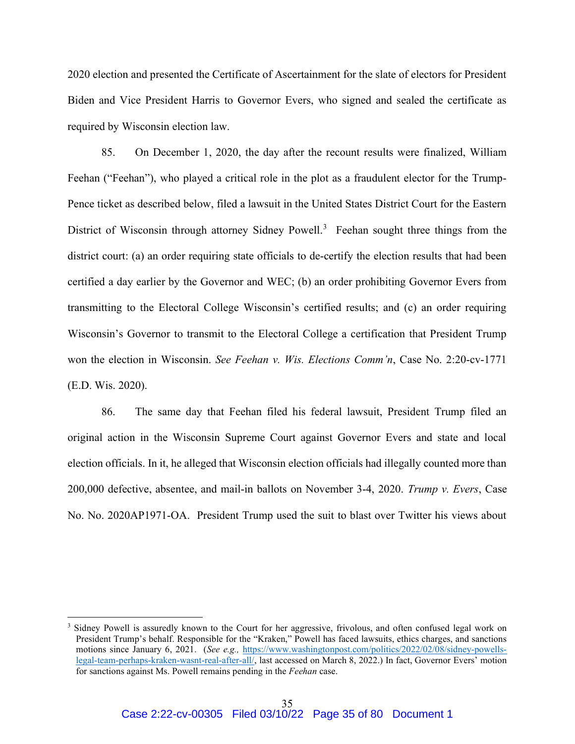2020 election and presented the Certificate of Ascertainment for the slate of electors for President Biden and Vice President Harris to Governor Evers, who signed and sealed the certificate as required by Wisconsin election law.

85. On December 1, 2020, the day after the recount results were finalized, William Feehan ("Feehan"), who played a critical role in the plot as a fraudulent elector for the Trump-Pence ticket as described below, filed a lawsuit in the United States District Court for the Eastern District of Wisconsin through attorney Sidney Powell.[3] Feehan sought three things from the district court: (a) an order requiring state officials to de-certify the election results that had been certified a day earlier by the Governor and WEC; (b) an order prohibiting Governor Evers from transmitting to the Electoral College Wisconsin's certified results; and (c) an order requiring Wisconsin's Governor to transmit to the Electoral College a certification that President Trump won the election in Wisconsin. *See Feehan v. Wis. Elections Comm'n*, Case No. 2:20-cv-1771 (E.D. Wis. 2020).

86. The same day that Feehan filed his federal lawsuit, President Trump filed an original action in the Wisconsin Supreme Court against Governor Evers and state and local election officials. In it, he alleged that Wisconsin election officials had illegally counted more than 200,000 defective, absentee, and mail-in ballots on November 3-4, 2020. *Trump v. Evers*, Case No. No. 2020AP1971-OA. President Trump used the suit to blast over Twitter his views about

---

[3] Sidney Powell is assuredly known to the Court for her aggressive, frivolous, and often confused legal work on President Trump's behalf. Responsible for the "Kraken," Powell has faced lawsuits, ethics charges, and sanctions motions since January 6, 2021. (*See e.g.,* https://www.washingtonpost.com/politics/2022/02/08/sidney-powells-legal-team-perhaps-kraken-wasnt-real-after-all/, last accessed on March 8, 2022.) In fact, Governor Evers' motion for sanctions against Ms. Powell remains pending in the *Feehan* case.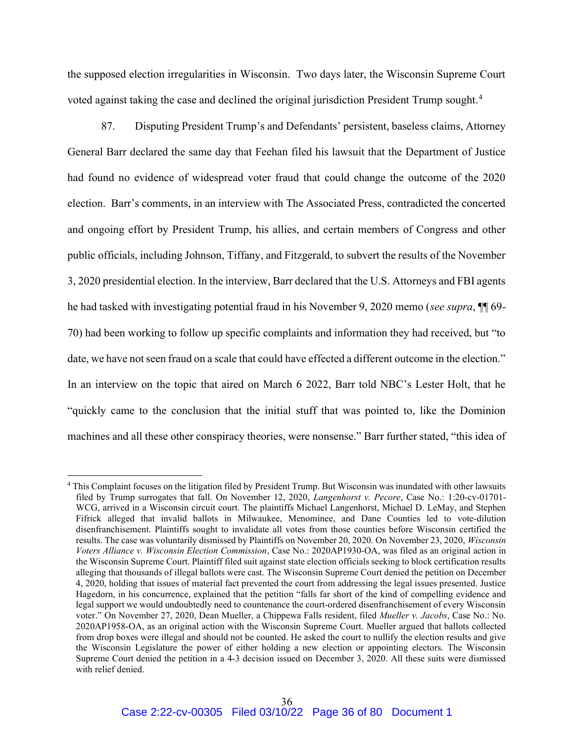the supposed election irregularities in Wisconsin. Two days later, the Wisconsin Supreme Court voted against taking the case and declined the original jurisdiction President Trump sought.[4]

87. Disputing President Trump's and Defendants' persistent, baseless claims, Attorney General Barr declared the same day that Feehan filed his lawsuit that the Department of Justice had found no evidence of widespread voter fraud that could change the outcome of the 2020 election. Barr's comments, in an interview with The Associated Press, contradicted the concerted and ongoing effort by President Trump, his allies, and certain members of Congress and other public officials, including Johnson, Tiffany, and Fitzgerald, to subvert the results of the November 3, 2020 presidential election. In the interview, Barr declared that the U.S. Attorneys and FBI agents he had tasked with investigating potential fraud in his November 9, 2020 memo (*see supra*, ¶¶ 69-70) had been working to follow up specific complaints and information they had received, but "to date, we have not seen fraud on a scale that could have effected a different outcome in the election." In an interview on the topic that aired on March 6 2022, Barr told NBC's Lester Holt, that he "quickly came to the conclusion that the initial stuff that was pointed to, like the Dominion machines and all these other conspiracy theories, were nonsense." Barr further stated, "this idea of

[4] This Complaint focuses on the litigation filed by President Trump. But Wisconsin was inundated with other lawsuits filed by Trump surrogates that fall. On November 12, 2020, *Langenhorst v. Pecore*, Case No.: 1:20-cv-01701-WCG, arrived in a Wisconsin circuit court. The plaintiffs Michael Langenhorst, Michael D. LeMay, and Stephen Fifrick alleged that invalid ballots in Milwaukee, Menominee, and Dane Counties led to vote-dilution disenfranchisement. Plaintiffs sought to invalidate all votes from those counties before Wisconsin certified the results. The case was voluntarily dismissed by Plaintiffs on November 20, 2020. On November 23, 2020, *Wisconsin Voters Alliance v. Wisconsin Election Commission*, Case No.: 2020AP1930-OA, was filed as an original action in the Wisconsin Supreme Court. Plaintiff filed suit against state election officials seeking to block certification results alleging that thousands of illegal ballots were cast. The Wisconsin Supreme Court denied the petition on December 4, 2020, holding that issues of material fact prevented the court from addressing the legal issues presented. Justice Hagedorn, in his concurrence, explained that the petition "falls far short of the kind of compelling evidence and legal support we would undoubtedly need to countenance the court-ordered disenfranchisement of every Wisconsin voter." On November 27, 2020, Dean Mueller, a Chippewa Falls resident, filed *Mueller v. Jacobs*, Case No.: No. 2020AP1958-OA, as an original action with the Wisconsin Supreme Court. Mueller argued that ballots collected from drop boxes were illegal and should not be counted. He asked the court to nullify the election results and give the Wisconsin Legislature the power of either holding a new election or appointing electors. The Wisconsin Supreme Court denied the petition in a 4-3 decision issued on December 3, 2020. All these suits were dismissed with relief denied.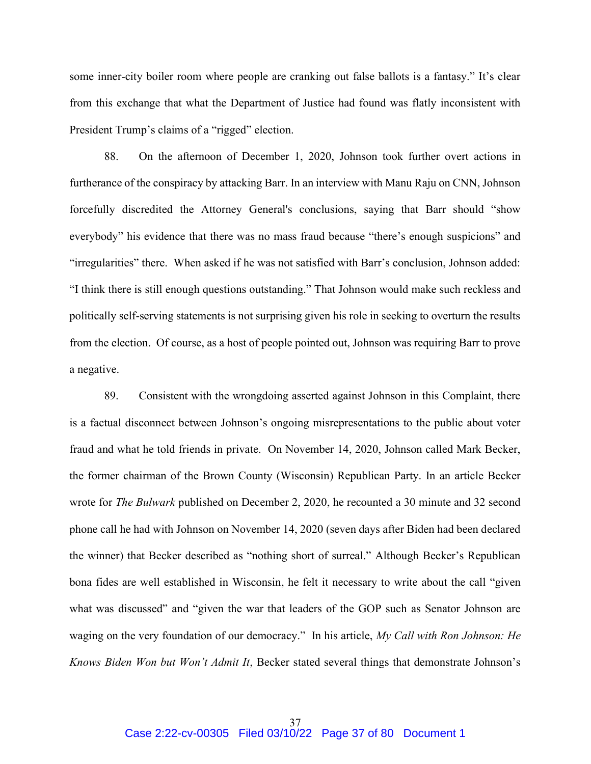some inner-city boiler room where people are cranking out false ballots is a fantasy." It's clear from this exchange that what the Department of Justice had found was flatly inconsistent with President Trump's claims of a "rigged" election.

88. On the afternoon of December 1, 2020, Johnson took further overt actions in furtherance of the conspiracy by attacking Barr. In an interview with Manu Raju on CNN, Johnson forcefully discredited the Attorney General's conclusions, saying that Barr should "show everybody" his evidence that there was no mass fraud because "there's enough suspicions" and "irregularities" there. When asked if he was not satisfied with Barr's conclusion, Johnson added: "I think there is still enough questions outstanding." That Johnson would make such reckless and politically self-serving statements is not surprising given his role in seeking to overturn the results from the election. Of course, as a host of people pointed out, Johnson was requiring Barr to prove a negative.

89. Consistent with the wrongdoing asserted against Johnson in this Complaint, there is a factual disconnect between Johnson's ongoing misrepresentations to the public about voter fraud and what he told friends in private. On November 14, 2020, Johnson called Mark Becker, the former chairman of the Brown County (Wisconsin) Republican Party. In an article Becker wrote for *The Bulwark* published on December 2, 2020, he recounted a 30 minute and 32 second phone call he had with Johnson on November 14, 2020 (seven days after Biden had been declared the winner) that Becker described as "nothing short of surreal." Although Becker's Republican bona fides are well established in Wisconsin, he felt it necessary to write about the call "given what was discussed" and "given the war that leaders of the GOP such as Senator Johnson are waging on the very foundation of our democracy." In his article, *My Call with Ron Johnson: He Knows Biden Won but Won't Admit It*, Becker stated several things that demonstrate Johnson's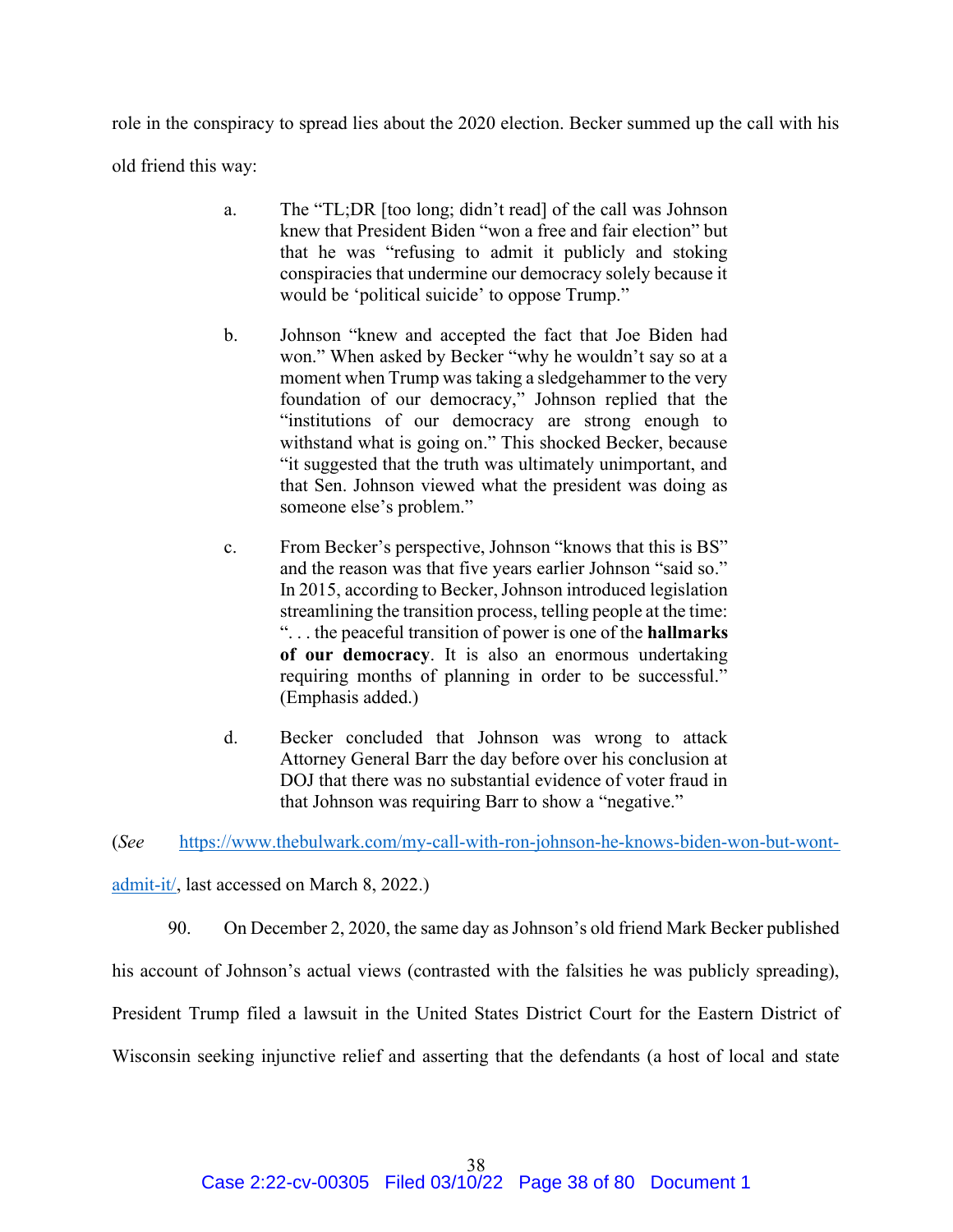role in the conspiracy to spread lies about the 2020 election. Becker summed up the call with his old friend this way:

> a. The "TL;DR [too long; didn't read] of the call was Johnson knew that President Biden "won a free and fair election" but that he was "refusing to admit it publicly and stoking conspiracies that undermine our democracy solely because it would be 'political suicide' to oppose Trump."
>
> b. Johnson "knew and accepted the fact that Joe Biden had won." When asked by Becker "why he wouldn't say so at a moment when Trump was taking a sledgehammer to the very foundation of our democracy," Johnson replied that the "institutions of our democracy are strong enough to withstand what is going on." This shocked Becker, because "it suggested that the truth was ultimately unimportant, and that Sen. Johnson viewed what the president was doing as someone else's problem."
>
> c. From Becker's perspective, Johnson "knows that this is BS" and the reason was that five years earlier Johnson "said so." In 2015, according to Becker, Johnson introduced legislation streamlining the transition process, telling people at the time: ". . . the peaceful transition of power is one of the **hallmarks of our democracy**. It is also an enormous undertaking requiring months of planning in order to be successful." (Emphasis added.)
>
> d. Becker concluded that Johnson was wrong to attack Attorney General Barr the day before over his conclusion at DOJ that there was no substantial evidence of voter fraud in that Johnson was requiring Barr to show a "negative."

(*See* https://www.thebulwark.com/my-call-with-ron-johnson-he-knows-biden-won-but-wont-admit-it/, last accessed on March 8, 2022.)

90. On December 2, 2020, the same day as Johnson's old friend Mark Becker published his account of Johnson's actual views (contrasted with the falsities he was publicly spreading), President Trump filed a lawsuit in the United States District Court for the Eastern District of Wisconsin seeking injunctive relief and asserting that the defendants (a host of local and state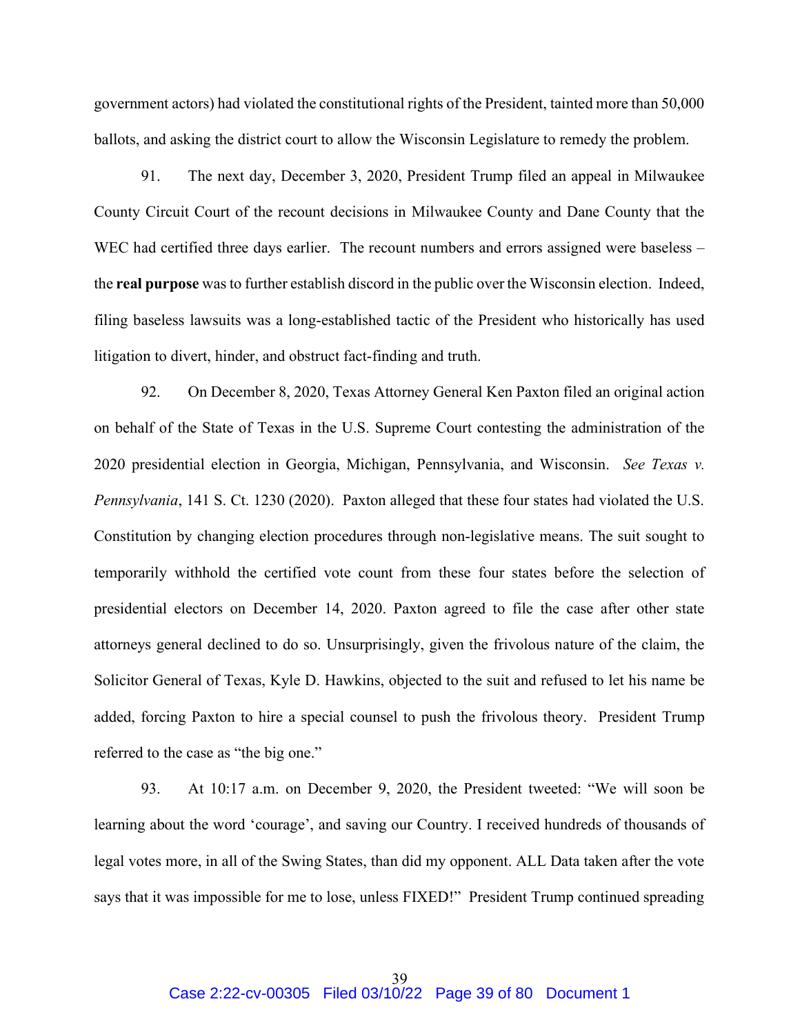government actors) had violated the constitutional rights of the President, tainted more than 50,000 ballots, and asking the district court to allow the Wisconsin Legislature to remedy the problem.

91. The next day, December 3, 2020, President Trump filed an appeal in Milwaukee County Circuit Court of the recount decisions in Milwaukee County and Dane County that the WEC had certified three days earlier. The recount numbers and errors assigned were baseless – the **real purpose** was to further establish discord in the public over the Wisconsin election. Indeed, filing baseless lawsuits was a long-established tactic of the President who historically has used litigation to divert, hinder, and obstruct fact-finding and truth.

92. On December 8, 2020, Texas Attorney General Ken Paxton filed an original action on behalf of the State of Texas in the U.S. Supreme Court contesting the administration of the 2020 presidential election in Georgia, Michigan, Pennsylvania, and Wisconsin. *See Texas v. Pennsylvania*, 141 S. Ct. 1230 (2020). Paxton alleged that these four states had violated the U.S. Constitution by changing election procedures through non-legislative means. The suit sought to temporarily withhold the certified vote count from these four states before the selection of presidential electors on December 14, 2020. Paxton agreed to file the case after other state attorneys general declined to do so. Unsurprisingly, given the frivolous nature of the claim, the Solicitor General of Texas, Kyle D. Hawkins, objected to the suit and refused to let his name be added, forcing Paxton to hire a special counsel to push the frivolous theory. President Trump referred to the case as "the big one."

93. At 10:17 a.m. on December 9, 2020, the President tweeted: "We will soon be learning about the word 'courage', and saving our Country. I received hundreds of thousands of legal votes more, in all of the Swing States, than did my opponent. ALL Data taken after the vote says that it was impossible for me to lose, unless FIXED!" President Trump continued spreading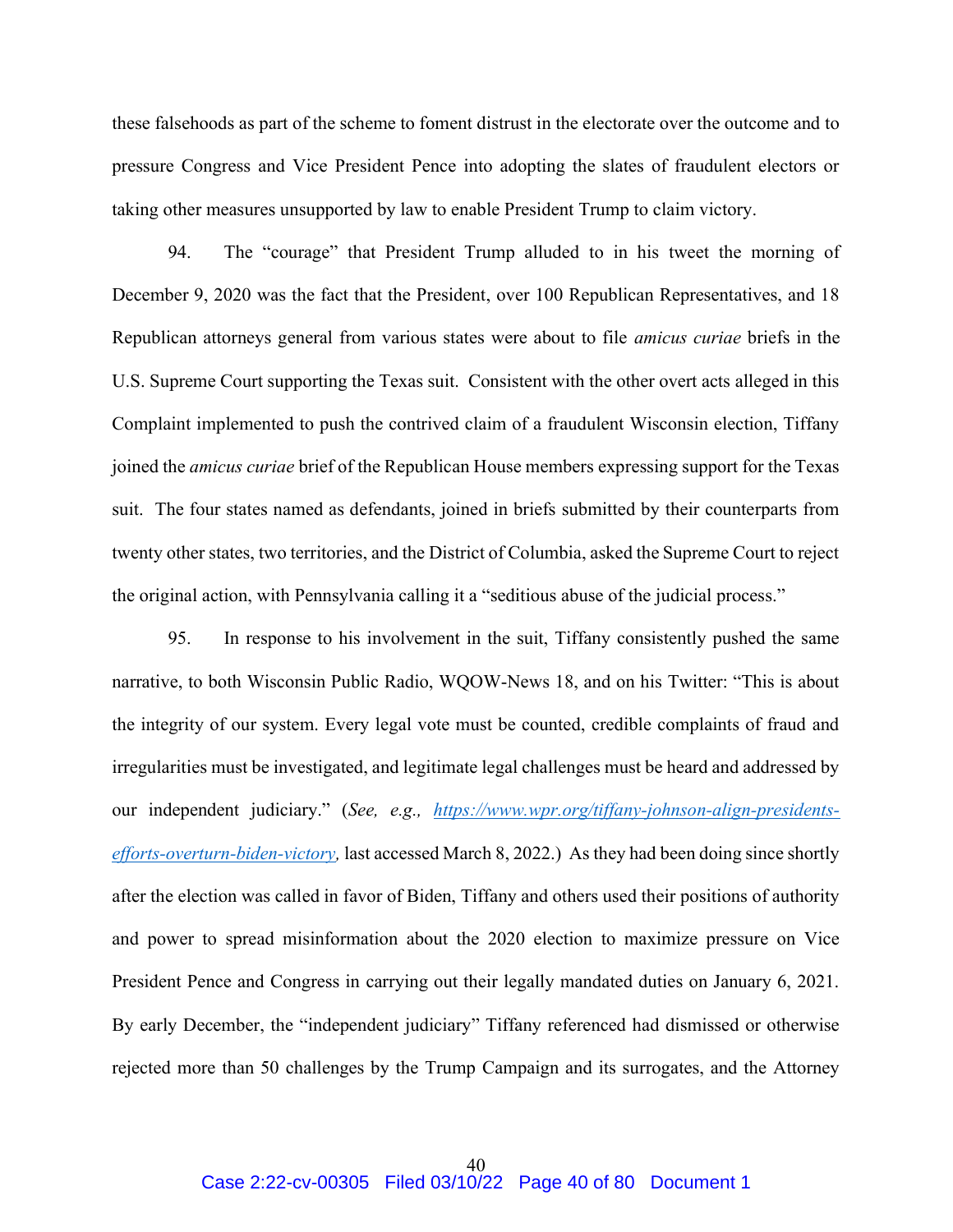these falsehoods as part of the scheme to foment distrust in the electorate over the outcome and to pressure Congress and Vice President Pence into adopting the slates of fraudulent electors or taking other measures unsupported by law to enable President Trump to claim victory.

94. The "courage" that President Trump alluded to in his tweet the morning of December 9, 2020 was the fact that the President, over 100 Republican Representatives, and 18 Republican attorneys general from various states were about to file *amicus curiae* briefs in the U.S. Supreme Court supporting the Texas suit. Consistent with the other overt acts alleged in this Complaint implemented to push the contrived claim of a fraudulent Wisconsin election, Tiffany joined the *amicus curiae* brief of the Republican House members expressing support for the Texas suit. The four states named as defendants, joined in briefs submitted by their counterparts from twenty other states, two territories, and the District of Columbia, asked the Supreme Court to reject the original action, with Pennsylvania calling it a "seditious abuse of the judicial process."

95. In response to his involvement in the suit, Tiffany consistently pushed the same narrative, to both Wisconsin Public Radio, WQOW-News 18, and on his Twitter: "This is about the integrity of our system. Every legal vote must be counted, credible complaints of fraud and irregularities must be investigated, and legitimate legal challenges must be heard and addressed by our independent judiciary." (*See, e.g., https://www.wpr.org/tiffany-johnson-align-presidents-efforts-overturn-biden-victory,* last accessed March 8, 2022.) As they had been doing since shortly after the election was called in favor of Biden, Tiffany and others used their positions of authority and power to spread misinformation about the 2020 election to maximize pressure on Vice President Pence and Congress in carrying out their legally mandated duties on January 6, 2021. By early December, the "independent judiciary" Tiffany referenced had dismissed or otherwise rejected more than 50 challenges by the Trump Campaign and its surrogates, and the Attorney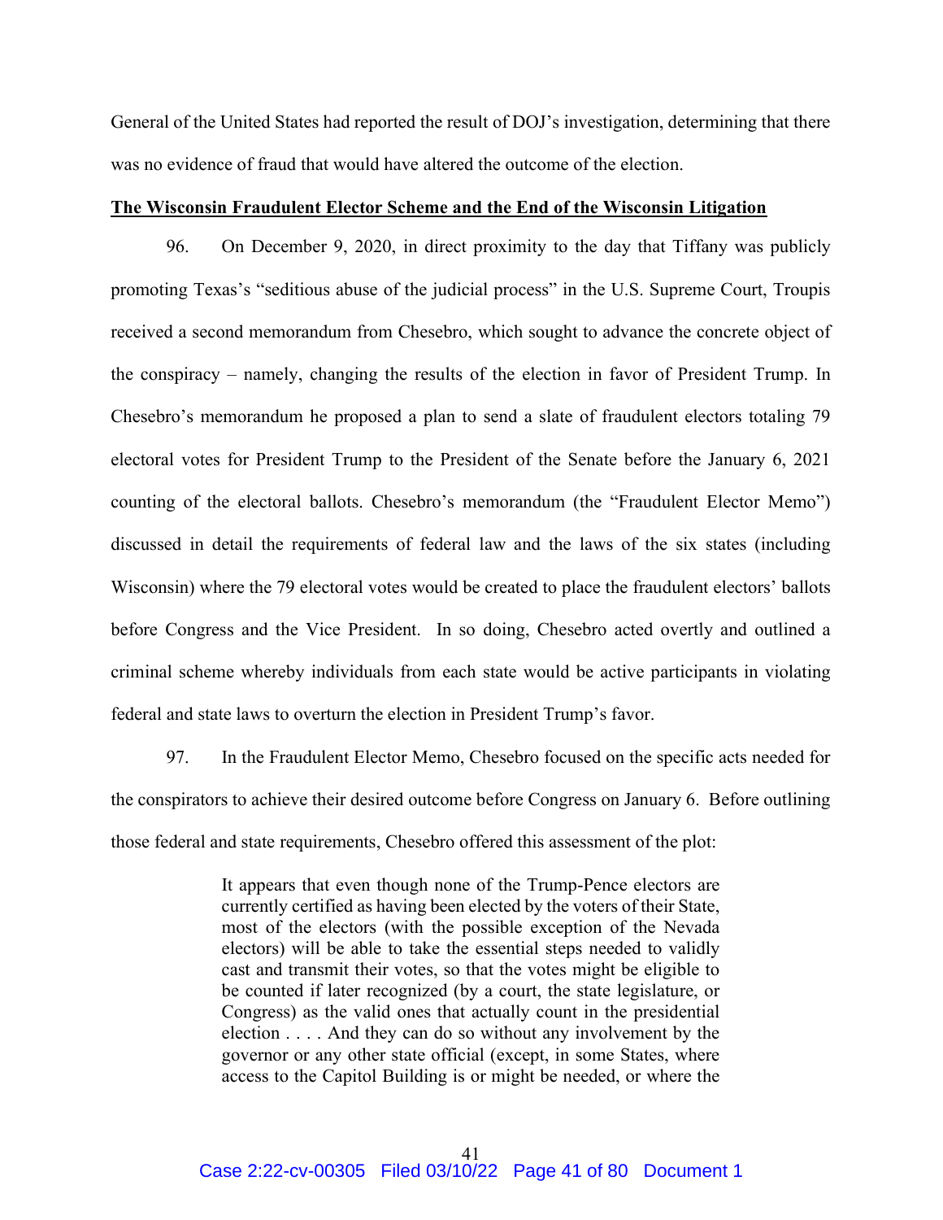General of the United States had reported the result of DOJ's investigation, determining that there was no evidence of fraud that would have altered the outcome of the election.

**The Wisconsin Fraudulent Elector Scheme and the End of the Wisconsin Litigation**

96. On December 9, 2020, in direct proximity to the day that Tiffany was publicly promoting Texas's "seditious abuse of the judicial process" in the U.S. Supreme Court, Troupis received a second memorandum from Chesebro, which sought to advance the concrete object of the conspiracy – namely, changing the results of the election in favor of President Trump. In Chesebro's memorandum he proposed a plan to send a slate of fraudulent electors totaling 79 electoral votes for President Trump to the President of the Senate before the January 6, 2021 counting of the electoral ballots. Chesebro's memorandum (the "Fraudulent Elector Memo") discussed in detail the requirements of federal law and the laws of the six states (including Wisconsin) where the 79 electoral votes would be created to place the fraudulent electors' ballots before Congress and the Vice President. In so doing, Chesebro acted overtly and outlined a criminal scheme whereby individuals from each state would be active participants in violating federal and state laws to overturn the election in President Trump's favor.

97. In the Fraudulent Elector Memo, Chesebro focused on the specific acts needed for the conspirators to achieve their desired outcome before Congress on January 6. Before outlining those federal and state requirements, Chesebro offered this assessment of the plot:

> It appears that even though none of the Trump-Pence electors are currently certified as having been elected by the voters of their State, most of the electors (with the possible exception of the Nevada electors) will be able to take the essential steps needed to validly cast and transmit their votes, so that the votes might be eligible to be counted if later recognized (by a court, the state legislature, or Congress) as the valid ones that actually count in the presidential election . . . . And they can do so without any involvement by the governor or any other state official (except, in some States, where access to the Capitol Building is or might be needed, or where the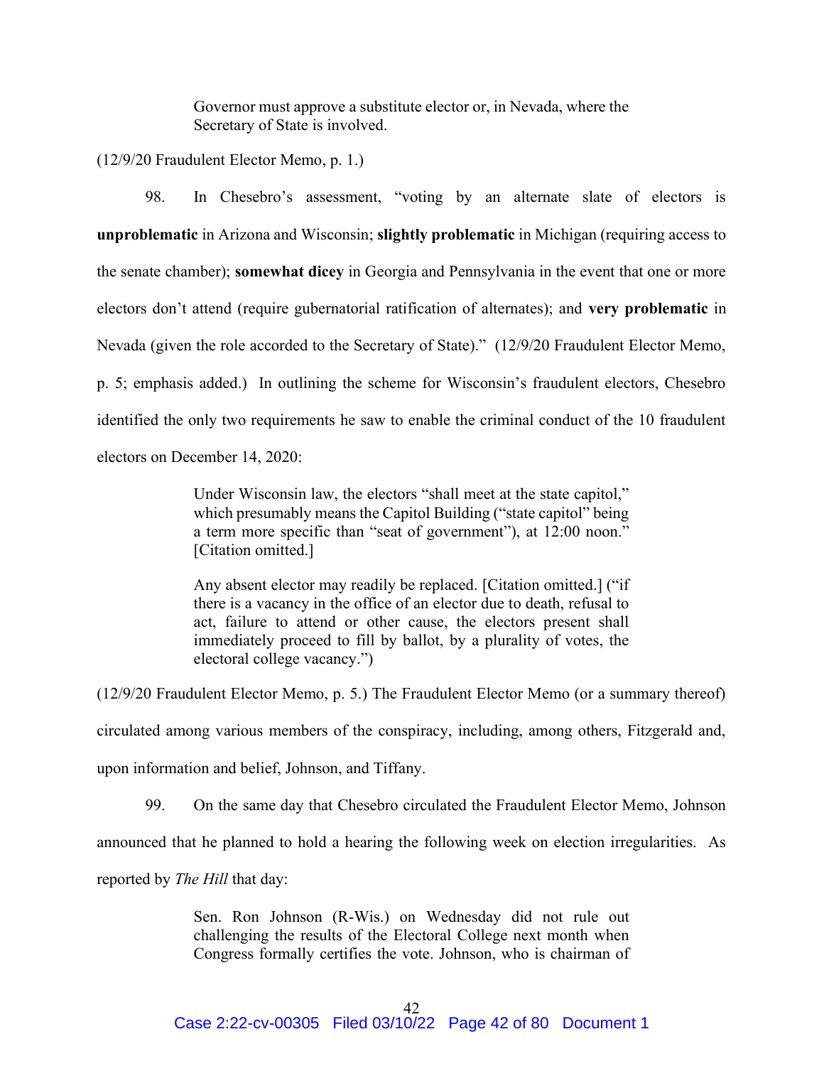> Governor must approve a substitute elector or, in Nevada, where the Secretary of State is involved.

(12/9/20 Fraudulent Elector Memo, p. 1.)

98. In Chesebro's assessment, "voting by an alternate slate of electors is **unproblematic** in Arizona and Wisconsin; **slightly problematic** in Michigan (requiring access to the senate chamber); **somewhat dicey** in Georgia and Pennsylvania in the event that one or more electors don't attend (require gubernatorial ratification of alternates); and **very problematic** in Nevada (given the role accorded to the Secretary of State)." (12/9/20 Fraudulent Elector Memo, p. 5; emphasis added.) In outlining the scheme for Wisconsin's fraudulent electors, Chesebro identified the only two requirements he saw to enable the criminal conduct of the 10 fraudulent electors on December 14, 2020:

> Under Wisconsin law, the electors "shall meet at the state capitol," which presumably means the Capitol Building ("state capitol" being a term more specific than "seat of government"), at 12:00 noon." [Citation omitted.]
>
> Any absent elector may readily be replaced. [Citation omitted.] ("if there is a vacancy in the office of an elector due to death, refusal to act, failure to attend or other cause, the electors present shall immediately proceed to fill by ballot, by a plurality of votes, the electoral college vacancy.")

(12/9/20 Fraudulent Elector Memo, p. 5.) The Fraudulent Elector Memo (or a summary thereof) circulated among various members of the conspiracy, including, among others, Fitzgerald and, upon information and belief, Johnson, and Tiffany.

99. On the same day that Chesebro circulated the Fraudulent Elector Memo, Johnson announced that he planned to hold a hearing the following week on election irregularities. As reported by *The Hill* that day:

> Sen. Ron Johnson (R-Wis.) on Wednesday did not rule out challenging the results of the Electoral College next month when Congress formally certifies the vote. Johnson, who is chairman of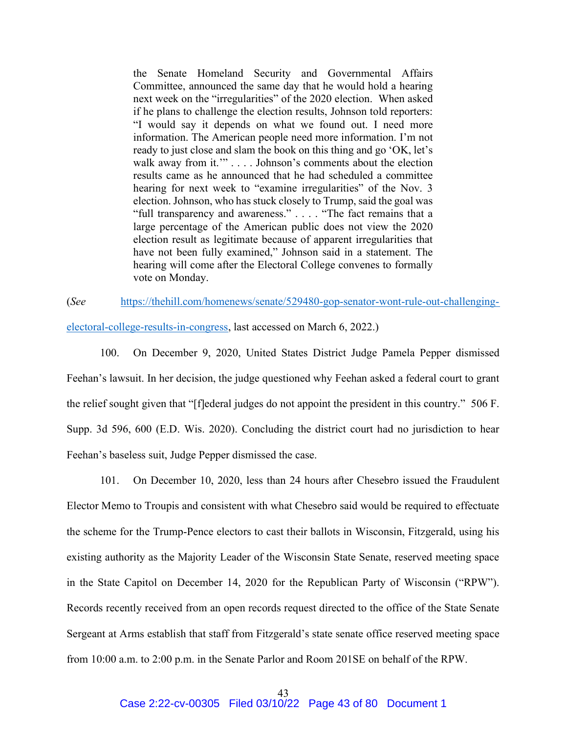> the Senate Homeland Security and Governmental Affairs Committee, announced the same day that he would hold a hearing next week on the "irregularities" of the 2020 election. When asked if he plans to challenge the election results, Johnson told reporters: "I would say it depends on what we found out. I need more information. The American people need more information. I'm not ready to just close and slam the book on this thing and go 'OK, let's walk away from it.'" . . . . Johnson's comments about the election results came as he announced that he had scheduled a committee hearing for next week to "examine irregularities" of the Nov. 3 election. Johnson, who has stuck closely to Trump, said the goal was "full transparency and awareness." . . . . "The fact remains that a large percentage of the American public does not view the 2020 election result as legitimate because of apparent irregularities that have not been fully examined," Johnson said in a statement. The hearing will come after the Electoral College convenes to formally vote on Monday.

(*See* https://thehill.com/homenews/senate/529480-gop-senator-wont-rule-out-challenging-electoral-college-results-in-congress, last accessed on March 6, 2022.)

100. On December 9, 2020, United States District Judge Pamela Pepper dismissed Feehan's lawsuit. In her decision, the judge questioned why Feehan asked a federal court to grant the relief sought given that "[f]ederal judges do not appoint the president in this country." 506 F. Supp. 3d 596, 600 (E.D. Wis. 2020). Concluding the district court had no jurisdiction to hear Feehan's baseless suit, Judge Pepper dismissed the case.

101. On December 10, 2020, less than 24 hours after Chesebro issued the Fraudulent Elector Memo to Troupis and consistent with what Chesebro said would be required to effectuate the scheme for the Trump-Pence electors to cast their ballots in Wisconsin, Fitzgerald, using his existing authority as the Majority Leader of the Wisconsin State Senate, reserved meeting space in the State Capitol on December 14, 2020 for the Republican Party of Wisconsin ("RPW"). Records recently received from an open records request directed to the office of the State Senate Sergeant at Arms establish that staff from Fitzgerald's state senate office reserved meeting space from 10:00 a.m. to 2:00 p.m. in the Senate Parlor and Room 201SE on behalf of the RPW.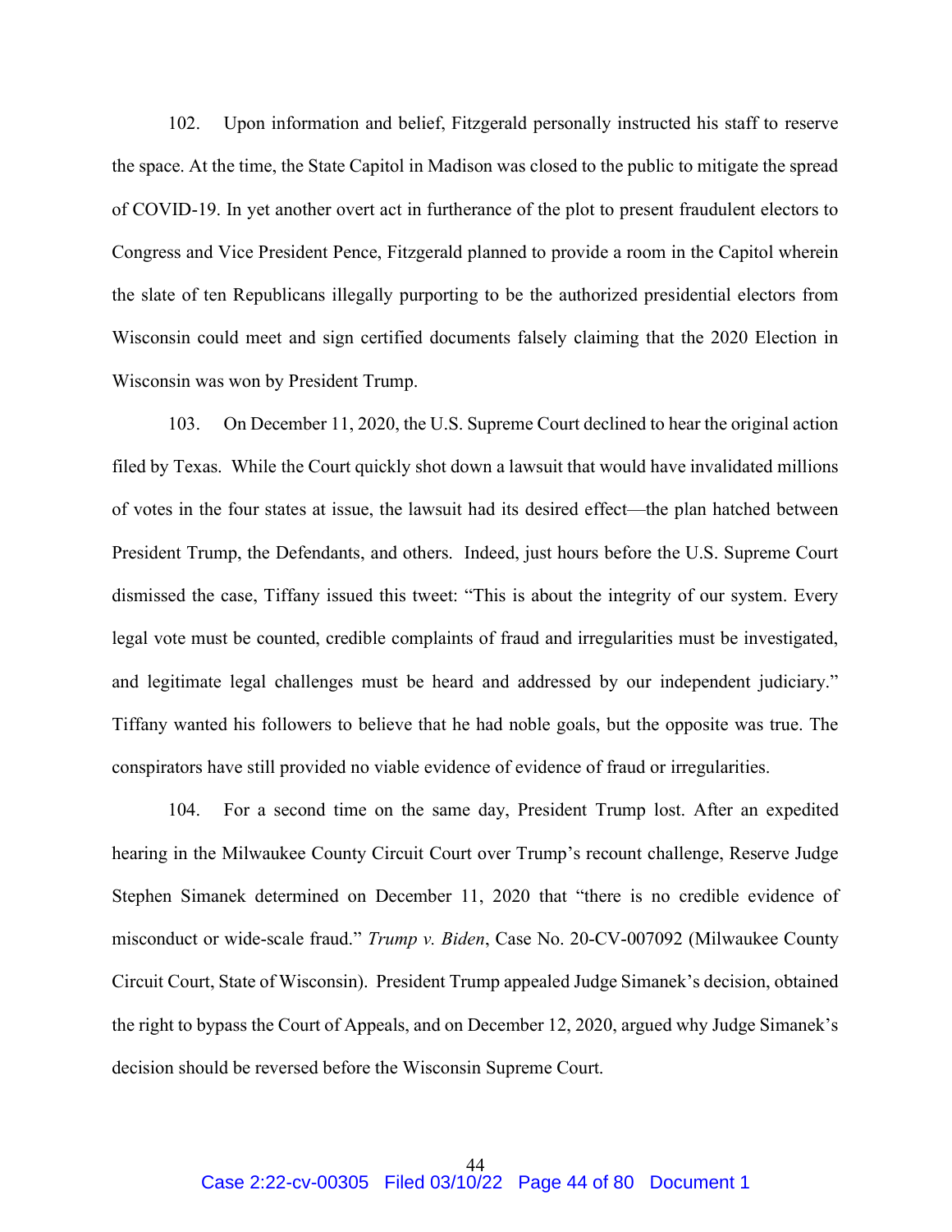102. Upon information and belief, Fitzgerald personally instructed his staff to reserve the space. At the time, the State Capitol in Madison was closed to the public to mitigate the spread of COVID-19. In yet another overt act in furtherance of the plot to present fraudulent electors to Congress and Vice President Pence, Fitzgerald planned to provide a room in the Capitol wherein the slate of ten Republicans illegally purporting to be the authorized presidential electors from Wisconsin could meet and sign certified documents falsely claiming that the 2020 Election in Wisconsin was won by President Trump.

103. On December 11, 2020, the U.S. Supreme Court declined to hear the original action filed by Texas. While the Court quickly shot down a lawsuit that would have invalidated millions of votes in the four states at issue, the lawsuit had its desired effect—the plan hatched between President Trump, the Defendants, and others. Indeed, just hours before the U.S. Supreme Court dismissed the case, Tiffany issued this tweet: "This is about the integrity of our system. Every legal vote must be counted, credible complaints of fraud and irregularities must be investigated, and legitimate legal challenges must be heard and addressed by our independent judiciary." Tiffany wanted his followers to believe that he had noble goals, but the opposite was true. The conspirators have still provided no viable evidence of evidence of fraud or irregularities.

104. For a second time on the same day, President Trump lost. After an expedited hearing in the Milwaukee County Circuit Court over Trump's recount challenge, Reserve Judge Stephen Simanek determined on December 11, 2020 that "there is no credible evidence of misconduct or wide-scale fraud." *Trump v. Biden*, Case No. 20-CV-007092 (Milwaukee County Circuit Court, State of Wisconsin). President Trump appealed Judge Simanek's decision, obtained the right to bypass the Court of Appeals, and on December 12, 2020, argued why Judge Simanek's decision should be reversed before the Wisconsin Supreme Court.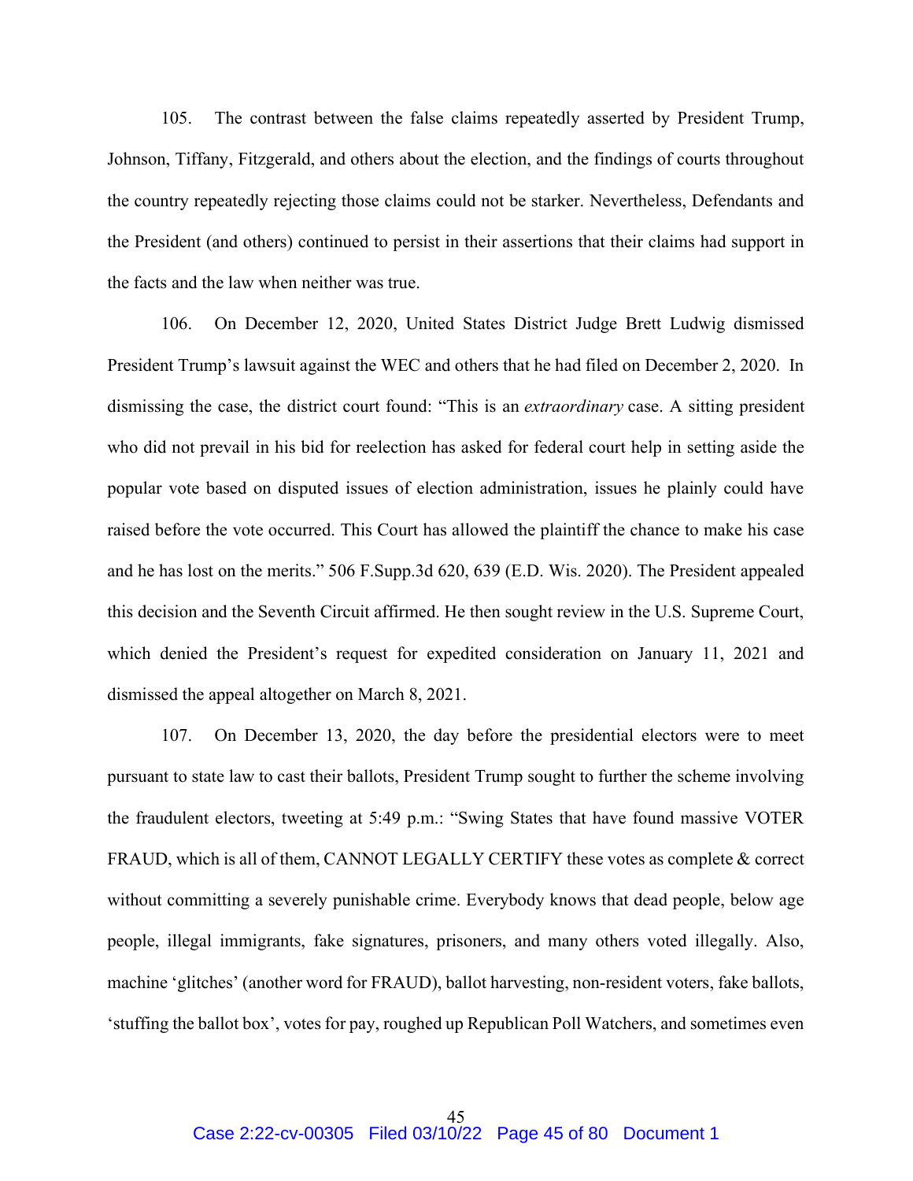105. The contrast between the false claims repeatedly asserted by President Trump, Johnson, Tiffany, Fitzgerald, and others about the election, and the findings of courts throughout the country repeatedly rejecting those claims could not be starker. Nevertheless, Defendants and the President (and others) continued to persist in their assertions that their claims had support in the facts and the law when neither was true.

106. On December 12, 2020, United States District Judge Brett Ludwig dismissed President Trump's lawsuit against the WEC and others that he had filed on December 2, 2020. In dismissing the case, the district court found: "This is an *extraordinary* case. A sitting president who did not prevail in his bid for reelection has asked for federal court help in setting aside the popular vote based on disputed issues of election administration, issues he plainly could have raised before the vote occurred. This Court has allowed the plaintiff the chance to make his case and he has lost on the merits." 506 F.Supp.3d 620, 639 (E.D. Wis. 2020). The President appealed this decision and the Seventh Circuit affirmed. He then sought review in the U.S. Supreme Court, which denied the President's request for expedited consideration on January 11, 2021 and dismissed the appeal altogether on March 8, 2021.

107. On December 13, 2020, the day before the presidential electors were to meet pursuant to state law to cast their ballots, President Trump sought to further the scheme involving the fraudulent electors, tweeting at 5:49 p.m.: "Swing States that have found massive VOTER FRAUD, which is all of them, CANNOT LEGALLY CERTIFY these votes as complete & correct without committing a severely punishable crime. Everybody knows that dead people, below age people, illegal immigrants, fake signatures, prisoners, and many others voted illegally. Also, machine 'glitches' (another word for FRAUD), ballot harvesting, non-resident voters, fake ballots, 'stuffing the ballot box', votes for pay, roughed up Republican Poll Watchers, and sometimes even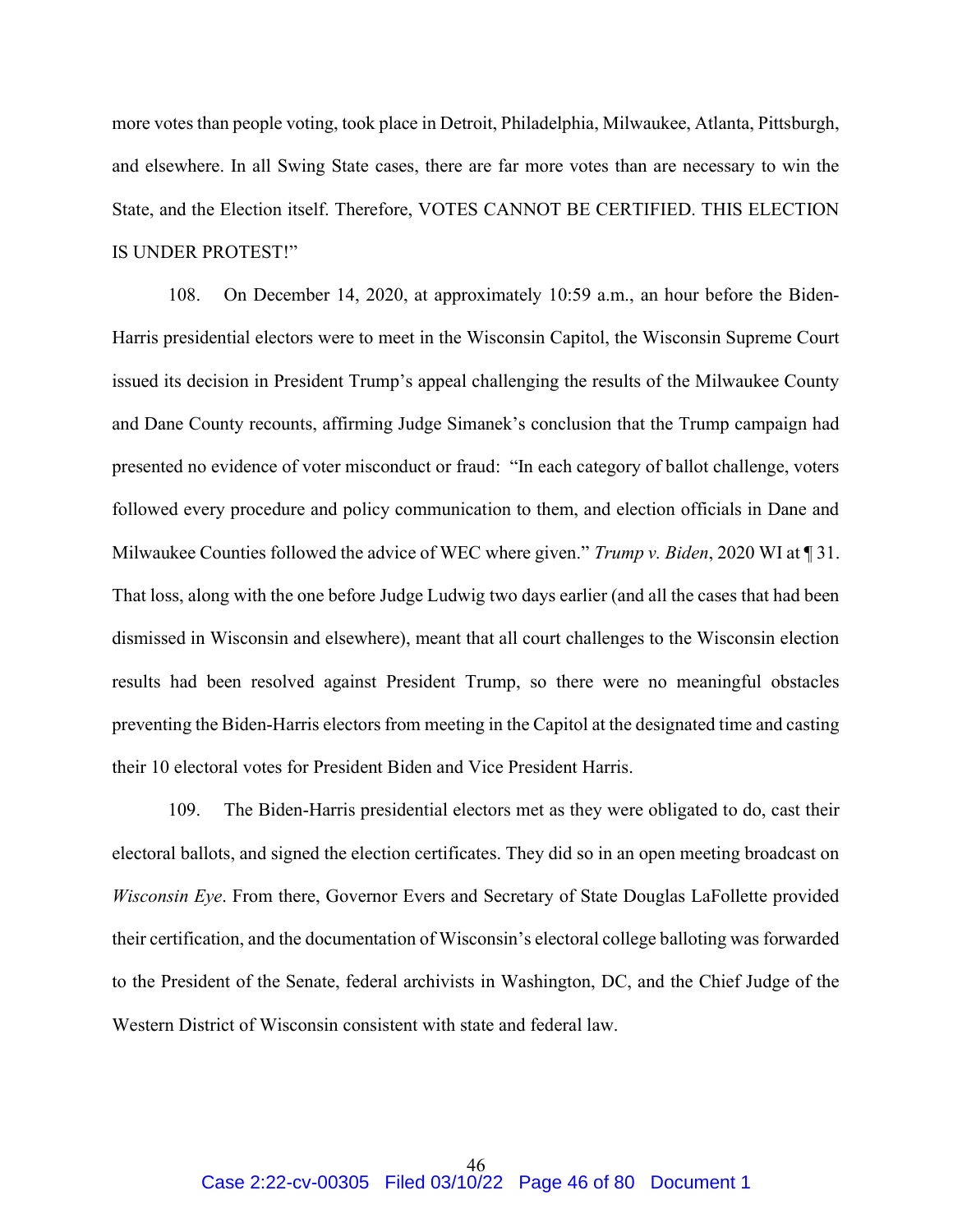more votes than people voting, took place in Detroit, Philadelphia, Milwaukee, Atlanta, Pittsburgh, and elsewhere. In all Swing State cases, there are far more votes than are necessary to win the State, and the Election itself. Therefore, VOTES CANNOT BE CERTIFIED. THIS ELECTION IS UNDER PROTEST!"

108. On December 14, 2020, at approximately 10:59 a.m., an hour before the Biden-Harris presidential electors were to meet in the Wisconsin Capitol, the Wisconsin Supreme Court issued its decision in President Trump's appeal challenging the results of the Milwaukee County and Dane County recounts, affirming Judge Simanek's conclusion that the Trump campaign had presented no evidence of voter misconduct or fraud: "In each category of ballot challenge, voters followed every procedure and policy communication to them, and election officials in Dane and Milwaukee Counties followed the advice of WEC where given." *Trump v. Biden*, 2020 WI at ¶ 31. That loss, along with the one before Judge Ludwig two days earlier (and all the cases that had been dismissed in Wisconsin and elsewhere), meant that all court challenges to the Wisconsin election results had been resolved against President Trump, so there were no meaningful obstacles preventing the Biden-Harris electors from meeting in the Capitol at the designated time and casting their 10 electoral votes for President Biden and Vice President Harris.

109. The Biden-Harris presidential electors met as they were obligated to do, cast their electoral ballots, and signed the election certificates. They did so in an open meeting broadcast on *Wisconsin Eye*. From there, Governor Evers and Secretary of State Douglas LaFollette provided their certification, and the documentation of Wisconsin's electoral college balloting was forwarded to the President of the Senate, federal archivists in Washington, DC, and the Chief Judge of the Western District of Wisconsin consistent with state and federal law.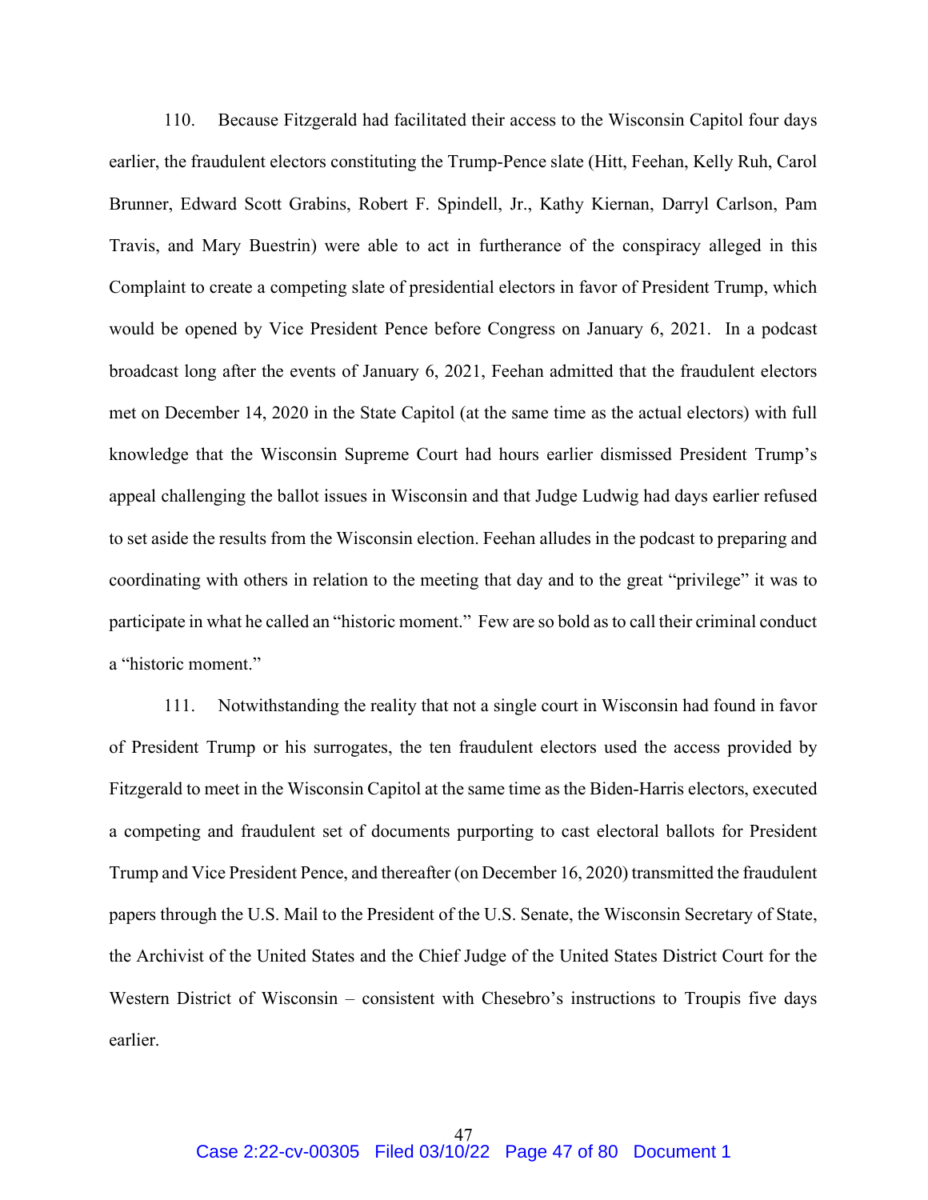110. Because Fitzgerald had facilitated their access to the Wisconsin Capitol four days earlier, the fraudulent electors constituting the Trump-Pence slate (Hitt, Feehan, Kelly Ruh, Carol Brunner, Edward Scott Grabins, Robert F. Spindell, Jr., Kathy Kiernan, Darryl Carlson, Pam Travis, and Mary Buestrin) were able to act in furtherance of the conspiracy alleged in this Complaint to create a competing slate of presidential electors in favor of President Trump, which would be opened by Vice President Pence before Congress on January 6, 2021. In a podcast broadcast long after the events of January 6, 2021, Feehan admitted that the fraudulent electors met on December 14, 2020 in the State Capitol (at the same time as the actual electors) with full knowledge that the Wisconsin Supreme Court had hours earlier dismissed President Trump's appeal challenging the ballot issues in Wisconsin and that Judge Ludwig had days earlier refused to set aside the results from the Wisconsin election. Feehan alludes in the podcast to preparing and coordinating with others in relation to the meeting that day and to the great "privilege" it was to participate in what he called an "historic moment." Few are so bold as to call their criminal conduct a "historic moment."

111. Notwithstanding the reality that not a single court in Wisconsin had found in favor of President Trump or his surrogates, the ten fraudulent electors used the access provided by Fitzgerald to meet in the Wisconsin Capitol at the same time as the Biden-Harris electors, executed a competing and fraudulent set of documents purporting to cast electoral ballots for President Trump and Vice President Pence, and thereafter (on December 16, 2020) transmitted the fraudulent papers through the U.S. Mail to the President of the U.S. Senate, the Wisconsin Secretary of State, the Archivist of the United States and the Chief Judge of the United States District Court for the Western District of Wisconsin – consistent with Chesebro's instructions to Troupis five days earlier.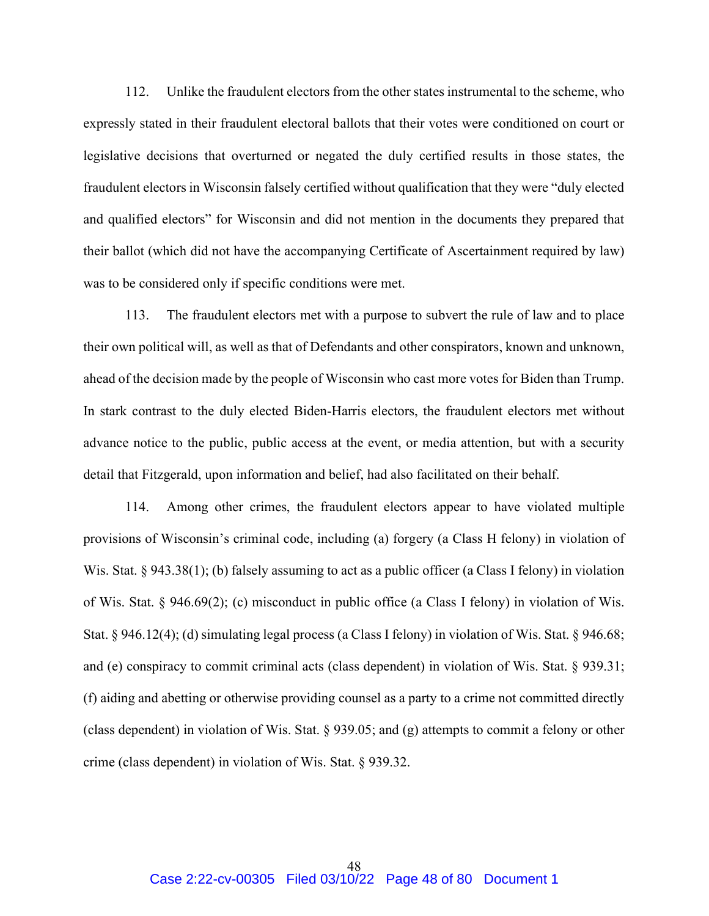112. Unlike the fraudulent electors from the other states instrumental to the scheme, who expressly stated in their fraudulent electoral ballots that their votes were conditioned on court or legislative decisions that overturned or negated the duly certified results in those states, the fraudulent electors in Wisconsin falsely certified without qualification that they were "duly elected and qualified electors" for Wisconsin and did not mention in the documents they prepared that their ballot (which did not have the accompanying Certificate of Ascertainment required by law) was to be considered only if specific conditions were met.

113. The fraudulent electors met with a purpose to subvert the rule of law and to place their own political will, as well as that of Defendants and other conspirators, known and unknown, ahead of the decision made by the people of Wisconsin who cast more votes for Biden than Trump. In stark contrast to the duly elected Biden-Harris electors, the fraudulent electors met without advance notice to the public, public access at the event, or media attention, but with a security detail that Fitzgerald, upon information and belief, had also facilitated on their behalf.

114. Among other crimes, the fraudulent electors appear to have violated multiple provisions of Wisconsin's criminal code, including (a) forgery (a Class H felony) in violation of Wis. Stat. § 943.38(1); (b) falsely assuming to act as a public officer (a Class I felony) in violation of Wis. Stat. § 946.69(2); (c) misconduct in public office (a Class I felony) in violation of Wis. Stat. § 946.12(4); (d) simulating legal process (a Class I felony) in violation of Wis. Stat. § 946.68; and (e) conspiracy to commit criminal acts (class dependent) in violation of Wis. Stat. § 939.31; (f) aiding and abetting or otherwise providing counsel as a party to a crime not committed directly (class dependent) in violation of Wis. Stat. § 939.05; and (g) attempts to commit a felony or other crime (class dependent) in violation of Wis. Stat. § 939.32.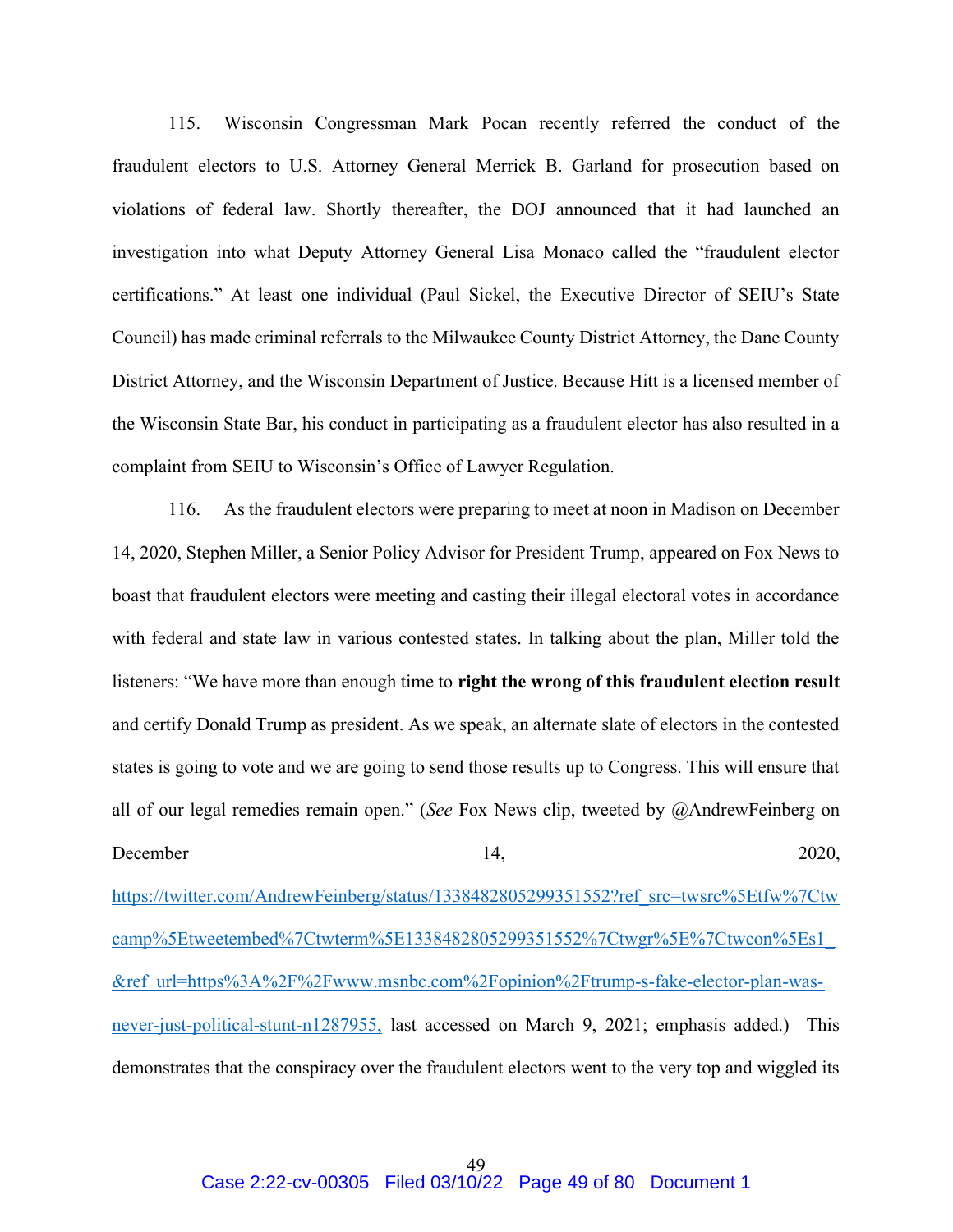115. Wisconsin Congressman Mark Pocan recently referred the conduct of the fraudulent electors to U.S. Attorney General Merrick B. Garland for prosecution based on violations of federal law. Shortly thereafter, the DOJ announced that it had launched an investigation into what Deputy Attorney General Lisa Monaco called the "fraudulent elector certifications." At least one individual (Paul Sickel, the Executive Director of SEIU's State Council) has made criminal referrals to the Milwaukee County District Attorney, the Dane County District Attorney, and the Wisconsin Department of Justice. Because Hitt is a licensed member of the Wisconsin State Bar, his conduct in participating as a fraudulent elector has also resulted in a complaint from SEIU to Wisconsin's Office of Lawyer Regulation.

116. As the fraudulent electors were preparing to meet at noon in Madison on December 14, 2020, Stephen Miller, a Senior Policy Advisor for President Trump, appeared on Fox News to boast that fraudulent electors were meeting and casting their illegal electoral votes in accordance with federal and state law in various contested states. In talking about the plan, Miller told the listeners: "We have more than enough time to **right the wrong of this fraudulent election result** and certify Donald Trump as president. As we speak, an alternate slate of electors in the contested states is going to vote and we are going to send those results up to Congress. This will ensure that all of our legal remedies remain open." (*See* Fox News clip, tweeted by @AndrewFeinberg on December 14, 2020, https://twitter.com/AndrewFeinberg/status/1338482805299351552?ref_src=twsrc%5Etfw%7Ctwcamp%5Etweetembed%7Ctwterm%5E1338482805299351552%7Ctwgr%5E%7Ctwcon%5Es1_&ref_url=https%3A%2F%2Fwww.msnbc.com%2Fopinion%2Ftrump-s-fake-elector-plan-was-never-just-political-stunt-n1287955, last accessed on March 9, 2021; emphasis added.) This demonstrates that the conspiracy over the fraudulent electors went to the very top and wiggled its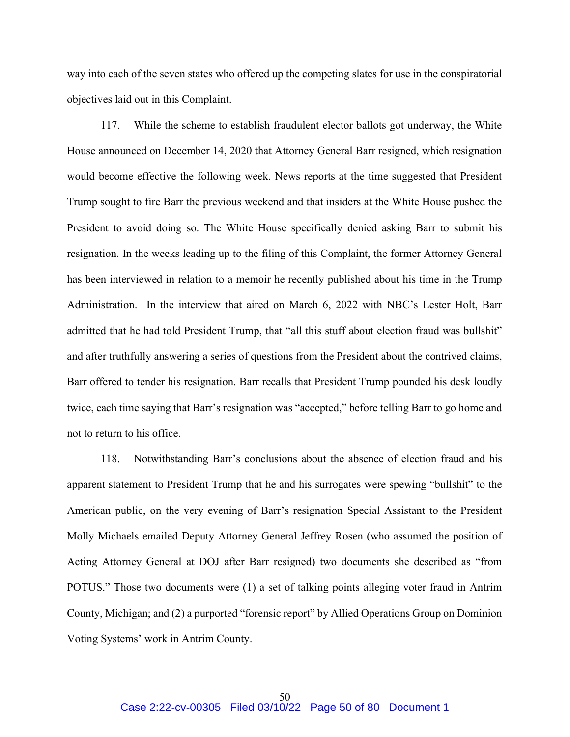way into each of the seven states who offered up the competing slates for use in the conspiratorial objectives laid out in this Complaint.

117. While the scheme to establish fraudulent elector ballots got underway, the White House announced on December 14, 2020 that Attorney General Barr resigned, which resignation would become effective the following week. News reports at the time suggested that President Trump sought to fire Barr the previous weekend and that insiders at the White House pushed the President to avoid doing so. The White House specifically denied asking Barr to submit his resignation. In the weeks leading up to the filing of this Complaint, the former Attorney General has been interviewed in relation to a memoir he recently published about his time in the Trump Administration. In the interview that aired on March 6, 2022 with NBC's Lester Holt, Barr admitted that he had told President Trump, that "all this stuff about election fraud was bullshit" and after truthfully answering a series of questions from the President about the contrived claims, Barr offered to tender his resignation. Barr recalls that President Trump pounded his desk loudly twice, each time saying that Barr's resignation was "accepted," before telling Barr to go home and not to return to his office.

118. Notwithstanding Barr's conclusions about the absence of election fraud and his apparent statement to President Trump that he and his surrogates were spewing "bullshit" to the American public, on the very evening of Barr's resignation Special Assistant to the President Molly Michaels emailed Deputy Attorney General Jeffrey Rosen (who assumed the position of Acting Attorney General at DOJ after Barr resigned) two documents she described as "from POTUS." Those two documents were (1) a set of talking points alleging voter fraud in Antrim County, Michigan; and (2) a purported "forensic report" by Allied Operations Group on Dominion Voting Systems' work in Antrim County.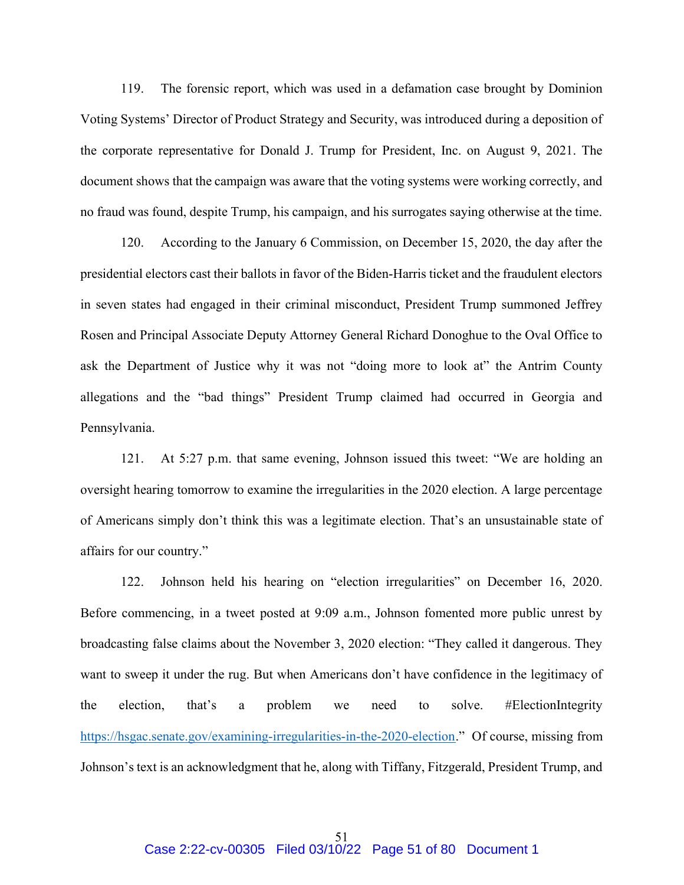119. The forensic report, which was used in a defamation case brought by Dominion Voting Systems' Director of Product Strategy and Security, was introduced during a deposition of the corporate representative for Donald J. Trump for President, Inc. on August 9, 2021. The document shows that the campaign was aware that the voting systems were working correctly, and no fraud was found, despite Trump, his campaign, and his surrogates saying otherwise at the time.

120. According to the January 6 Commission, on December 15, 2020, the day after the presidential electors cast their ballots in favor of the Biden-Harris ticket and the fraudulent electors in seven states had engaged in their criminal misconduct, President Trump summoned Jeffrey Rosen and Principal Associate Deputy Attorney General Richard Donoghue to the Oval Office to ask the Department of Justice why it was not "doing more to look at" the Antrim County allegations and the "bad things" President Trump claimed had occurred in Georgia and Pennsylvania.

121. At 5:27 p.m. that same evening, Johnson issued this tweet: "We are holding an oversight hearing tomorrow to examine the irregularities in the 2020 election. A large percentage of Americans simply don't think this was a legitimate election. That's an unsustainable state of affairs for our country."

122. Johnson held his hearing on "election irregularities" on December 16, 2020. Before commencing, in a tweet posted at 9:09 a.m., Johnson fomented more public unrest by broadcasting false claims about the November 3, 2020 election: "They called it dangerous. They want to sweep it under the rug. But when Americans don't have confidence in the legitimacy of the election, that's a problem we need to solve. #ElectionIntegrity https://hsgac.senate.gov/examining-irregularities-in-the-2020-election." Of course, missing from Johnson's text is an acknowledgment that he, along with Tiffany, Fitzgerald, President Trump, and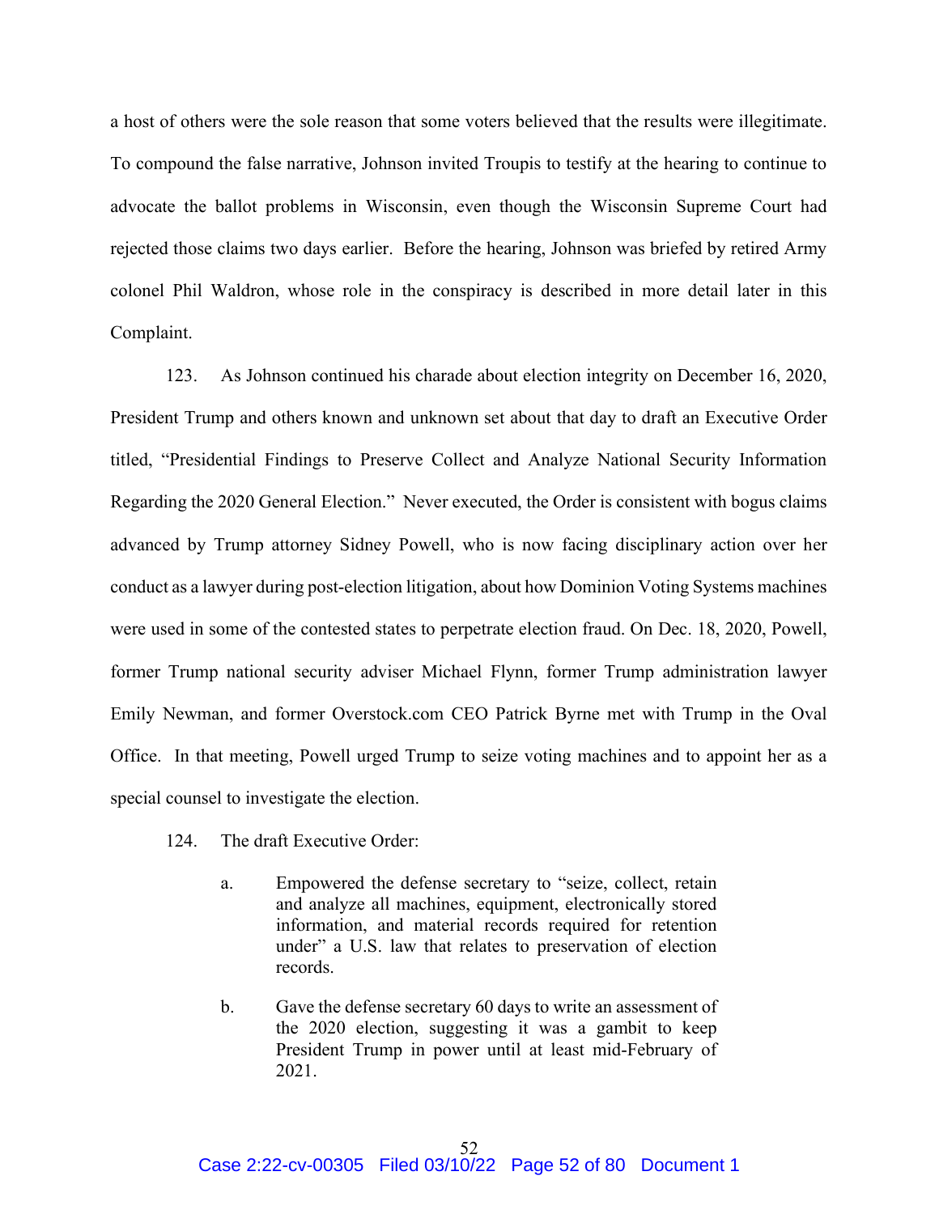a host of others were the sole reason that some voters believed that the results were illegitimate. To compound the false narrative, Johnson invited Troupis to testify at the hearing to continue to advocate the ballot problems in Wisconsin, even though the Wisconsin Supreme Court had rejected those claims two days earlier. Before the hearing, Johnson was briefed by retired Army colonel Phil Waldron, whose role in the conspiracy is described in more detail later in this Complaint.

123. As Johnson continued his charade about election integrity on December 16, 2020, President Trump and others known and unknown set about that day to draft an Executive Order titled, "Presidential Findings to Preserve Collect and Analyze National Security Information Regarding the 2020 General Election." Never executed, the Order is consistent with bogus claims advanced by Trump attorney Sidney Powell, who is now facing disciplinary action over her conduct as a lawyer during post-election litigation, about how Dominion Voting Systems machines were used in some of the contested states to perpetrate election fraud. On Dec. 18, 2020, Powell, former Trump national security adviser Michael Flynn, former Trump administration lawyer Emily Newman, and former Overstock.com CEO Patrick Byrne met with Trump in the Oval Office. In that meeting, Powell urged Trump to seize voting machines and to appoint her as a special counsel to investigate the election.

124. The draft Executive Order:

a. Empowered the defense secretary to "seize, collect, retain and analyze all machines, equipment, electronically stored information, and material records required for retention under" a U.S. law that relates to preservation of election records.

b. Gave the defense secretary 60 days to write an assessment of the 2020 election, suggesting it was a gambit to keep President Trump in power until at least mid-February of 2021.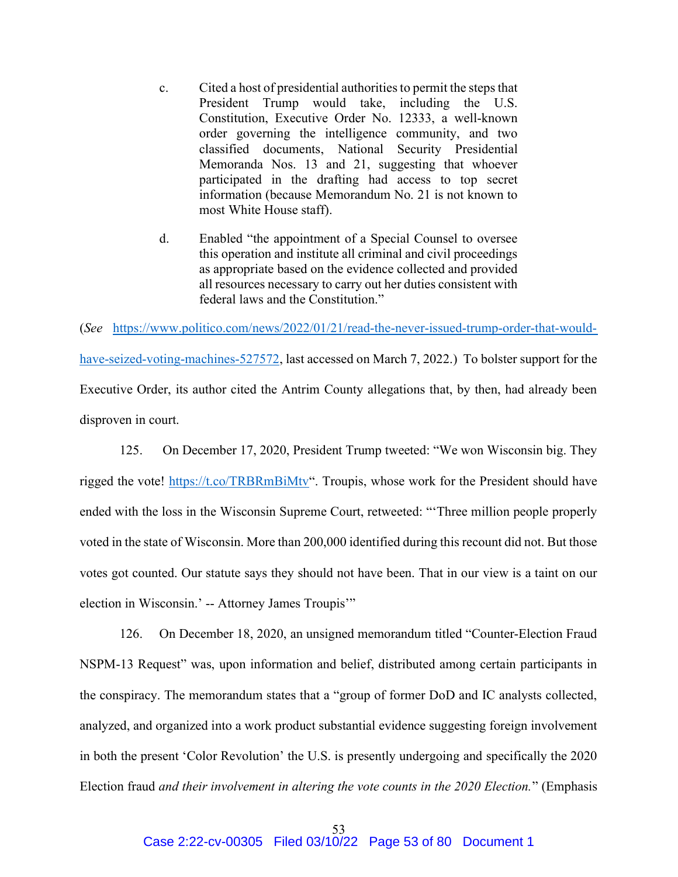c. Cited a host of presidential authorities to permit the steps that President Trump would take, including the U.S. Constitution, Executive Order No. 12333, a well-known order governing the intelligence community, and two classified documents, National Security Presidential Memoranda Nos. 13 and 21, suggesting that whoever participated in the drafting had access to top secret information (because Memorandum No. 21 is not known to most White House staff).

d. Enabled "the appointment of a Special Counsel to oversee this operation and institute all criminal and civil proceedings as appropriate based on the evidence collected and provided all resources necessary to carry out her duties consistent with federal laws and the Constitution."

(*See* https://www.politico.com/news/2022/01/21/read-the-never-issued-trump-order-that-would-have-seized-voting-machines-527572, last accessed on March 7, 2022.) To bolster support for the Executive Order, its author cited the Antrim County allegations that, by then, had already been disproven in court.

125. On December 17, 2020, President Trump tweeted: "We won Wisconsin big. They rigged the vote! https://t.co/TRBRmBiMtv". Troupis, whose work for the President should have ended with the loss in the Wisconsin Supreme Court, retweeted: "'Three million people properly voted in the state of Wisconsin. More than 200,000 identified during this recount did not. But those votes got counted. Our statute says they should not have been. That in our view is a taint on our election in Wisconsin.' -- Attorney James Troupis'"

126. On December 18, 2020, an unsigned memorandum titled "Counter-Election Fraud NSPM-13 Request" was, upon information and belief, distributed among certain participants in the conspiracy. The memorandum states that a "group of former DoD and IC analysts collected, analyzed, and organized into a work product substantial evidence suggesting foreign involvement in both the present 'Color Revolution' the U.S. is presently undergoing and specifically the 2020 Election fraud *and their involvement in altering the vote counts in the 2020 Election.*" (Emphasis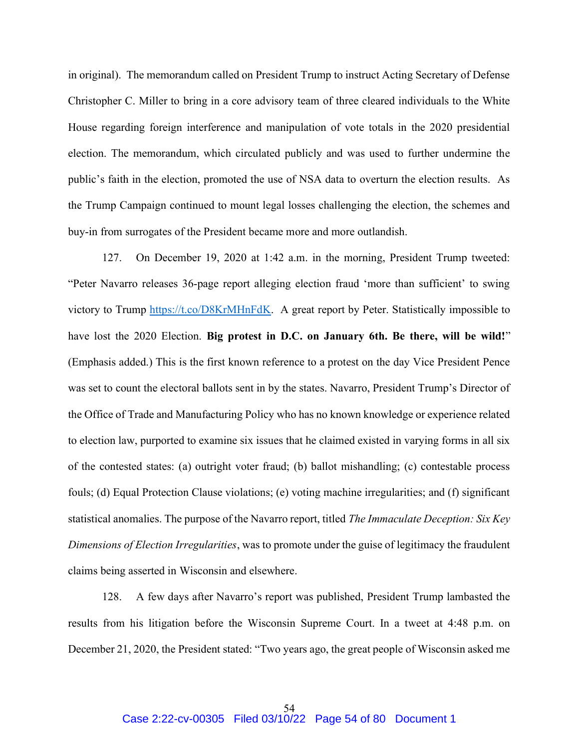in original). The memorandum called on President Trump to instruct Acting Secretary of Defense Christopher C. Miller to bring in a core advisory team of three cleared individuals to the White House regarding foreign interference and manipulation of vote totals in the 2020 presidential election. The memorandum, which circulated publicly and was used to further undermine the public's faith in the election, promoted the use of NSA data to overturn the election results. As the Trump Campaign continued to mount legal losses challenging the election, the schemes and buy-in from surrogates of the President became more and more outlandish.

127. On December 19, 2020 at 1:42 a.m. in the morning, President Trump tweeted: "Peter Navarro releases 36-page report alleging election fraud 'more than sufficient' to swing victory to Trump https://t.co/D8KrMHnFdK. A great report by Peter. Statistically impossible to have lost the 2020 Election. **Big protest in D.C. on January 6th. Be there, will be wild!**" (Emphasis added.) This is the first known reference to a protest on the day Vice President Pence was set to count the electoral ballots sent in by the states. Navarro, President Trump's Director of the Office of Trade and Manufacturing Policy who has no known knowledge or experience related to election law, purported to examine six issues that he claimed existed in varying forms in all six of the contested states: (a) outright voter fraud; (b) ballot mishandling; (c) contestable process fouls; (d) Equal Protection Clause violations; (e) voting machine irregularities; and (f) significant statistical anomalies. The purpose of the Navarro report, titled *The Immaculate Deception: Six Key Dimensions of Election Irregularities*, was to promote under the guise of legitimacy the fraudulent claims being asserted in Wisconsin and elsewhere.

128. A few days after Navarro's report was published, President Trump lambasted the results from his litigation before the Wisconsin Supreme Court. In a tweet at 4:48 p.m. on December 21, 2020, the President stated: "Two years ago, the great people of Wisconsin asked me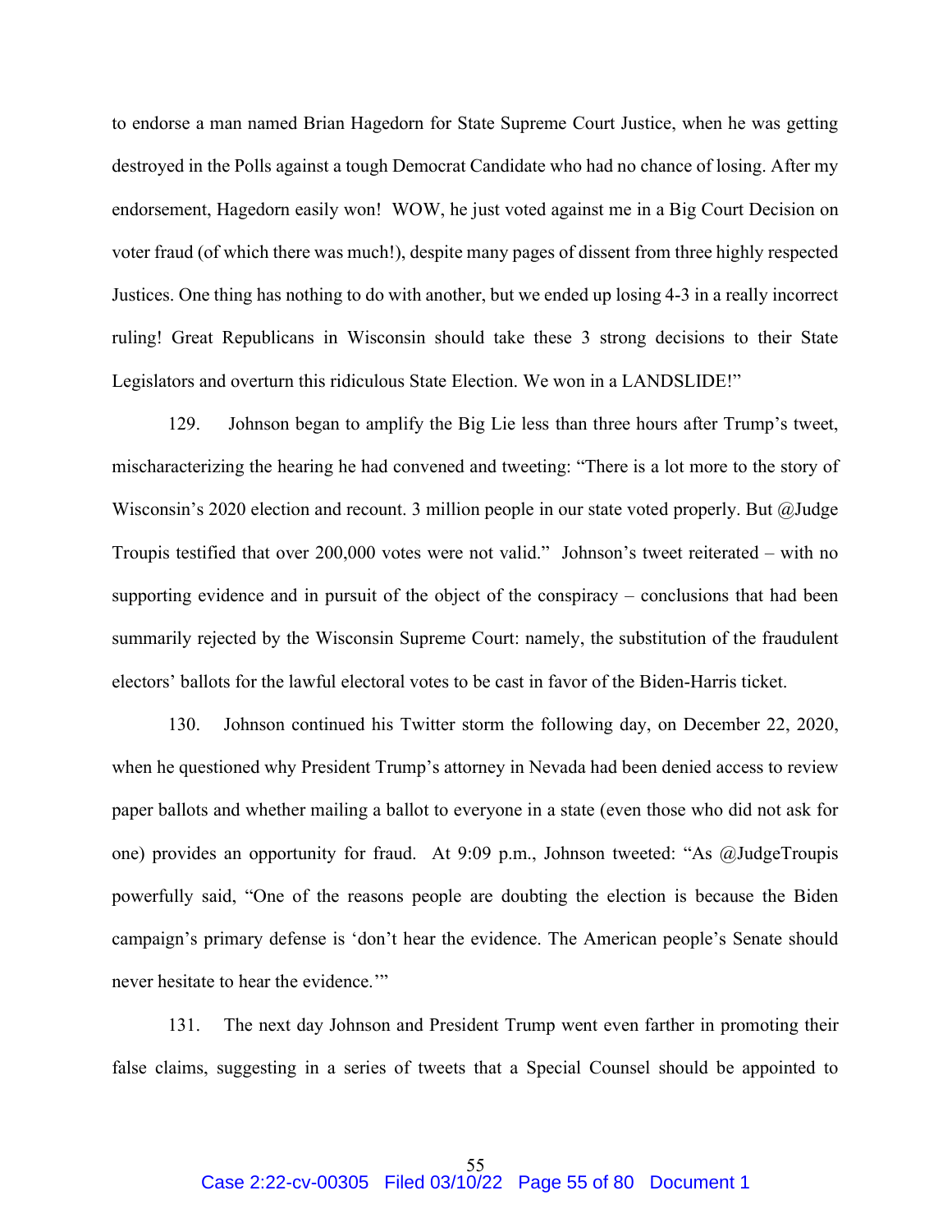to endorse a man named Brian Hagedorn for State Supreme Court Justice, when he was getting destroyed in the Polls against a tough Democrat Candidate who had no chance of losing. After my endorsement, Hagedorn easily won! WOW, he just voted against me in a Big Court Decision on voter fraud (of which there was much!), despite many pages of dissent from three highly respected Justices. One thing has nothing to do with another, but we ended up losing 4-3 in a really incorrect ruling! Great Republicans in Wisconsin should take these 3 strong decisions to their State Legislators and overturn this ridiculous State Election. We won in a LANDSLIDE!"

129. Johnson began to amplify the Big Lie less than three hours after Trump's tweet, mischaracterizing the hearing he had convened and tweeting: "There is a lot more to the story of Wisconsin's 2020 election and recount. 3 million people in our state voted properly. But @Judge Troupis testified that over 200,000 votes were not valid." Johnson's tweet reiterated – with no supporting evidence and in pursuit of the object of the conspiracy – conclusions that had been summarily rejected by the Wisconsin Supreme Court: namely, the substitution of the fraudulent electors' ballots for the lawful electoral votes to be cast in favor of the Biden-Harris ticket.

130. Johnson continued his Twitter storm the following day, on December 22, 2020, when he questioned why President Trump's attorney in Nevada had been denied access to review paper ballots and whether mailing a ballot to everyone in a state (even those who did not ask for one) provides an opportunity for fraud. At 9:09 p.m., Johnson tweeted: "As @JudgeTroupis powerfully said, "One of the reasons people are doubting the election is because the Biden campaign's primary defense is 'don't hear the evidence. The American people's Senate should never hesitate to hear the evidence.'"

131. The next day Johnson and President Trump went even farther in promoting their false claims, suggesting in a series of tweets that a Special Counsel should be appointed to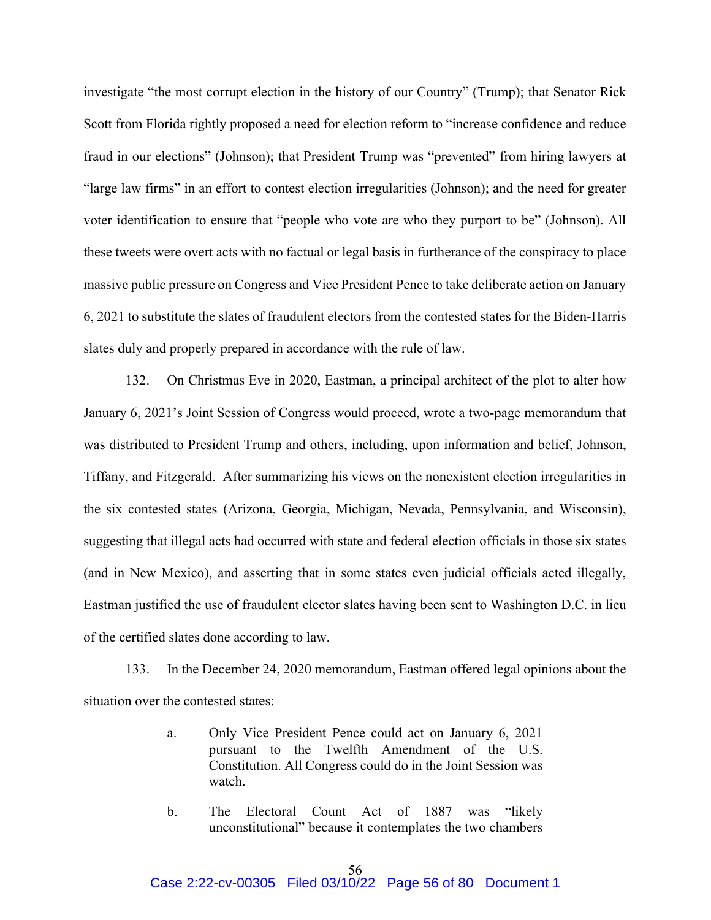investigate "the most corrupt election in the history of our Country" (Trump); that Senator Rick Scott from Florida rightly proposed a need for election reform to "increase confidence and reduce fraud in our elections" (Johnson); that President Trump was "prevented" from hiring lawyers at "large law firms" in an effort to contest election irregularities (Johnson); and the need for greater voter identification to ensure that "people who vote are who they purport to be" (Johnson). All these tweets were overt acts with no factual or legal basis in furtherance of the conspiracy to place massive public pressure on Congress and Vice President Pence to take deliberate action on January 6, 2021 to substitute the slates of fraudulent electors from the contested states for the Biden-Harris slates duly and properly prepared in accordance with the rule of law.

132. On Christmas Eve in 2020, Eastman, a principal architect of the plot to alter how January 6, 2021's Joint Session of Congress would proceed, wrote a two-page memorandum that was distributed to President Trump and others, including, upon information and belief, Johnson, Tiffany, and Fitzgerald. After summarizing his views on the nonexistent election irregularities in the six contested states (Arizona, Georgia, Michigan, Nevada, Pennsylvania, and Wisconsin), suggesting that illegal acts had occurred with state and federal election officials in those six states (and in New Mexico), and asserting that in some states even judicial officials acted illegally, Eastman justified the use of fraudulent elector slates having been sent to Washington D.C. in lieu of the certified slates done according to law.

133. In the December 24, 2020 memorandum, Eastman offered legal opinions about the situation over the contested states:

a. Only Vice President Pence could act on January 6, 2021 pursuant to the Twelfth Amendment of the U.S. Constitution. All Congress could do in the Joint Session was watch.

b. The Electoral Count Act of 1887 was "likely unconstitutional" because it contemplates the two chambers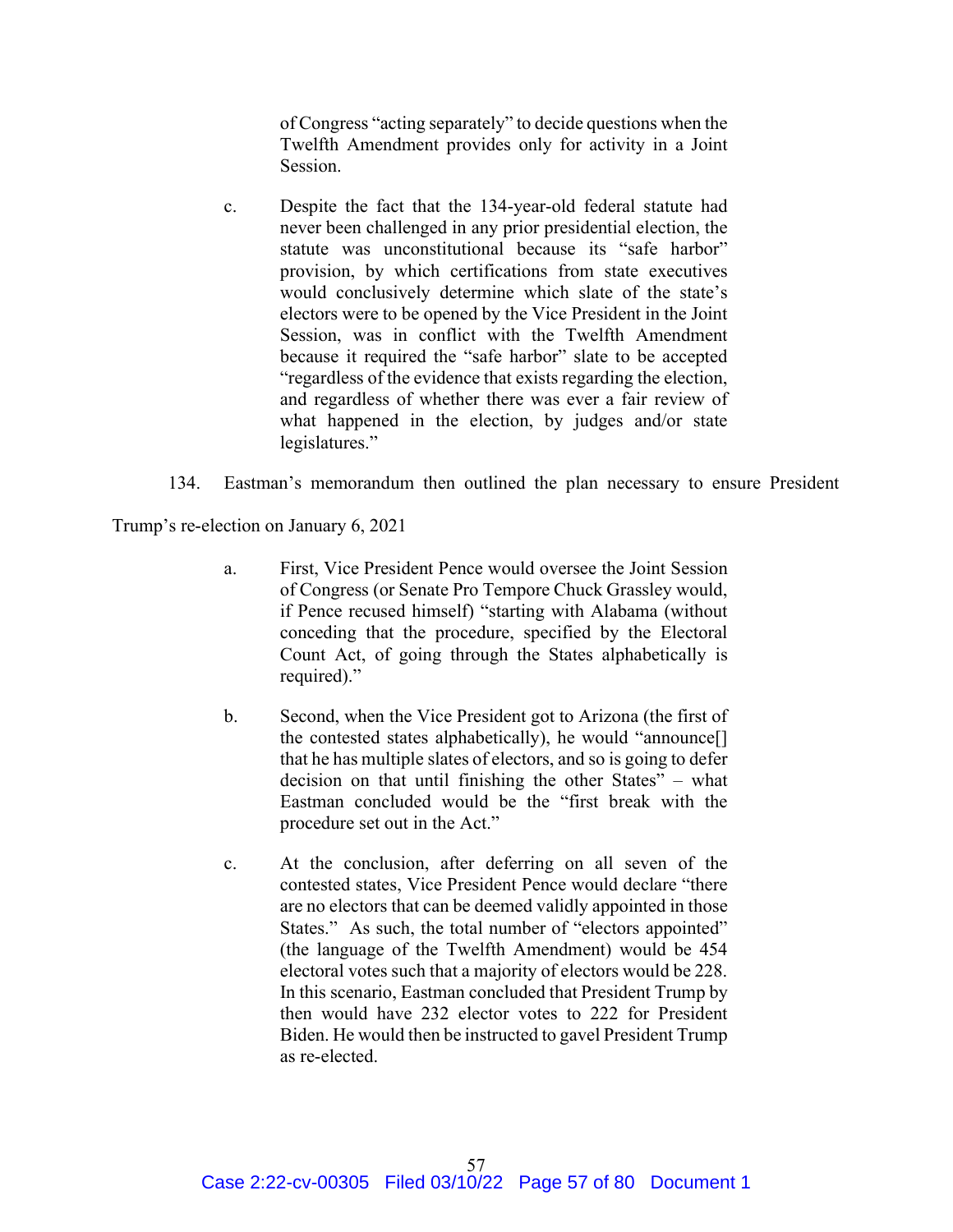of Congress "acting separately" to decide questions when the Twelfth Amendment provides only for activity in a Joint Session.

c. Despite the fact that the 134-year-old federal statute had never been challenged in any prior presidential election, the statute was unconstitutional because its "safe harbor" provision, by which certifications from state executives would conclusively determine which slate of the state's electors were to be opened by the Vice President in the Joint Session, was in conflict with the Twelfth Amendment because it required the "safe harbor" slate to be accepted "regardless of the evidence that exists regarding the election, and regardless of whether there was ever a fair review of what happened in the election, by judges and/or state legislatures."

134. Eastman's memorandum then outlined the plan necessary to ensure President Trump's re-election on January 6, 2021

a. First, Vice President Pence would oversee the Joint Session of Congress (or Senate Pro Tempore Chuck Grassley would, if Pence recused himself) "starting with Alabama (without conceding that the procedure, specified by the Electoral Count Act, of going through the States alphabetically is required)."

b. Second, when the Vice President got to Arizona (the first of the contested states alphabetically), he would "announce[] that he has multiple slates of electors, and so is going to defer decision on that until finishing the other States" – what Eastman concluded would be the "first break with the procedure set out in the Act."

c. At the conclusion, after deferring on all seven of the contested states, Vice President Pence would declare "there are no electors that can be deemed validly appointed in those States." As such, the total number of "electors appointed" (the language of the Twelfth Amendment) would be 454 electoral votes such that a majority of electors would be 228. In this scenario, Eastman concluded that President Trump by then would have 232 elector votes to 222 for President Biden. He would then be instructed to gavel President Trump as re-elected.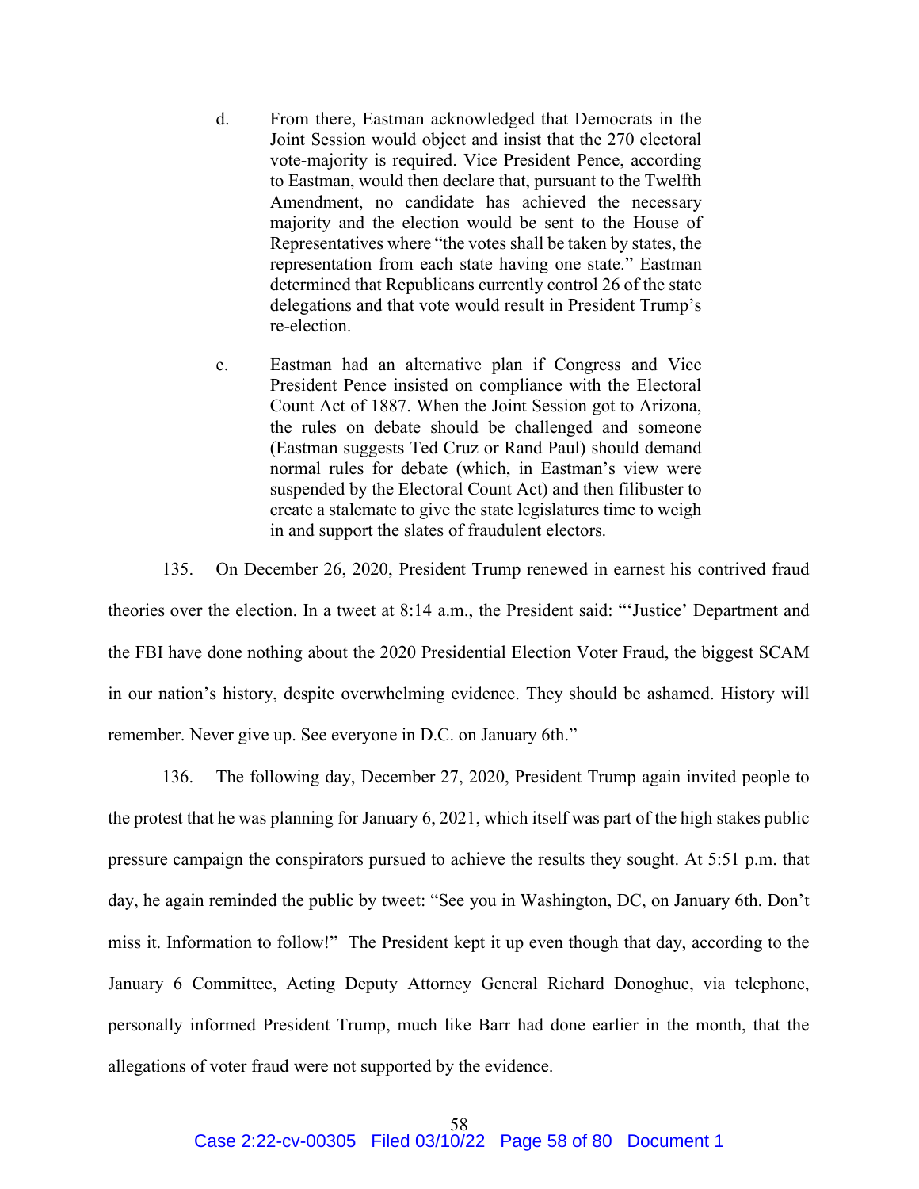d. From there, Eastman acknowledged that Democrats in the Joint Session would object and insist that the 270 electoral vote-majority is required. Vice President Pence, according to Eastman, would then declare that, pursuant to the Twelfth Amendment, no candidate has achieved the necessary majority and the election would be sent to the House of Representatives where "the votes shall be taken by states, the representation from each state having one state." Eastman determined that Republicans currently control 26 of the state delegations and that vote would result in President Trump's re-election.

e. Eastman had an alternative plan if Congress and Vice President Pence insisted on compliance with the Electoral Count Act of 1887. When the Joint Session got to Arizona, the rules on debate should be challenged and someone (Eastman suggests Ted Cruz or Rand Paul) should demand normal rules for debate (which, in Eastman's view were suspended by the Electoral Count Act) and then filibuster to create a stalemate to give the state legislatures time to weigh in and support the slates of fraudulent electors.

135. On December 26, 2020, President Trump renewed in earnest his contrived fraud theories over the election. In a tweet at 8:14 a.m., the President said: "'Justice' Department and the FBI have done nothing about the 2020 Presidential Election Voter Fraud, the biggest SCAM in our nation's history, despite overwhelming evidence. They should be ashamed. History will remember. Never give up. See everyone in D.C. on January 6th."

136. The following day, December 27, 2020, President Trump again invited people to the protest that he was planning for January 6, 2021, which itself was part of the high stakes public pressure campaign the conspirators pursued to achieve the results they sought. At 5:51 p.m. that day, he again reminded the public by tweet: "See you in Washington, DC, on January 6th. Don't miss it. Information to follow!" The President kept it up even though that day, according to the January 6 Committee, Acting Deputy Attorney General Richard Donoghue, via telephone, personally informed President Trump, much like Barr had done earlier in the month, that the allegations of voter fraud were not supported by the evidence.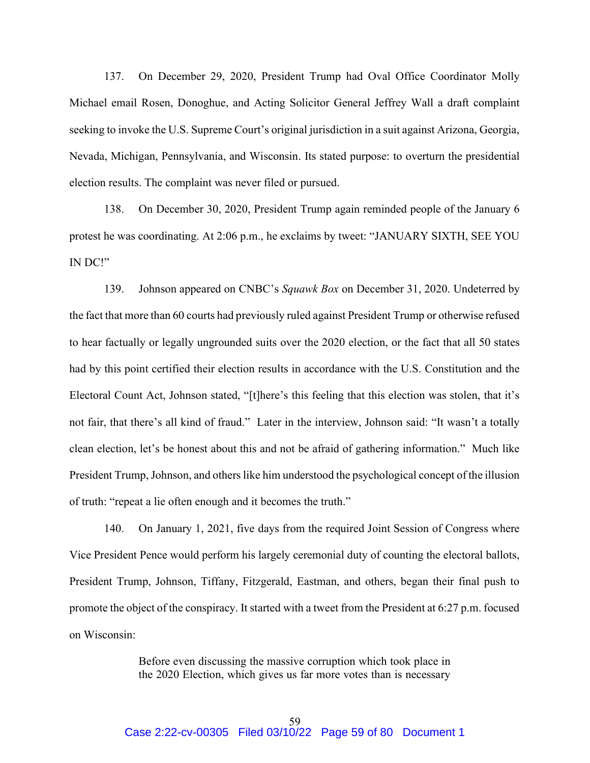137. On December 29, 2020, President Trump had Oval Office Coordinator Molly Michael email Rosen, Donoghue, and Acting Solicitor General Jeffrey Wall a draft complaint seeking to invoke the U.S. Supreme Court's original jurisdiction in a suit against Arizona, Georgia, Nevada, Michigan, Pennsylvania, and Wisconsin. Its stated purpose: to overturn the presidential election results. The complaint was never filed or pursued.

138. On December 30, 2020, President Trump again reminded people of the January 6 protest he was coordinating. At 2:06 p.m., he exclaims by tweet: "JANUARY SIXTH, SEE YOU IN DC!"

139. Johnson appeared on CNBC's *Squawk Box* on December 31, 2020. Undeterred by the fact that more than 60 courts had previously ruled against President Trump or otherwise refused to hear factually or legally ungrounded suits over the 2020 election, or the fact that all 50 states had by this point certified their election results in accordance with the U.S. Constitution and the Electoral Count Act, Johnson stated, "[t]here's this feeling that this election was stolen, that it's not fair, that there's all kind of fraud." Later in the interview, Johnson said: "It wasn't a totally clean election, let's be honest about this and not be afraid of gathering information." Much like President Trump, Johnson, and others like him understood the psychological concept of the illusion of truth: "repeat a lie often enough and it becomes the truth."

140. On January 1, 2021, five days from the required Joint Session of Congress where Vice President Pence would perform his largely ceremonial duty of counting the electoral ballots, President Trump, Johnson, Tiffany, Fitzgerald, Eastman, and others, began their final push to promote the object of the conspiracy. It started with a tweet from the President at 6:27 p.m. focused on Wisconsin:

> Before even discussing the massive corruption which took place in the 2020 Election, which gives us far more votes than is necessary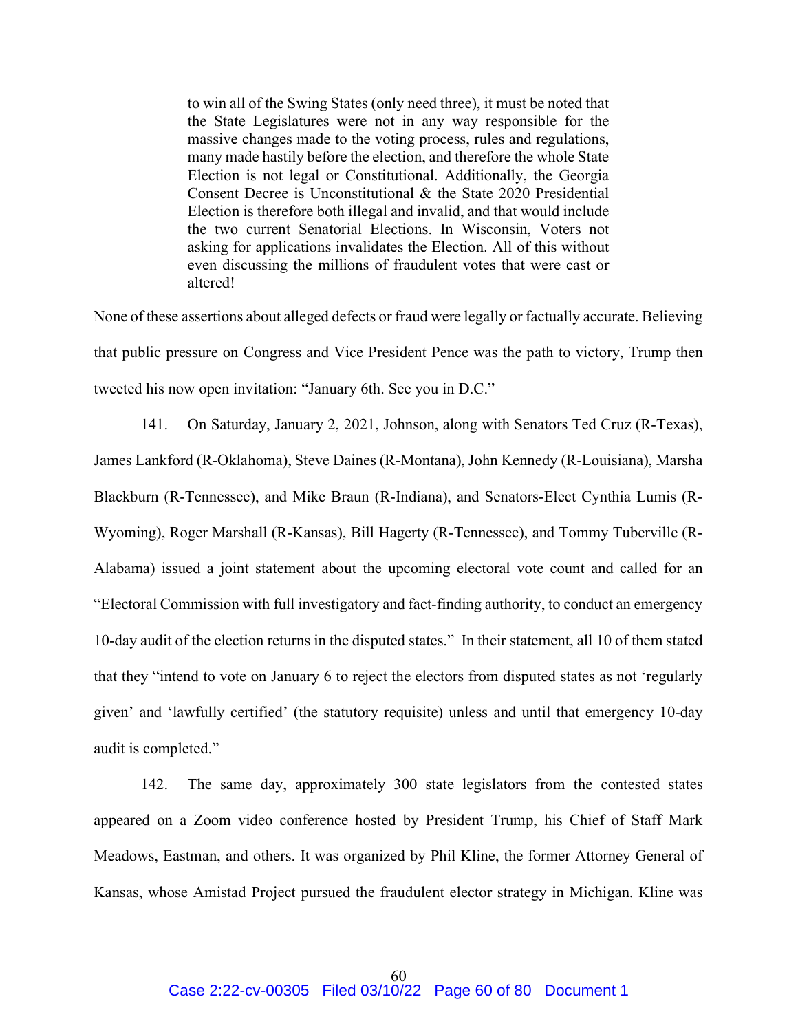> to win all of the Swing States (only need three), it must be noted that the State Legislatures were not in any way responsible for the massive changes made to the voting process, rules and regulations, many made hastily before the election, and therefore the whole State Election is not legal or Constitutional. Additionally, the Georgia Consent Decree is Unconstitutional & the State 2020 Presidential Election is therefore both illegal and invalid, and that would include the two current Senatorial Elections. In Wisconsin, Voters not asking for applications invalidates the Election. All of this without even discussing the millions of fraudulent votes that were cast or altered!

None of these assertions about alleged defects or fraud were legally or factually accurate. Believing that public pressure on Congress and Vice President Pence was the path to victory, Trump then tweeted his now open invitation: "January 6th. See you in D.C."

141. On Saturday, January 2, 2021, Johnson, along with Senators Ted Cruz (R-Texas), James Lankford (R-Oklahoma), Steve Daines (R-Montana), John Kennedy (R-Louisiana), Marsha Blackburn (R-Tennessee), and Mike Braun (R-Indiana), and Senators-Elect Cynthia Lumis (R-Wyoming), Roger Marshall (R-Kansas), Bill Hagerty (R-Tennessee), and Tommy Tuberville (R-Alabama) issued a joint statement about the upcoming electoral vote count and called for an "Electoral Commission with full investigatory and fact-finding authority, to conduct an emergency 10-day audit of the election returns in the disputed states." In their statement, all 10 of them stated that they "intend to vote on January 6 to reject the electors from disputed states as not 'regularly given' and 'lawfully certified' (the statutory requisite) unless and until that emergency 10-day audit is completed."

142. The same day, approximately 300 state legislators from the contested states appeared on a Zoom video conference hosted by President Trump, his Chief of Staff Mark Meadows, Eastman, and others. It was organized by Phil Kline, the former Attorney General of Kansas, whose Amistad Project pursued the fraudulent elector strategy in Michigan. Kline was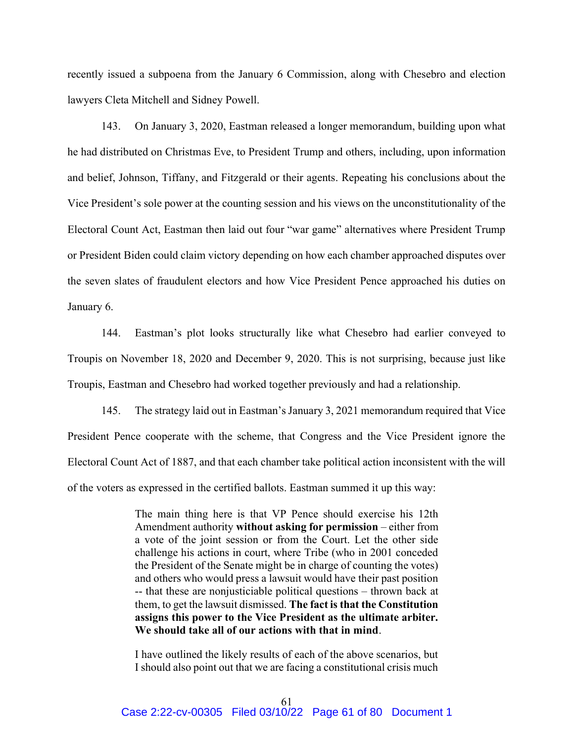recently issued a subpoena from the January 6 Commission, along with Chesebro and election lawyers Cleta Mitchell and Sidney Powell.

143. On January 3, 2020, Eastman released a longer memorandum, building upon what he had distributed on Christmas Eve, to President Trump and others, including, upon information and belief, Johnson, Tiffany, and Fitzgerald or their agents. Repeating his conclusions about the Vice President's sole power at the counting session and his views on the unconstitutionality of the Electoral Count Act, Eastman then laid out four "war game" alternatives where President Trump or President Biden could claim victory depending on how each chamber approached disputes over the seven slates of fraudulent electors and how Vice President Pence approached his duties on January 6.

144. Eastman's plot looks structurally like what Chesebro had earlier conveyed to Troupis on November 18, 2020 and December 9, 2020. This is not surprising, because just like Troupis, Eastman and Chesebro had worked together previously and had a relationship.

145. The strategy laid out in Eastman's January 3, 2021 memorandum required that Vice President Pence cooperate with the scheme, that Congress and the Vice President ignore the Electoral Count Act of 1887, and that each chamber take political action inconsistent with the will of the voters as expressed in the certified ballots. Eastman summed it up this way:

> The main thing here is that VP Pence should exercise his 12th Amendment authority **without asking for permission** – either from a vote of the joint session or from the Court. Let the other side challenge his actions in court, where Tribe (who in 2001 conceded the President of the Senate might be in charge of counting the votes) and others who would press a lawsuit would have their past position -- that these are nonjusticiable political questions – thrown back at them, to get the lawsuit dismissed. **The fact is that the Constitution assigns this power to the Vice President as the ultimate arbiter. We should take all of our actions with that in mind**.
>
> I have outlined the likely results of each of the above scenarios, but I should also point out that we are facing a constitutional crisis much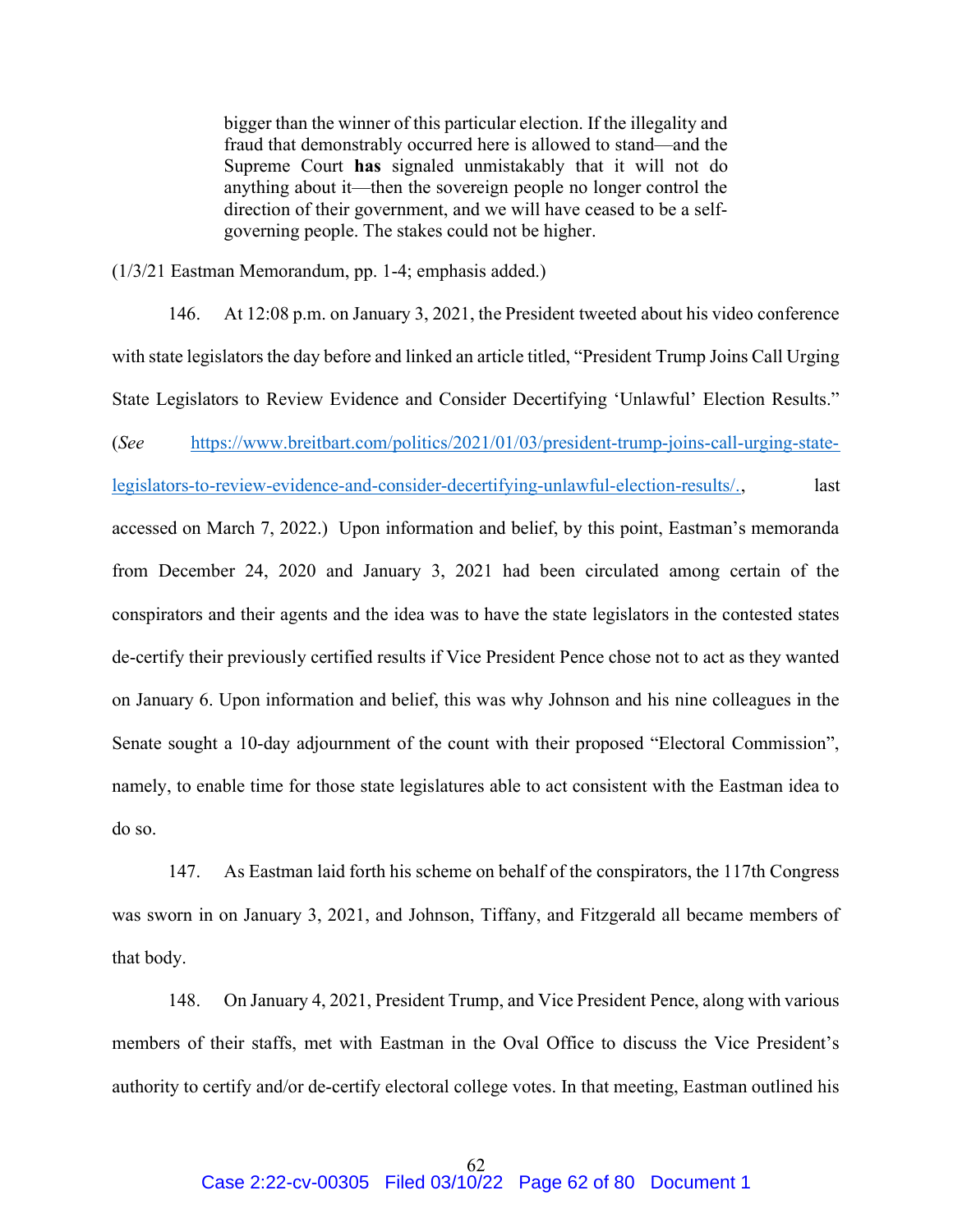> bigger than the winner of this particular election. If the illegality and fraud that demonstrably occurred here is allowed to stand—and the Supreme Court **has** signaled unmistakably that it will not do anything about it—then the sovereign people no longer control the direction of their government, and we will have ceased to be a self-governing people. The stakes could not be higher.

(1/3/21 Eastman Memorandum, pp. 1-4; emphasis added.)

146. At 12:08 p.m. on January 3, 2021, the President tweeted about his video conference with state legislators the day before and linked an article titled, "President Trump Joins Call Urging State Legislators to Review Evidence and Consider Decertifying 'Unlawful' Election Results." (*See* https://www.breitbart.com/politics/2021/01/03/president-trump-joins-call-urging-state-legislators-to-review-evidence-and-consider-decertifying-unlawful-election-results/., last accessed on March 7, 2022.) Upon information and belief, by this point, Eastman's memoranda from December 24, 2020 and January 3, 2021 had been circulated among certain of the conspirators and their agents and the idea was to have the state legislators in the contested states de-certify their previously certified results if Vice President Pence chose not to act as they wanted on January 6. Upon information and belief, this was why Johnson and his nine colleagues in the Senate sought a 10-day adjournment of the count with their proposed "Electoral Commission", namely, to enable time for those state legislatures able to act consistent with the Eastman idea to do so.

147. As Eastman laid forth his scheme on behalf of the conspirators, the 117th Congress was sworn in on January 3, 2021, and Johnson, Tiffany, and Fitzgerald all became members of that body.

148. On January 4, 2021, President Trump, and Vice President Pence, along with various members of their staffs, met with Eastman in the Oval Office to discuss the Vice President's authority to certify and/or de-certify electoral college votes. In that meeting, Eastman outlined his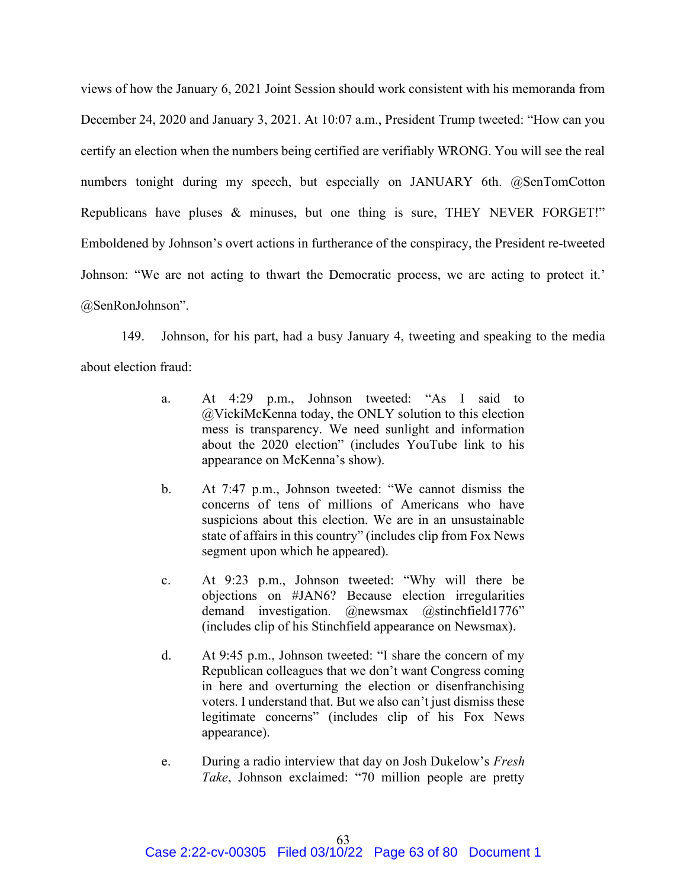views of how the January 6, 2021 Joint Session should work consistent with his memoranda from December 24, 2020 and January 3, 2021. At 10:07 a.m., President Trump tweeted: "How can you certify an election when the numbers being certified are verifiably WRONG. You will see the real numbers tonight during my speech, but especially on JANUARY 6th. @SenTomCotton Republicans have pluses & minuses, but one thing is sure, THEY NEVER FORGET!" Emboldened by Johnson's overt actions in furtherance of the conspiracy, the President re-tweeted Johnson: "We are not acting to thwart the Democratic process, we are acting to protect it.' @SenRonJohnson".

149. Johnson, for his part, had a busy January 4, tweeting and speaking to the media about election fraud:

> a. At 4:29 p.m., Johnson tweeted: "As I said to @VickiMcKenna today, the ONLY solution to this election mess is transparency. We need sunlight and information about the 2020 election" (includes YouTube link to his appearance on McKenna's show).
>
> b. At 7:47 p.m., Johnson tweeted: "We cannot dismiss the concerns of tens of millions of Americans who have suspicions about this election. We are in an unsustainable state of affairs in this country" (includes clip from Fox News segment upon which he appeared).
>
> c. At 9:23 p.m., Johnson tweeted: "Why will there be objections on #JAN6? Because election irregularities demand investigation. @newsmax @stinchfield1776" (includes clip of his Stinchfield appearance on Newsmax).
>
> d. At 9:45 p.m., Johnson tweeted: "I share the concern of my Republican colleagues that we don't want Congress coming in here and overturning the election or disenfranchising voters. I understand that. But we also can't just dismiss these legitimate concerns" (includes clip of his Fox News appearance).
>
> e. During a radio interview that day on Josh Dukelow's *Fresh Take*, Johnson exclaimed: "70 million people are pretty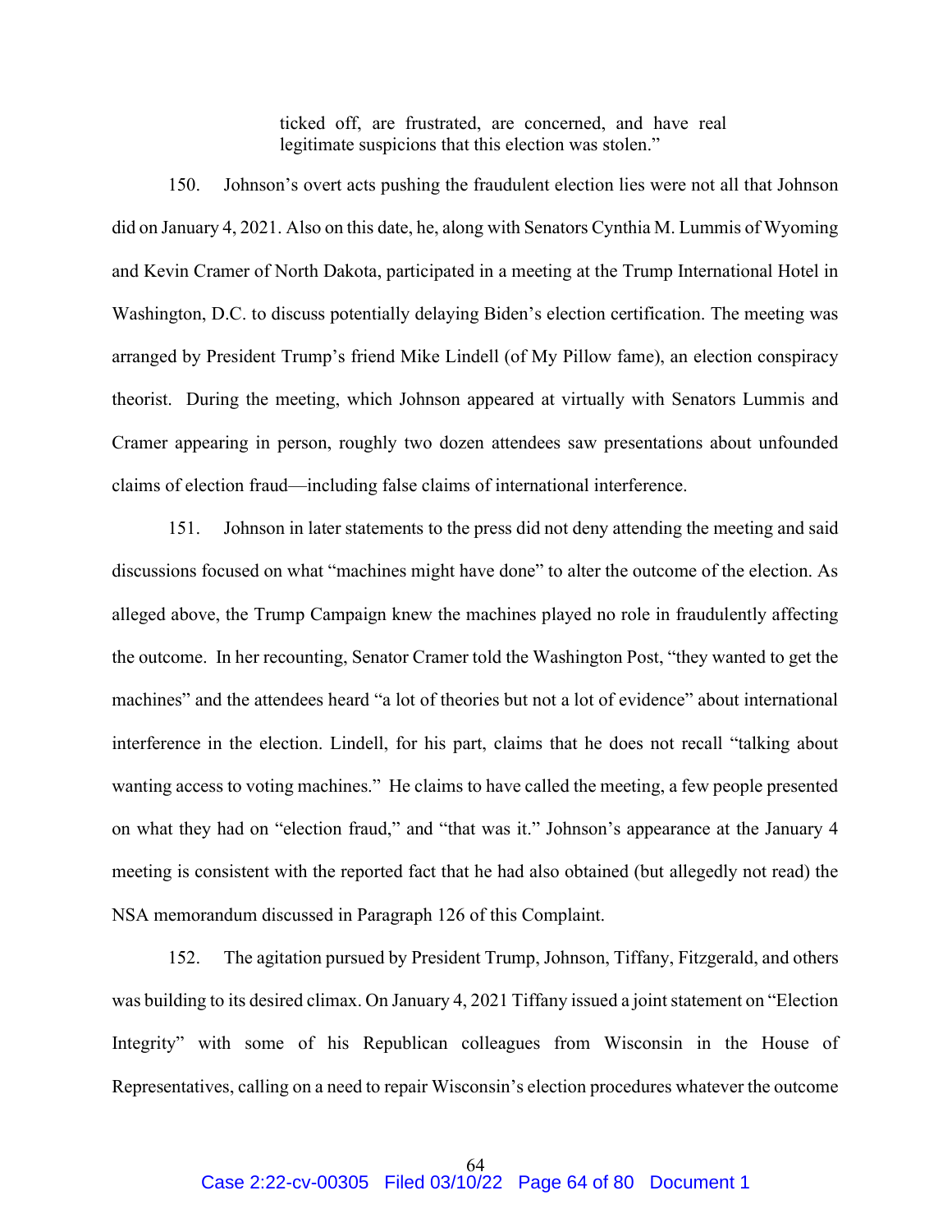> ticked off, are frustrated, are concerned, and have real legitimate suspicions that this election was stolen."

150. Johnson's overt acts pushing the fraudulent election lies were not all that Johnson did on January 4, 2021. Also on this date, he, along with Senators Cynthia M. Lummis of Wyoming and Kevin Cramer of North Dakota, participated in a meeting at the Trump International Hotel in Washington, D.C. to discuss potentially delaying Biden's election certification. The meeting was arranged by President Trump's friend Mike Lindell (of My Pillow fame), an election conspiracy theorist. During the meeting, which Johnson appeared at virtually with Senators Lummis and Cramer appearing in person, roughly two dozen attendees saw presentations about unfounded claims of election fraud—including false claims of international interference.

151. Johnson in later statements to the press did not deny attending the meeting and said discussions focused on what "machines might have done" to alter the outcome of the election. As alleged above, the Trump Campaign knew the machines played no role in fraudulently affecting the outcome. In her recounting, Senator Cramer told the Washington Post, "they wanted to get the machines" and the attendees heard "a lot of theories but not a lot of evidence" about international interference in the election. Lindell, for his part, claims that he does not recall "talking about wanting access to voting machines." He claims to have called the meeting, a few people presented on what they had on "election fraud," and "that was it." Johnson's appearance at the January 4 meeting is consistent with the reported fact that he had also obtained (but allegedly not read) the NSA memorandum discussed in Paragraph 126 of this Complaint.

152. The agitation pursued by President Trump, Johnson, Tiffany, Fitzgerald, and others was building to its desired climax. On January 4, 2021 Tiffany issued a joint statement on "Election Integrity" with some of his Republican colleagues from Wisconsin in the House of Representatives, calling on a need to repair Wisconsin's election procedures whatever the outcome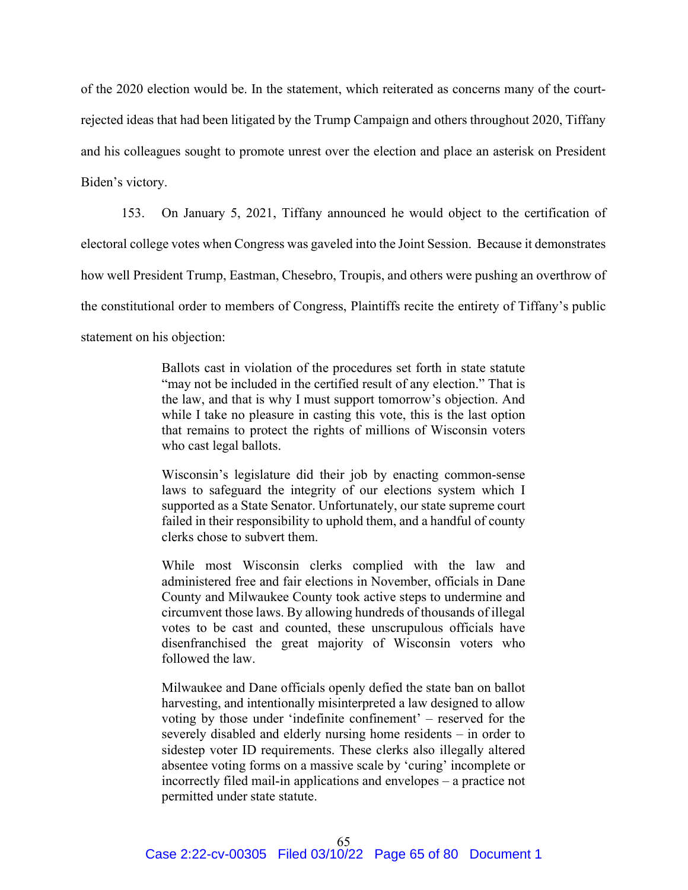of the 2020 election would be. In the statement, which reiterated as concerns many of the court-rejected ideas that had been litigated by the Trump Campaign and others throughout 2020, Tiffany and his colleagues sought to promote unrest over the election and place an asterisk on President Biden's victory.

153. On January 5, 2021, Tiffany announced he would object to the certification of electoral college votes when Congress was gaveled into the Joint Session. Because it demonstrates how well President Trump, Eastman, Chesebro, Troupis, and others were pushing an overthrow of the constitutional order to members of Congress, Plaintiffs recite the entirety of Tiffany's public statement on his objection:

> Ballots cast in violation of the procedures set forth in state statute "may not be included in the certified result of any election." That is the law, and that is why I must support tomorrow's objection. And while I take no pleasure in casting this vote, this is the last option that remains to protect the rights of millions of Wisconsin voters who cast legal ballots.
>
> Wisconsin's legislature did their job by enacting common-sense laws to safeguard the integrity of our elections system which I supported as a State Senator. Unfortunately, our state supreme court failed in their responsibility to uphold them, and a handful of county clerks chose to subvert them.
>
> While most Wisconsin clerks complied with the law and administered free and fair elections in November, officials in Dane County and Milwaukee County took active steps to undermine and circumvent those laws. By allowing hundreds of thousands of illegal votes to be cast and counted, these unscrupulous officials have disenfranchised the great majority of Wisconsin voters who followed the law.
>
> Milwaukee and Dane officials openly defied the state ban on ballot harvesting, and intentionally misinterpreted a law designed to allow voting by those under 'indefinite confinement' – reserved for the severely disabled and elderly nursing home residents – in order to sidestep voter ID requirements. These clerks also illegally altered absentee voting forms on a massive scale by 'curing' incomplete or incorrectly filed mail-in applications and envelopes – a practice not permitted under state statute.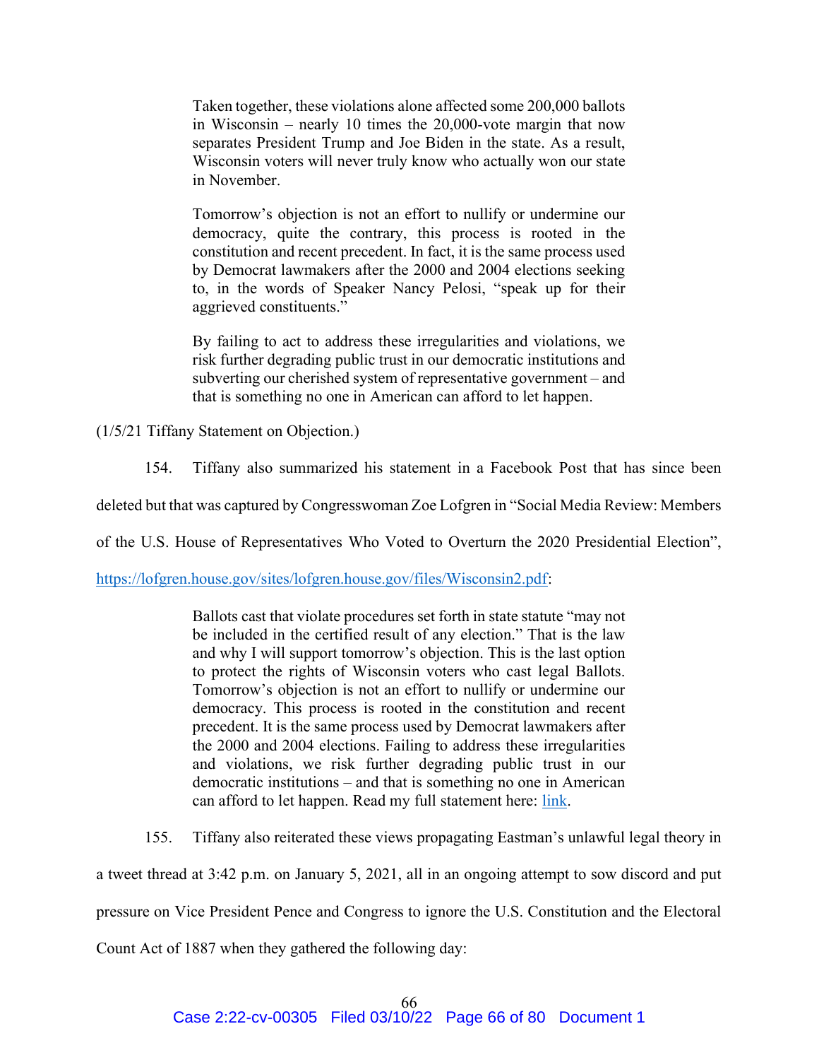> Taken together, these violations alone affected some 200,000 ballots in Wisconsin – nearly 10 times the 20,000-vote margin that now separates President Trump and Joe Biden in the state. As a result, Wisconsin voters will never truly know who actually won our state in November.
>
> Tomorrow's objection is not an effort to nullify or undermine our democracy, quite the contrary, this process is rooted in the constitution and recent precedent. In fact, it is the same process used by Democrat lawmakers after the 2000 and 2004 elections seeking to, in the words of Speaker Nancy Pelosi, "speak up for their aggrieved constituents."
>
> By failing to act to address these irregularities and violations, we risk further degrading public trust in our democratic institutions and subverting our cherished system of representative government – and that is something no one in American can afford to let happen.

(1/5/21 Tiffany Statement on Objection.)

154. Tiffany also summarized his statement in a Facebook Post that has since been deleted but that was captured by Congresswoman Zoe Lofgren in "Social Media Review: Members of the U.S. House of Representatives Who Voted to Overturn the 2020 Presidential Election", https://lofgren.house.gov/sites/lofgren.house.gov/files/Wisconsin2.pdf:

> Ballots cast that violate procedures set forth in state statute "may not be included in the certified result of any election." That is the law and why I will support tomorrow's objection. This is the last option to protect the rights of Wisconsin voters who cast legal Ballots. Tomorrow's objection is not an effort to nullify or undermine our democracy. This process is rooted in the constitution and recent precedent. It is the same process used by Democrat lawmakers after the 2000 and 2004 elections. Failing to address these irregularities and violations, we risk further degrading public trust in our democratic institutions – and that is something no one in American can afford to let happen. Read my full statement here: link.

155. Tiffany also reiterated these views propagating Eastman's unlawful legal theory in a tweet thread at 3:42 p.m. on January 5, 2021, all in an ongoing attempt to sow discord and put pressure on Vice President Pence and Congress to ignore the U.S. Constitution and the Electoral Count Act of 1887 when they gathered the following day: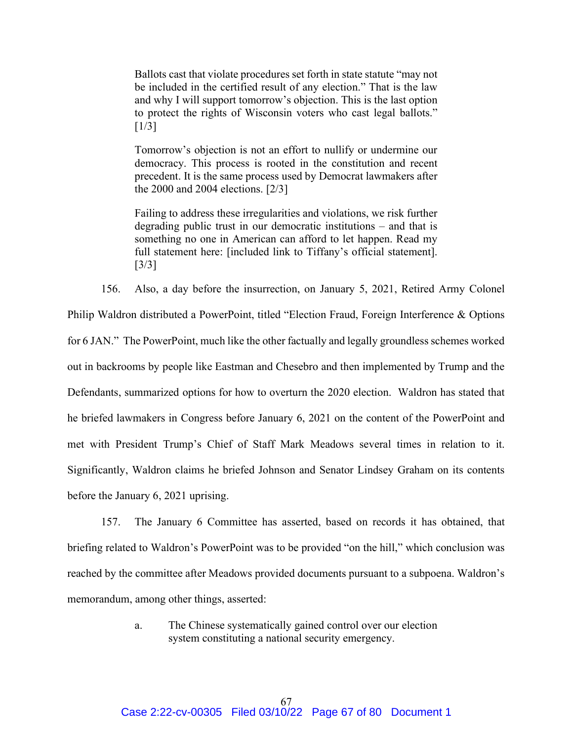> Ballots cast that violate procedures set forth in state statute "may not be included in the certified result of any election." That is the law and why I will support tomorrow's objection. This is the last option to protect the rights of Wisconsin voters who cast legal ballots." [1/3]
>
> Tomorrow's objection is not an effort to nullify or undermine our democracy. This process is rooted in the constitution and recent precedent. It is the same process used by Democrat lawmakers after the 2000 and 2004 elections. [2/3]
>
> Failing to address these irregularities and violations, we risk further degrading public trust in our democratic institutions – and that is something no one in American can afford to let happen. Read my full statement here: [included link to Tiffany's official statement]. [3/3]

156. Also, a day before the insurrection, on January 5, 2021, Retired Army Colonel Philip Waldron distributed a PowerPoint, titled "Election Fraud, Foreign Interference & Options for 6 JAN." The PowerPoint, much like the other factually and legally groundless schemes worked out in backrooms by people like Eastman and Chesebro and then implemented by Trump and the Defendants, summarized options for how to overturn the 2020 election. Waldron has stated that he briefed lawmakers in Congress before January 6, 2021 on the content of the PowerPoint and met with President Trump's Chief of Staff Mark Meadows several times in relation to it. Significantly, Waldron claims he briefed Johnson and Senator Lindsey Graham on its contents before the January 6, 2021 uprising.

157. The January 6 Committee has asserted, based on records it has obtained, that briefing related to Waldron's PowerPoint was to be provided "on the hill," which conclusion was reached by the committee after Meadows provided documents pursuant to a subpoena. Waldron's memorandum, among other things, asserted:

a. The Chinese systematically gained control over our election system constituting a national security emergency.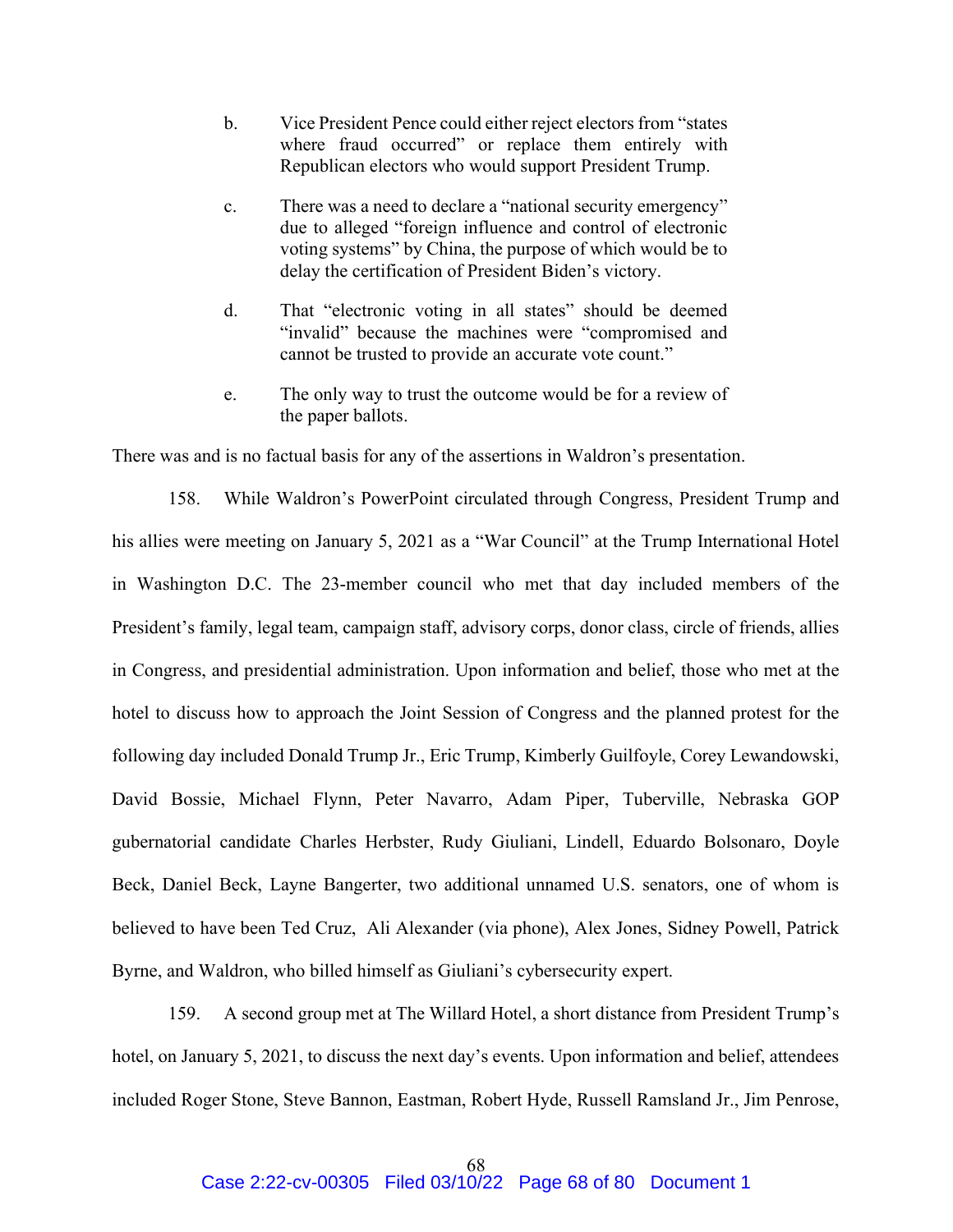b. Vice President Pence could either reject electors from "states where fraud occurred" or replace them entirely with Republican electors who would support President Trump.

c. There was a need to declare a "national security emergency" due to alleged "foreign influence and control of electronic voting systems" by China, the purpose of which would be to delay the certification of President Biden's victory.

d. That "electronic voting in all states" should be deemed "invalid" because the machines were "compromised and cannot be trusted to provide an accurate vote count."

e. The only way to trust the outcome would be for a review of the paper ballots.

There was and is no factual basis for any of the assertions in Waldron's presentation.

158. While Waldron's PowerPoint circulated through Congress, President Trump and his allies were meeting on January 5, 2021 as a "War Council" at the Trump International Hotel in Washington D.C. The 23-member council who met that day included members of the President's family, legal team, campaign staff, advisory corps, donor class, circle of friends, allies in Congress, and presidential administration. Upon information and belief, those who met at the hotel to discuss how to approach the Joint Session of Congress and the planned protest for the following day included Donald Trump Jr., Eric Trump, Kimberly Guilfoyle, Corey Lewandowski, David Bossie, Michael Flynn, Peter Navarro, Adam Piper, Tuberville, Nebraska GOP gubernatorial candidate Charles Herbster, Rudy Giuliani, Lindell, Eduardo Bolsonaro, Doyle Beck, Daniel Beck, Layne Bangerter, two additional unnamed U.S. senators, one of whom is believed to have been Ted Cruz, Ali Alexander (via phone), Alex Jones, Sidney Powell, Patrick Byrne, and Waldron, who billed himself as Giuliani's cybersecurity expert.

159. A second group met at The Willard Hotel, a short distance from President Trump's hotel, on January 5, 2021, to discuss the next day's events. Upon information and belief, attendees included Roger Stone, Steve Bannon, Eastman, Robert Hyde, Russell Ramsland Jr., Jim Penrose,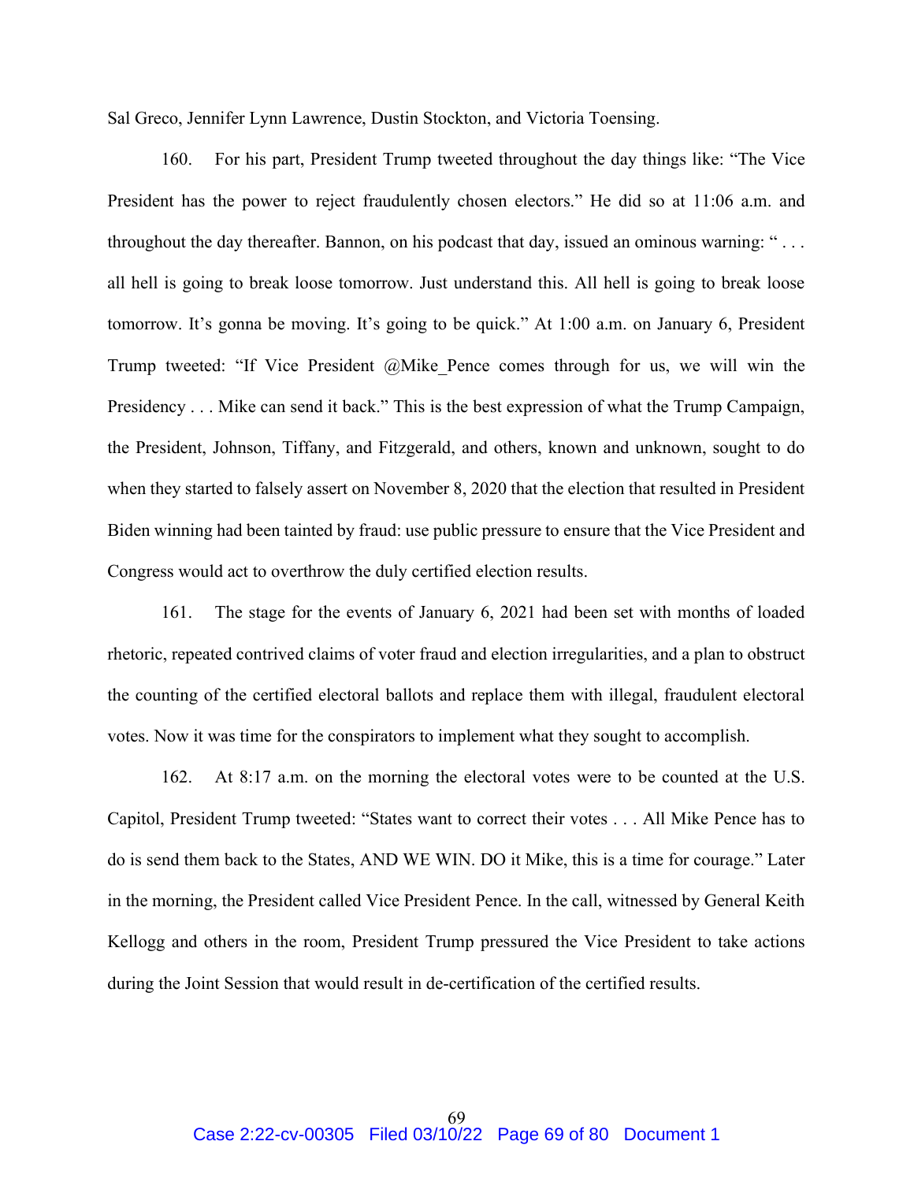Sal Greco, Jennifer Lynn Lawrence, Dustin Stockton, and Victoria Toensing.

160. For his part, President Trump tweeted throughout the day things like: "The Vice President has the power to reject fraudulently chosen electors." He did so at 11:06 a.m. and throughout the day thereafter. Bannon, on his podcast that day, issued an ominous warning: " . . . all hell is going to break loose tomorrow. Just understand this. All hell is going to break loose tomorrow. It's gonna be moving. It's going to be quick." At 1:00 a.m. on January 6, President Trump tweeted: "If Vice President @Mike_Pence comes through for us, we will win the Presidency . . . Mike can send it back." This is the best expression of what the Trump Campaign, the President, Johnson, Tiffany, and Fitzgerald, and others, known and unknown, sought to do when they started to falsely assert on November 8, 2020 that the election that resulted in President Biden winning had been tainted by fraud: use public pressure to ensure that the Vice President and Congress would act to overthrow the duly certified election results.

161. The stage for the events of January 6, 2021 had been set with months of loaded rhetoric, repeated contrived claims of voter fraud and election irregularities, and a plan to obstruct the counting of the certified electoral ballots and replace them with illegal, fraudulent electoral votes. Now it was time for the conspirators to implement what they sought to accomplish.

162. At 8:17 a.m. on the morning the electoral votes were to be counted at the U.S. Capitol, President Trump tweeted: "States want to correct their votes . . . All Mike Pence has to do is send them back to the States, AND WE WIN. DO it Mike, this is a time for courage." Later in the morning, the President called Vice President Pence. In the call, witnessed by General Keith Kellogg and others in the room, President Trump pressured the Vice President to take actions during the Joint Session that would result in de-certification of the certified results.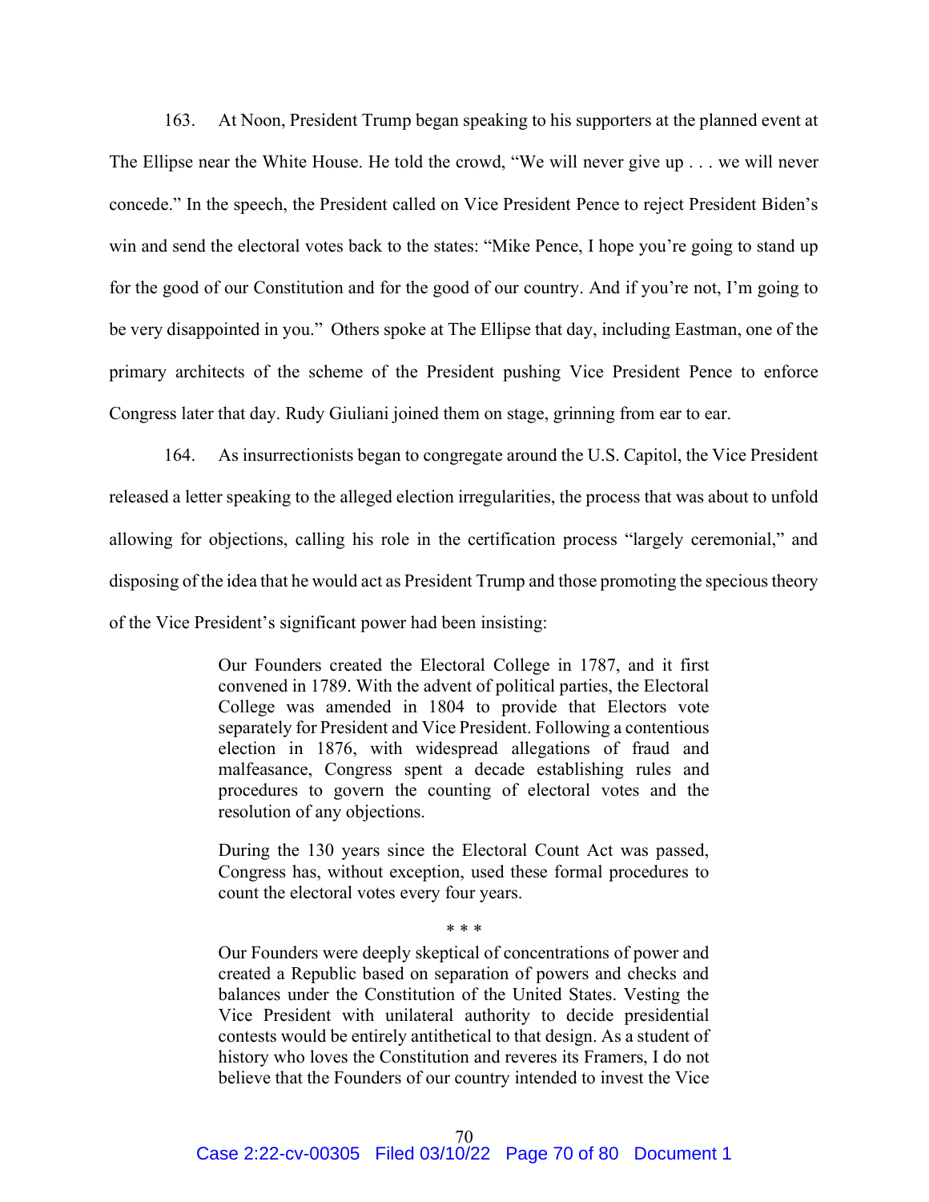163. At Noon, President Trump began speaking to his supporters at the planned event at The Ellipse near the White House. He told the crowd, "We will never give up . . . we will never concede." In the speech, the President called on Vice President Pence to reject President Biden's win and send the electoral votes back to the states: "Mike Pence, I hope you're going to stand up for the good of our Constitution and for the good of our country. And if you're not, I'm going to be very disappointed in you." Others spoke at The Ellipse that day, including Eastman, one of the primary architects of the scheme of the President pushing Vice President Pence to enforce Congress later that day. Rudy Giuliani joined them on stage, grinning from ear to ear.

164. As insurrectionists began to congregate around the U.S. Capitol, the Vice President released a letter speaking to the alleged election irregularities, the process that was about to unfold allowing for objections, calling his role in the certification process "largely ceremonial," and disposing of the idea that he would act as President Trump and those promoting the specious theory of the Vice President's significant power had been insisting:

> Our Founders created the Electoral College in 1787, and it first convened in 1789. With the advent of political parties, the Electoral College was amended in 1804 to provide that Electors vote separately for President and Vice President. Following a contentious election in 1876, with widespread allegations of fraud and malfeasance, Congress spent a decade establishing rules and procedures to govern the counting of electoral votes and the resolution of any objections.
>
> During the 130 years since the Electoral Count Act was passed, Congress has, without exception, used these formal procedures to count the electoral votes every four years.
>
> \* \* \*
>
> Our Founders were deeply skeptical of concentrations of power and created a Republic based on separation of powers and checks and balances under the Constitution of the United States. Vesting the Vice President with unilateral authority to decide presidential contests would be entirely antithetical to that design. As a student of history who loves the Constitution and reveres its Framers, I do not believe that the Founders of our country intended to invest the Vice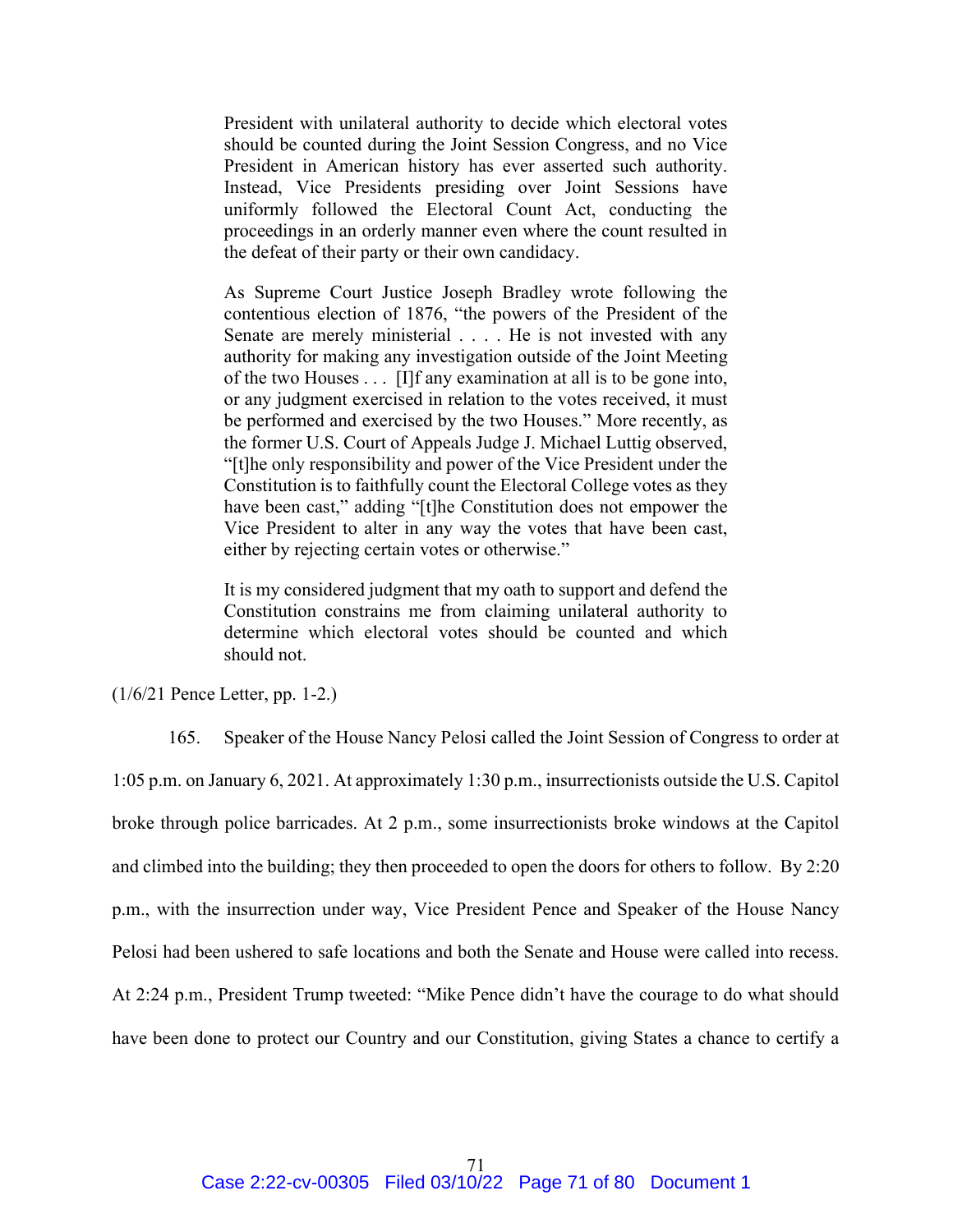> President with unilateral authority to decide which electoral votes should be counted during the Joint Session Congress, and no Vice President in American history has ever asserted such authority. Instead, Vice Presidents presiding over Joint Sessions have uniformly followed the Electoral Count Act, conducting the proceedings in an orderly manner even where the count resulted in the defeat of their party or their own candidacy.
>
> As Supreme Court Justice Joseph Bradley wrote following the contentious election of 1876, "the powers of the President of the Senate are merely ministerial . . . . He is not invested with any authority for making any investigation outside of the Joint Meeting of the two Houses . . . [I]f any examination at all is to be gone into, or any judgment exercised in relation to the votes received, it must be performed and exercised by the two Houses." More recently, as the former U.S. Court of Appeals Judge J. Michael Luttig observed, "[t]he only responsibility and power of the Vice President under the Constitution is to faithfully count the Electoral College votes as they have been cast," adding "[t]he Constitution does not empower the Vice President to alter in any way the votes that have been cast, either by rejecting certain votes or otherwise."
>
> It is my considered judgment that my oath to support and defend the Constitution constrains me from claiming unilateral authority to determine which electoral votes should be counted and which should not.

(1/6/21 Pence Letter, pp. 1-2.)

165. Speaker of the House Nancy Pelosi called the Joint Session of Congress to order at 1:05 p.m. on January 6, 2021. At approximately 1:30 p.m., insurrectionists outside the U.S. Capitol broke through police barricades. At 2 p.m., some insurrectionists broke windows at the Capitol and climbed into the building; they then proceeded to open the doors for others to follow. By 2:20 p.m., with the insurrection under way, Vice President Pence and Speaker of the House Nancy Pelosi had been ushered to safe locations and both the Senate and House were called into recess. At 2:24 p.m., President Trump tweeted: "Mike Pence didn't have the courage to do what should have been done to protect our Country and our Constitution, giving States a chance to certify a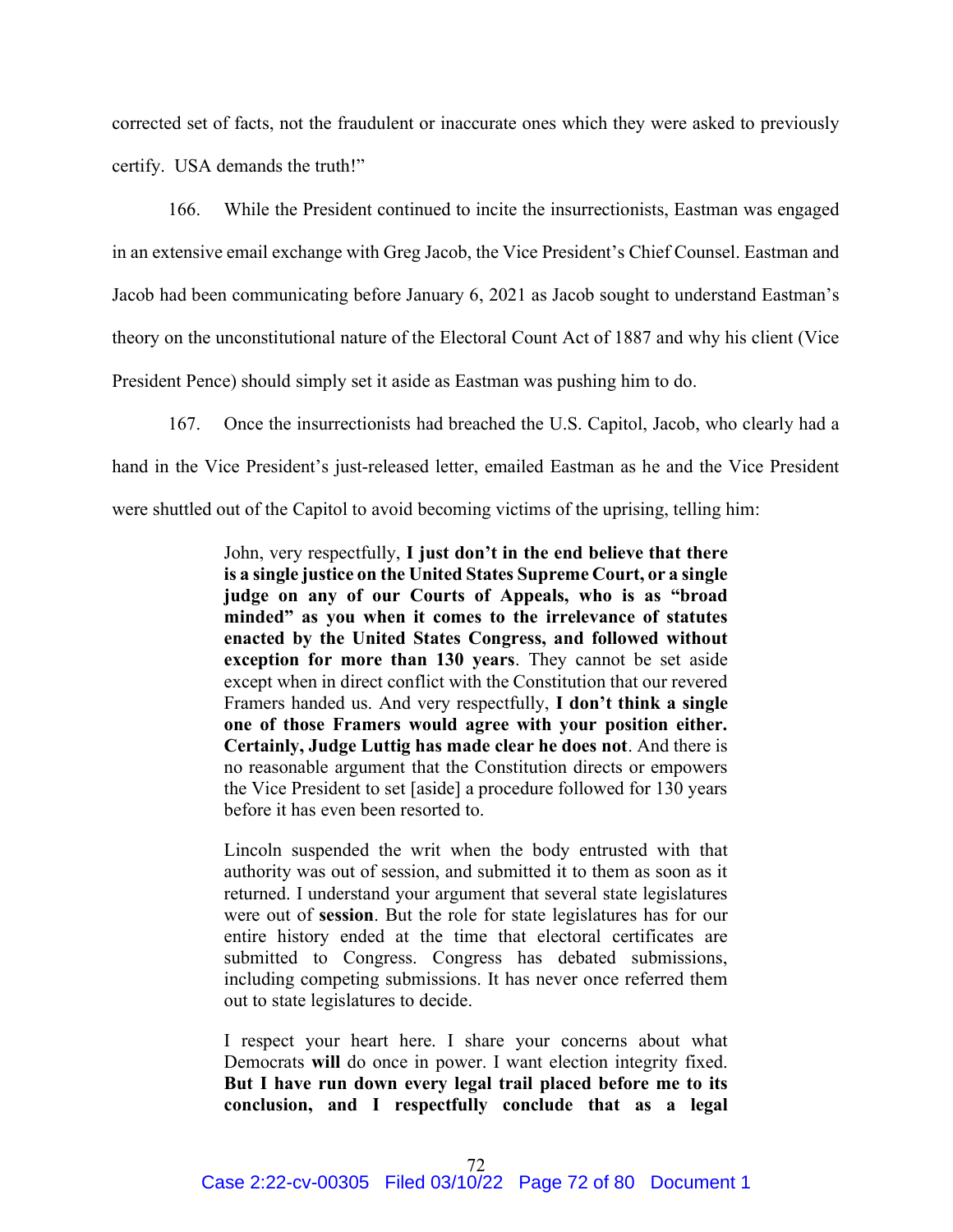corrected set of facts, not the fraudulent or inaccurate ones which they were asked to previously certify. USA demands the truth!"

166. While the President continued to incite the insurrectionists, Eastman was engaged in an extensive email exchange with Greg Jacob, the Vice President's Chief Counsel. Eastman and Jacob had been communicating before January 6, 2021 as Jacob sought to understand Eastman's theory on the unconstitutional nature of the Electoral Count Act of 1887 and why his client (Vice President Pence) should simply set it aside as Eastman was pushing him to do.

167. Once the insurrectionists had breached the U.S. Capitol, Jacob, who clearly had a hand in the Vice President's just-released letter, emailed Eastman as he and the Vice President were shuttled out of the Capitol to avoid becoming victims of the uprising, telling him:

> John, very respectfully, **I just don't in the end believe that there is a single justice on the United States Supreme Court, or a single judge on any of our Courts of Appeals, who is as "broad minded" as you when it comes to the irrelevance of statutes enacted by the United States Congress, and followed without exception for more than 130 years**. They cannot be set aside except when in direct conflict with the Constitution that our revered Framers handed us. And very respectfully, **I don't think a single one of those Framers would agree with your position either. Certainly, Judge Luttig has made clear he does not**. And there is no reasonable argument that the Constitution directs or empowers the Vice President to set [aside] a procedure followed for 130 years before it has even been resorted to.
>
> Lincoln suspended the writ when the body entrusted with that authority was out of session, and submitted it to them as soon as it returned. I understand your argument that several state legislatures were out of **session**. But the role for state legislatures has for our entire history ended at the time that electoral certificates are submitted to Congress. Congress has debated submissions, including competing submissions. It has never once referred them out to state legislatures to decide.
>
> I respect your heart here. I share your concerns about what Democrats **will** do once in power. I want election integrity fixed. **But I have run down every legal trail placed before me to its conclusion, and I respectfully conclude that as a legal**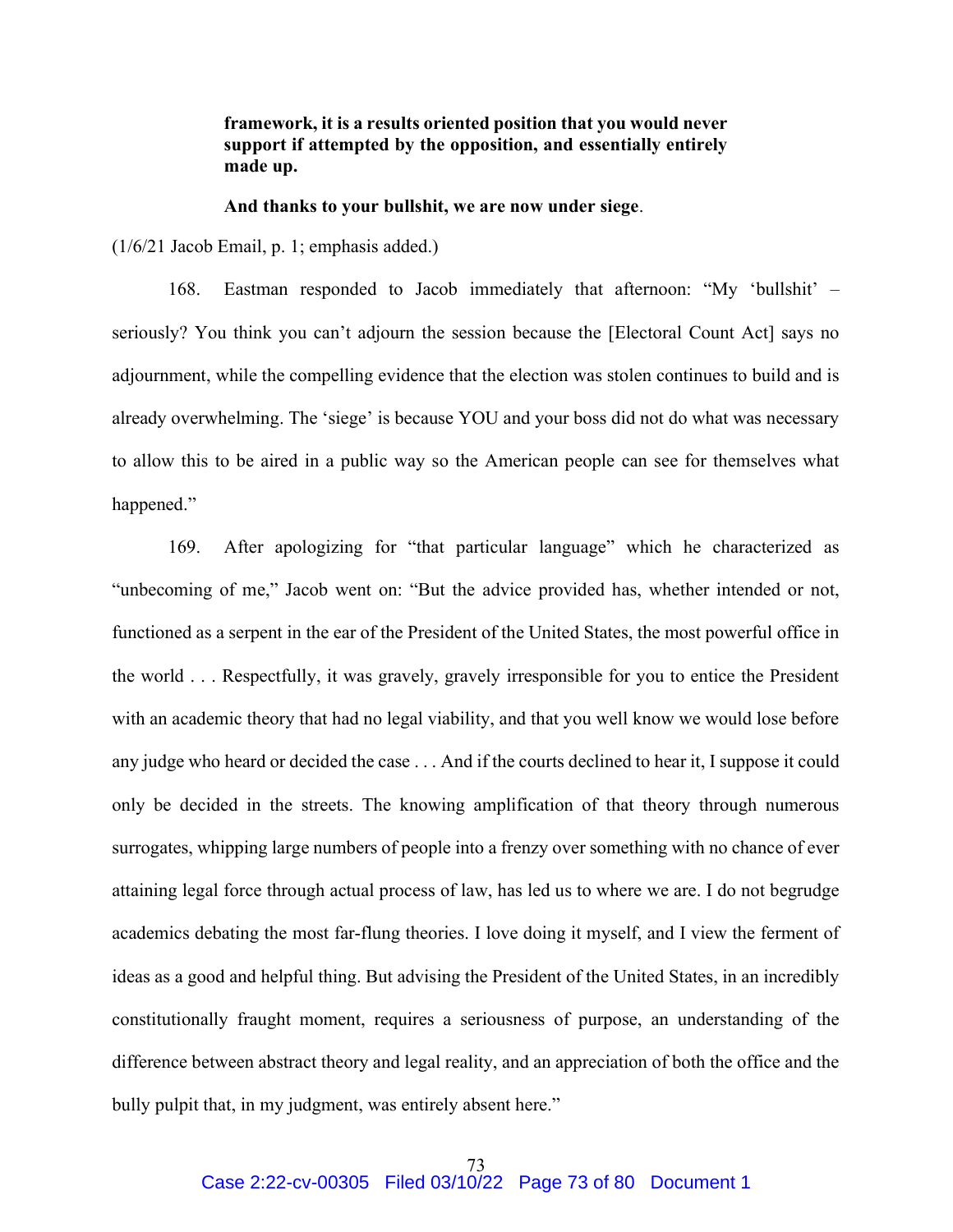> **framework, it is a results oriented position that you would never support if attempted by the opposition, and essentially entirely made up.**
>
> **And thanks to your bullshit, we are now under siege**.

(1/6/21 Jacob Email, p. 1; emphasis added.)

168. Eastman responded to Jacob immediately that afternoon: "My 'bullshit' – seriously? You think you can't adjourn the session because the [Electoral Count Act] says no adjournment, while the compelling evidence that the election was stolen continues to build and is already overwhelming. The 'siege' is because YOU and your boss did not do what was necessary to allow this to be aired in a public way so the American people can see for themselves what happened."

169. After apologizing for "that particular language" which he characterized as "unbecoming of me," Jacob went on: "But the advice provided has, whether intended or not, functioned as a serpent in the ear of the President of the United States, the most powerful office in the world . . . Respectfully, it was gravely, gravely irresponsible for you to entice the President with an academic theory that had no legal viability, and that you well know we would lose before any judge who heard or decided the case . . . And if the courts declined to hear it, I suppose it could only be decided in the streets. The knowing amplification of that theory through numerous surrogates, whipping large numbers of people into a frenzy over something with no chance of ever attaining legal force through actual process of law, has led us to where we are. I do not begrudge academics debating the most far-flung theories. I love doing it myself, and I view the ferment of ideas as a good and helpful thing. But advising the President of the United States, in an incredibly constitutionally fraught moment, requires a seriousness of purpose, an understanding of the difference between abstract theory and legal reality, and an appreciation of both the office and the bully pulpit that, in my judgment, was entirely absent here."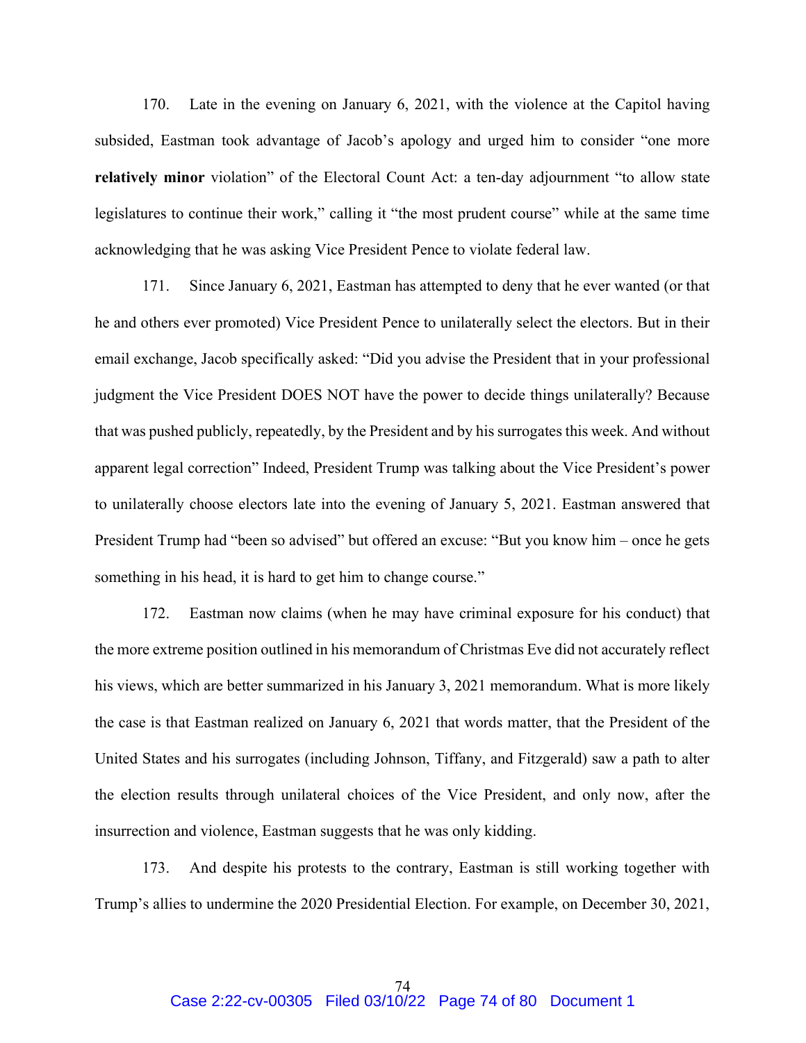170. Late in the evening on January 6, 2021, with the violence at the Capitol having subsided, Eastman took advantage of Jacob's apology and urged him to consider "one more **relatively minor** violation" of the Electoral Count Act: a ten-day adjournment "to allow state legislatures to continue their work," calling it "the most prudent course" while at the same time acknowledging that he was asking Vice President Pence to violate federal law.

171. Since January 6, 2021, Eastman has attempted to deny that he ever wanted (or that he and others ever promoted) Vice President Pence to unilaterally select the electors. But in their email exchange, Jacob specifically asked: "Did you advise the President that in your professional judgment the Vice President DOES NOT have the power to decide things unilaterally? Because that was pushed publicly, repeatedly, by the President and by his surrogates this week. And without apparent legal correction" Indeed, President Trump was talking about the Vice President's power to unilaterally choose electors late into the evening of January 5, 2021. Eastman answered that President Trump had "been so advised" but offered an excuse: "But you know him – once he gets something in his head, it is hard to get him to change course."

172. Eastman now claims (when he may have criminal exposure for his conduct) that the more extreme position outlined in his memorandum of Christmas Eve did not accurately reflect his views, which are better summarized in his January 3, 2021 memorandum. What is more likely the case is that Eastman realized on January 6, 2021 that words matter, that the President of the United States and his surrogates (including Johnson, Tiffany, and Fitzgerald) saw a path to alter the election results through unilateral choices of the Vice President, and only now, after the insurrection and violence, Eastman suggests that he was only kidding.

173. And despite his protests to the contrary, Eastman is still working together with Trump's allies to undermine the 2020 Presidential Election. For example, on December 30, 2021,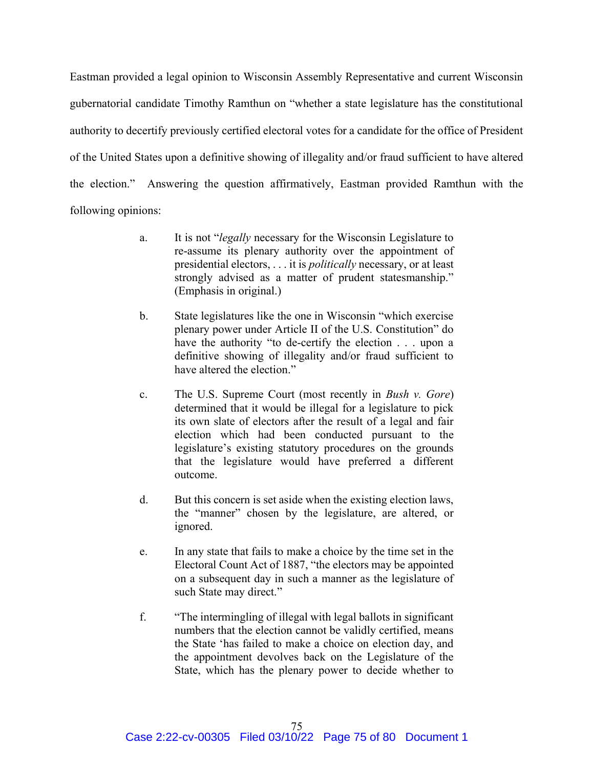Eastman provided a legal opinion to Wisconsin Assembly Representative and current Wisconsin gubernatorial candidate Timothy Ramthun on "whether a state legislature has the constitutional authority to decertify previously certified electoral votes for a candidate for the office of President of the United States upon a definitive showing of illegality and/or fraud sufficient to have altered the election." Answering the question affirmatively, Eastman provided Ramthun with the following opinions:

> a. It is not "*legally* necessary for the Wisconsin Legislature to re-assume its plenary authority over the appointment of presidential electors, . . . it is *politically* necessary, or at least strongly advised as a matter of prudent statesmanship." (Emphasis in original.)
>
> b. State legislatures like the one in Wisconsin "which exercise plenary power under Article II of the U.S. Constitution" do have the authority "to de-certify the election . . . upon a definitive showing of illegality and/or fraud sufficient to have altered the election."
>
> c. The U.S. Supreme Court (most recently in *Bush v. Gore*) determined that it would be illegal for a legislature to pick its own slate of electors after the result of a legal and fair election which had been conducted pursuant to the legislature's existing statutory procedures on the grounds that the legislature would have preferred a different outcome.
>
> d. But this concern is set aside when the existing election laws, the "manner" chosen by the legislature, are altered, or ignored.
>
> e. In any state that fails to make a choice by the time set in the Electoral Count Act of 1887, "the electors may be appointed on a subsequent day in such a manner as the legislature of such State may direct."
>
> f. "The intermingling of illegal with legal ballots in significant numbers that the election cannot be validly certified, means the State 'has failed to make a choice on election day, and the appointment devolves back on the Legislature of the State, which has the plenary power to decide whether to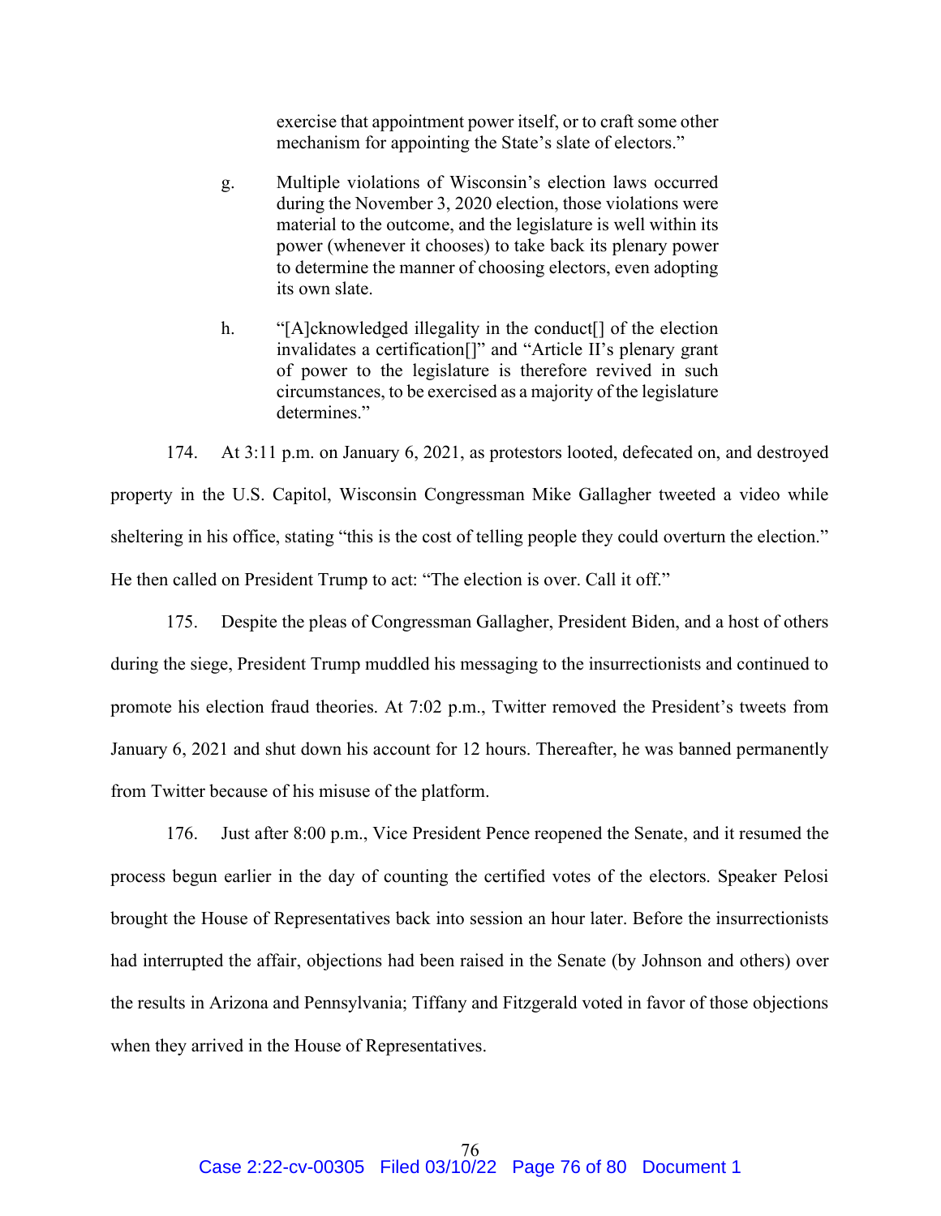exercise that appointment power itself, or to craft some other mechanism for appointing the State's slate of electors."

g. Multiple violations of Wisconsin's election laws occurred during the November 3, 2020 election, those violations were material to the outcome, and the legislature is well within its power (whenever it chooses) to take back its plenary power to determine the manner of choosing electors, even adopting its own slate.

h. "[A]cknowledged illegality in the conduct[] of the election invalidates a certification[]" and "Article II's plenary grant of power to the legislature is therefore revived in such circumstances, to be exercised as a majority of the legislature determines."

174. At 3:11 p.m. on January 6, 2021, as protestors looted, defecated on, and destroyed property in the U.S. Capitol, Wisconsin Congressman Mike Gallagher tweeted a video while sheltering in his office, stating "this is the cost of telling people they could overturn the election." He then called on President Trump to act: "The election is over. Call it off."

175. Despite the pleas of Congressman Gallagher, President Biden, and a host of others during the siege, President Trump muddled his messaging to the insurrectionists and continued to promote his election fraud theories. At 7:02 p.m., Twitter removed the President's tweets from January 6, 2021 and shut down his account for 12 hours. Thereafter, he was banned permanently from Twitter because of his misuse of the platform.

176. Just after 8:00 p.m., Vice President Pence reopened the Senate, and it resumed the process begun earlier in the day of counting the certified votes of the electors. Speaker Pelosi brought the House of Representatives back into session an hour later. Before the insurrectionists had interrupted the affair, objections had been raised in the Senate (by Johnson and others) over the results in Arizona and Pennsylvania; Tiffany and Fitzgerald voted in favor of those objections when they arrived in the House of Representatives.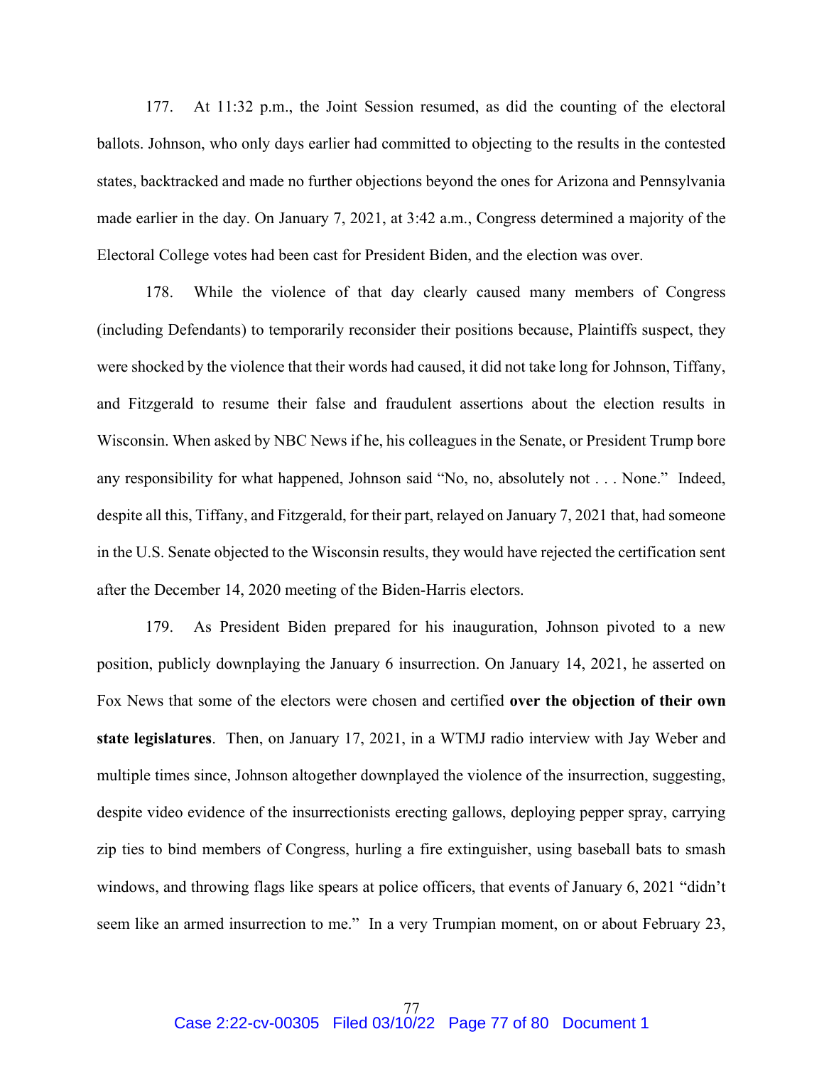177. At 11:32 p.m., the Joint Session resumed, as did the counting of the electoral ballots. Johnson, who only days earlier had committed to objecting to the results in the contested states, backtracked and made no further objections beyond the ones for Arizona and Pennsylvania made earlier in the day. On January 7, 2021, at 3:42 a.m., Congress determined a majority of the Electoral College votes had been cast for President Biden, and the election was over.

178. While the violence of that day clearly caused many members of Congress (including Defendants) to temporarily reconsider their positions because, Plaintiffs suspect, they were shocked by the violence that their words had caused, it did not take long for Johnson, Tiffany, and Fitzgerald to resume their false and fraudulent assertions about the election results in Wisconsin. When asked by NBC News if he, his colleagues in the Senate, or President Trump bore any responsibility for what happened, Johnson said "No, no, absolutely not . . . None." Indeed, despite all this, Tiffany, and Fitzgerald, for their part, relayed on January 7, 2021 that, had someone in the U.S. Senate objected to the Wisconsin results, they would have rejected the certification sent after the December 14, 2020 meeting of the Biden-Harris electors.

179. As President Biden prepared for his inauguration, Johnson pivoted to a new position, publicly downplaying the January 6 insurrection. On January 14, 2021, he asserted on Fox News that some of the electors were chosen and certified **over the objection of their own state legislatures**. Then, on January 17, 2021, in a WTMJ radio interview with Jay Weber and multiple times since, Johnson altogether downplayed the violence of the insurrection, suggesting, despite video evidence of the insurrectionists erecting gallows, deploying pepper spray, carrying zip ties to bind members of Congress, hurling a fire extinguisher, using baseball bats to smash windows, and throwing flags like spears at police officers, that events of January 6, 2021 "didn't seem like an armed insurrection to me." In a very Trumpian moment, on or about February 23,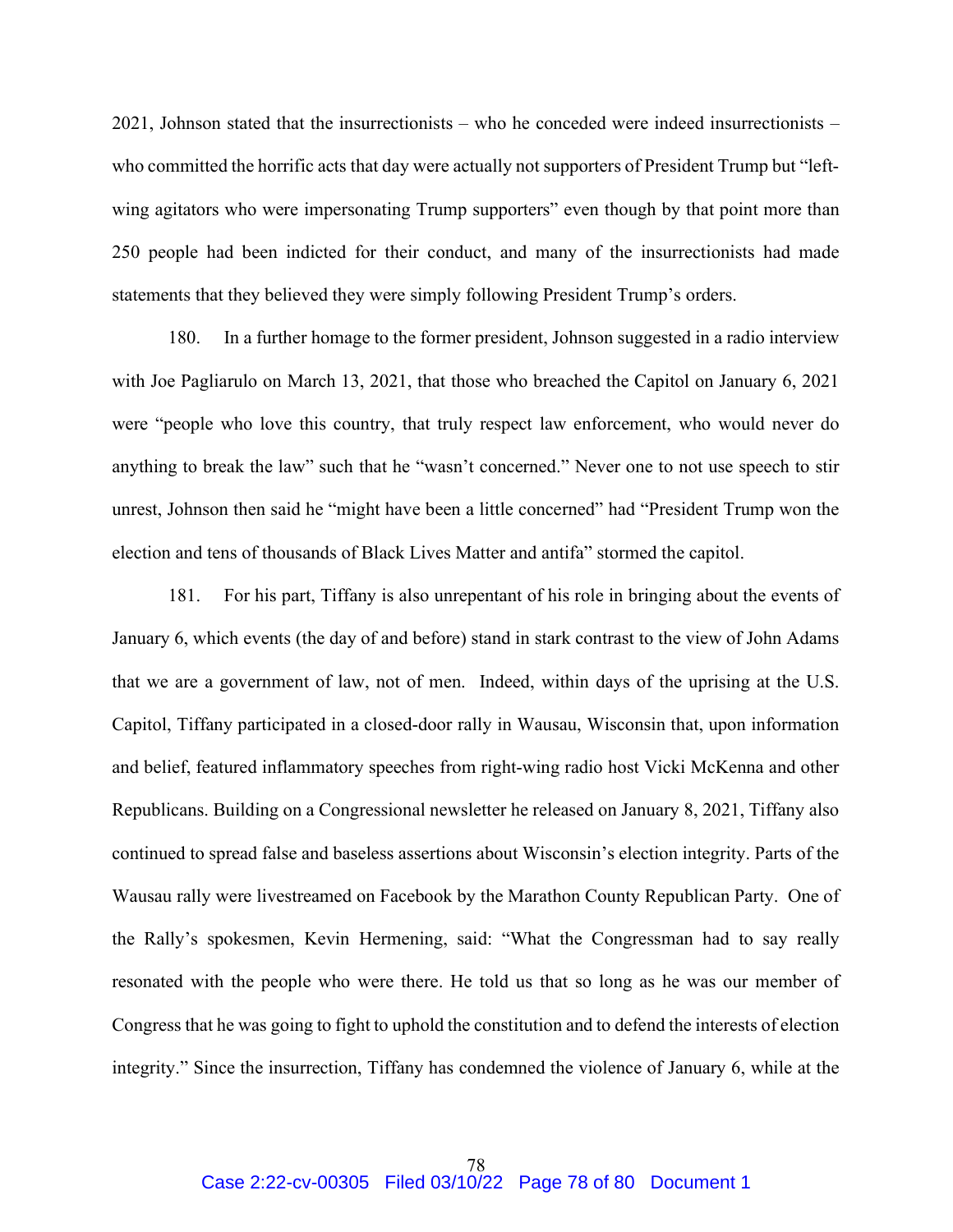2021, Johnson stated that the insurrectionists – who he conceded were indeed insurrectionists – who committed the horrific acts that day were actually not supporters of President Trump but "left-wing agitators who were impersonating Trump supporters" even though by that point more than 250 people had been indicted for their conduct, and many of the insurrectionists had made statements that they believed they were simply following President Trump's orders.

180. In a further homage to the former president, Johnson suggested in a radio interview with Joe Pagliarulo on March 13, 2021, that those who breached the Capitol on January 6, 2021 were "people who love this country, that truly respect law enforcement, who would never do anything to break the law" such that he "wasn't concerned." Never one to not use speech to stir unrest, Johnson then said he "might have been a little concerned" had "President Trump won the election and tens of thousands of Black Lives Matter and antifa" stormed the capitol.

181. For his part, Tiffany is also unrepentant of his role in bringing about the events of January 6, which events (the day of and before) stand in stark contrast to the view of John Adams that we are a government of law, not of men. Indeed, within days of the uprising at the U.S. Capitol, Tiffany participated in a closed-door rally in Wausau, Wisconsin that, upon information and belief, featured inflammatory speeches from right-wing radio host Vicki McKenna and other Republicans. Building on a Congressional newsletter he released on January 8, 2021, Tiffany also continued to spread false and baseless assertions about Wisconsin's election integrity. Parts of the Wausau rally were livestreamed on Facebook by the Marathon County Republican Party. One of the Rally's spokesmen, Kevin Hermening, said: "What the Congressman had to say really resonated with the people who were there. He told us that so long as he was our member of Congress that he was going to fight to uphold the constitution and to defend the interests of election integrity." Since the insurrection, Tiffany has condemned the violence of January 6, while at the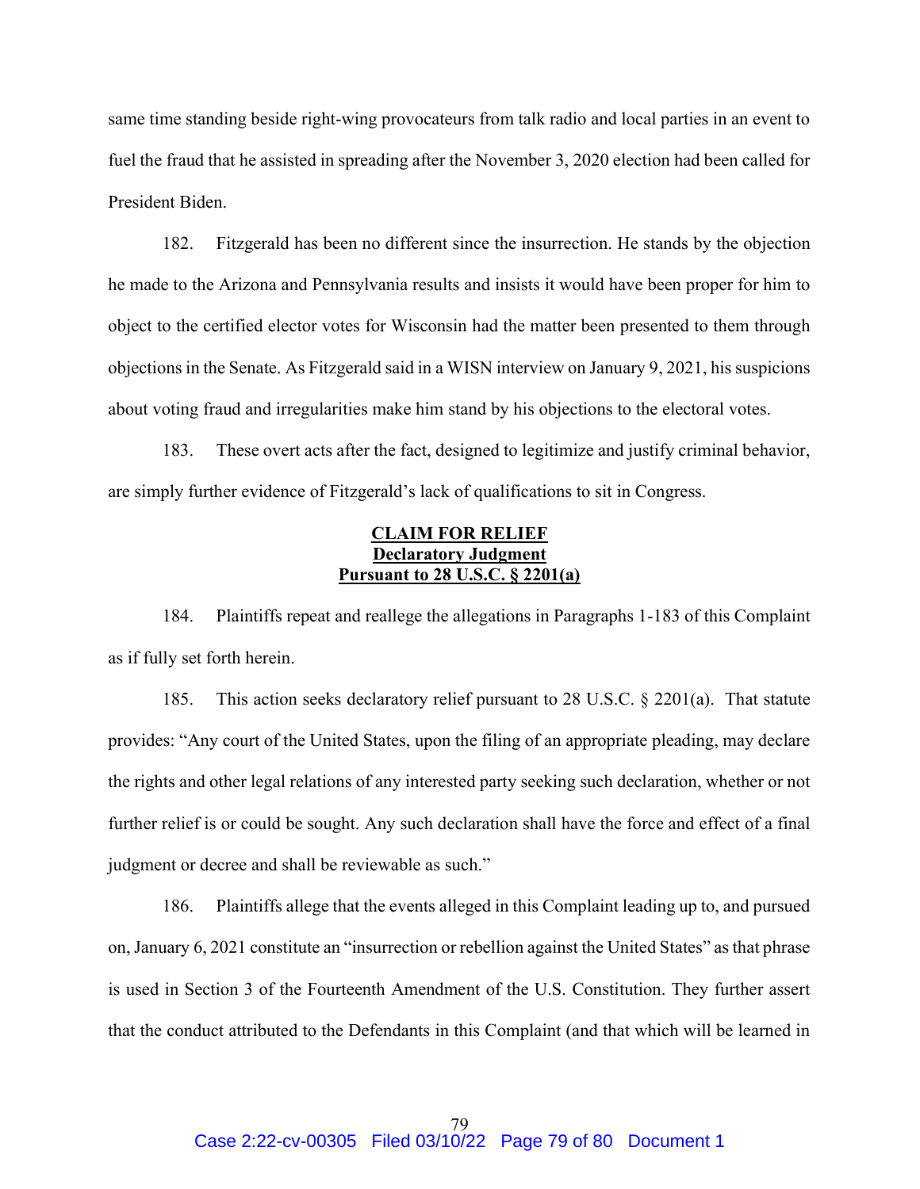same time standing beside right-wing provocateurs from talk radio and local parties in an event to fuel the fraud that he assisted in spreading after the November 3, 2020 election had been called for President Biden.

182. Fitzgerald has been no different since the insurrection. He stands by the objection he made to the Arizona and Pennsylvania results and insists it would have been proper for him to object to the certified elector votes for Wisconsin had the matter been presented to them through objections in the Senate. As Fitzgerald said in a WISN interview on January 9, 2021, his suspicions about voting fraud and irregularities make him stand by his objections to the electoral votes.

183. These overt acts after the fact, designed to legitimize and justify criminal behavior, are simply further evidence of Fitzgerald's lack of qualifications to sit in Congress.

**CLAIM FOR RELIEF**
**Declaratory Judgment**
**Pursuant to 28 U.S.C. § 2201(a)**

184. Plaintiffs repeat and reallege the allegations in Paragraphs 1-183 of this Complaint as if fully set forth herein.

185. This action seeks declaratory relief pursuant to 28 U.S.C. § 2201(a). That statute provides: "Any court of the United States, upon the filing of an appropriate pleading, may declare the rights and other legal relations of any interested party seeking such declaration, whether or not further relief is or could be sought. Any such declaration shall have the force and effect of a final judgment or decree and shall be reviewable as such."

186. Plaintiffs allege that the events alleged in this Complaint leading up to, and pursued on, January 6, 2021 constitute an "insurrection or rebellion against the United States" as that phrase is used in Section 3 of the Fourteenth Amendment of the U.S. Constitution. They further assert that the conduct attributed to the Defendants in this Complaint (and that which will be learned in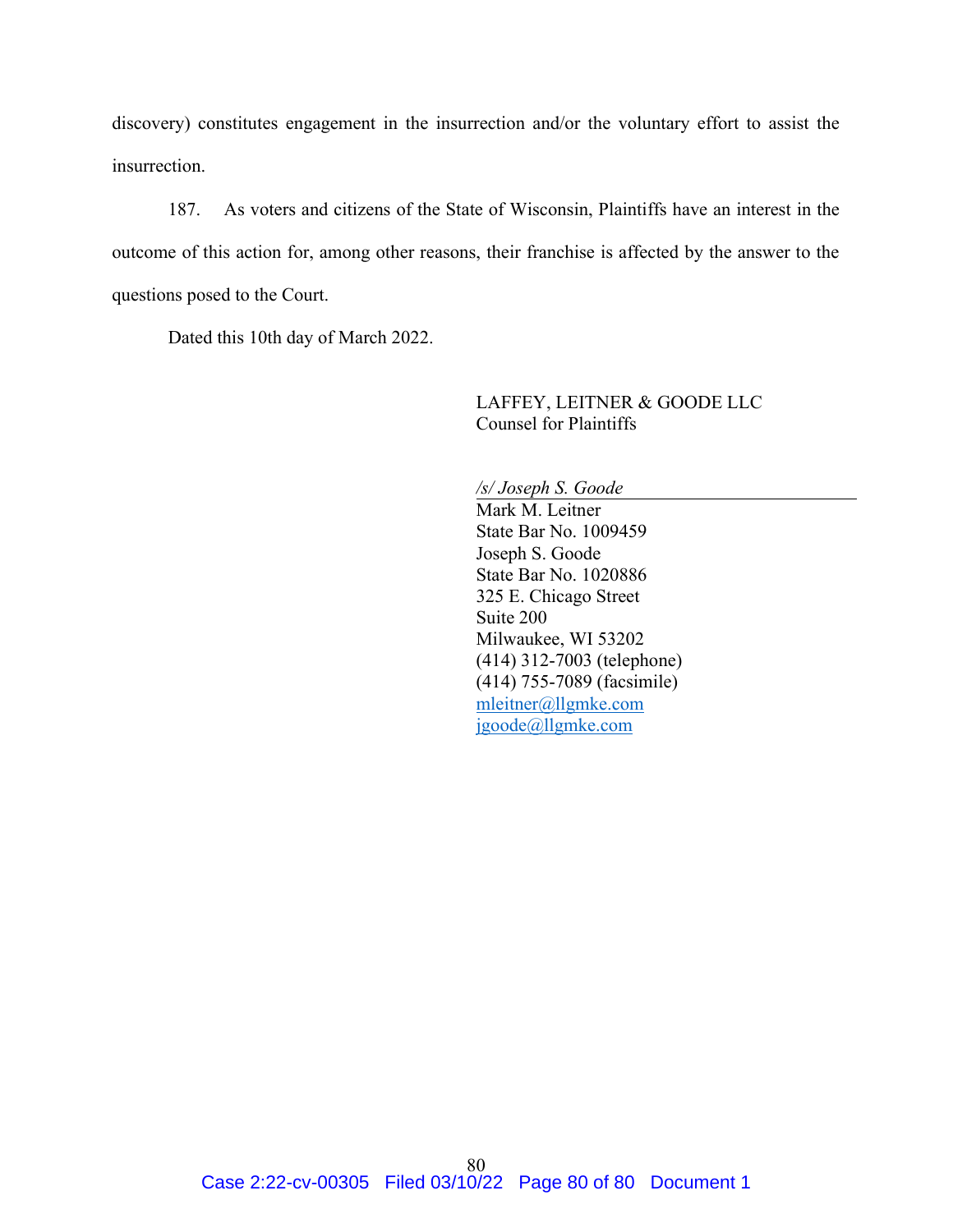discovery) constitutes engagement in the insurrection and/or the voluntary effort to assist the insurrection.

187. As voters and citizens of the State of Wisconsin, Plaintiffs have an interest in the outcome of this action for, among other reasons, their franchise is affected by the answer to the questions posed to the Court.

Dated this 10th day of March 2022.

LAFFEY, LEITNER & GOODE LLC
Counsel for Plaintiffs

*/s/ Joseph S. Goode*
Mark M. Leitner
State Bar No. 1009459
Joseph S. Goode
State Bar No. 1020886
325 E. Chicago Street
Suite 200
Milwaukee, WI 53202
(414) 312-7003 (telephone)
(414) 755-7089 (facsimile)
mleitner@llgmke.com
jgoode@llgmke.com